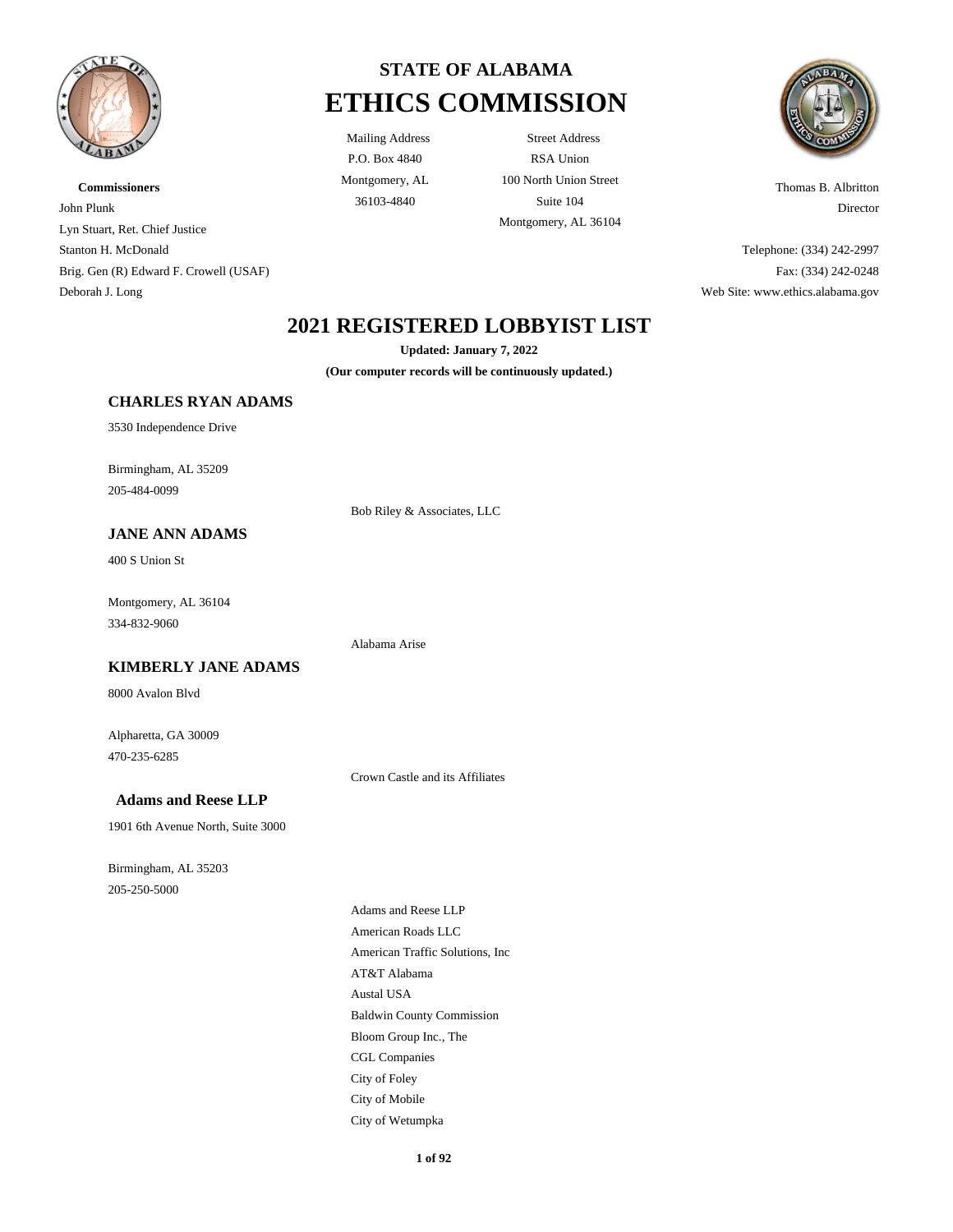# STATE OF ALABAMA
# ETHICS COMMISSION

Mailing Address
P.O. Box 4840
Montgomery, AL
36103-4840

Street Address
RSA Union
100 North Union Street
Suite 104
Montgomery, AL 36104

**Commissioners**
John Plunk
Lyn Stuart, Ret. Chief Justice
Stanton H. McDonald
Brig. Gen (R) Edward F. Crowell (USAF)
Deborah J. Long

Thomas B. Albritton
Director

Telephone: (334) 242-2997
Fax: (334) 242-0248
Web Site: www.ethics.alabama.gov

## 2021 REGISTERED LOBBYIST LIST

**Updated: January 7, 2022**

**(Our computer records will be continuously updated.)**

### CHARLES RYAN ADAMS

3530 Independence Drive

Birmingham, AL 35209
205-484-0099

Bob Riley & Associates, LLC

### JANE ANN ADAMS

400 S Union St

Montgomery, AL 36104
334-832-9060

Alabama Arise

### KIMBERLY JANE ADAMS

8000 Avalon Blvd

Alpharetta, GA 30009
470-235-6285

Crown Castle and its Affiliates

### Adams and Reese LLP

1901 6th Avenue North, Suite 3000

Birmingham, AL 35203
205-250-5000

Adams and Reese LLP
American Roads LLC
American Traffic Solutions, Inc
AT&T Alabama
Austal USA
Baldwin County Commission
Bloom Group Inc., The
CGL Companies
City of Foley
City of Mobile
City of Wetumpka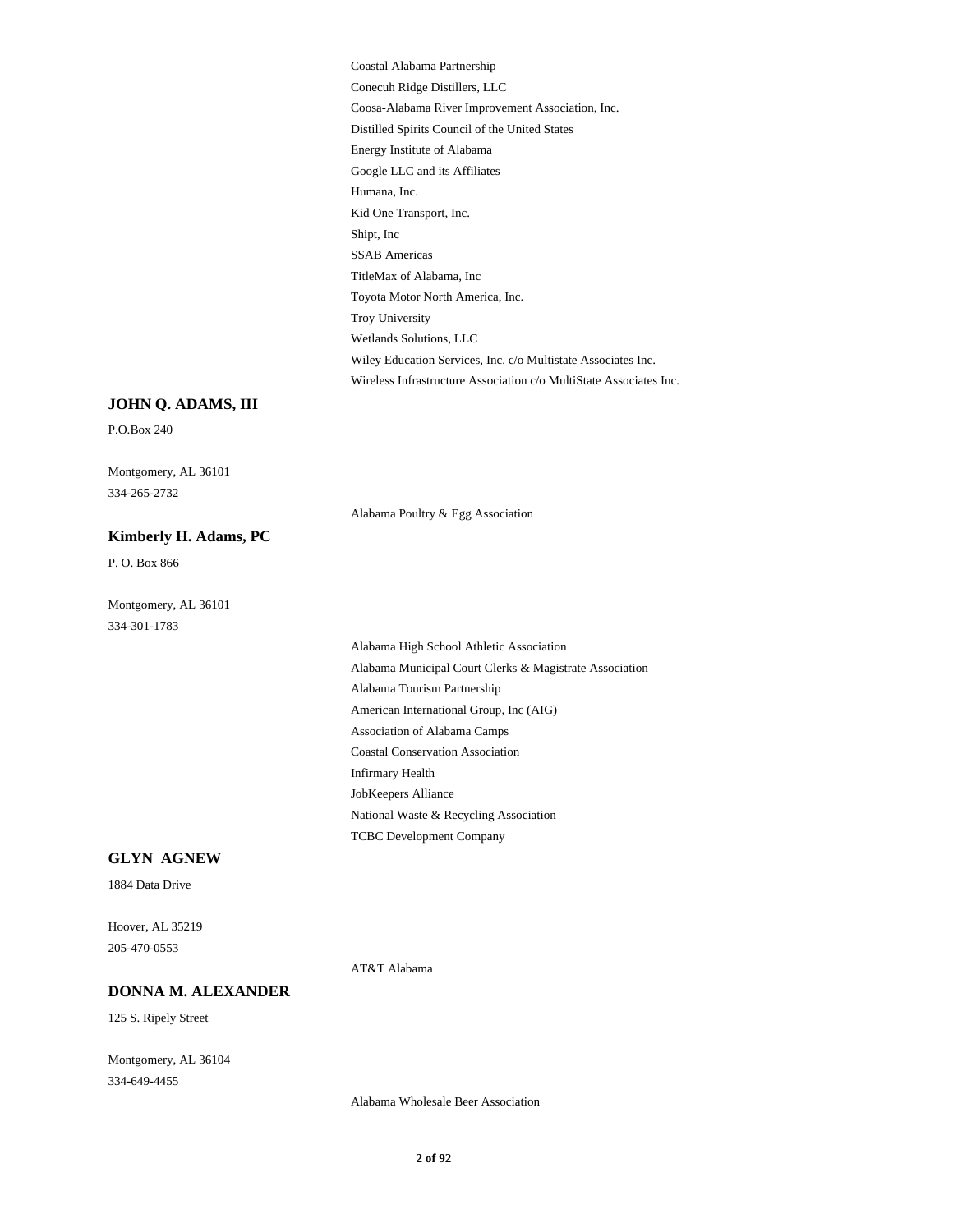Coastal Alabama Partnership
Conecuh Ridge Distillers, LLC
Coosa-Alabama River Improvement Association, Inc.
Distilled Spirits Council of the United States
Energy Institute of Alabama
Google LLC and its Affiliates
Humana, Inc.
Kid One Transport, Inc.
Shipt, Inc
SSAB Americas
TitleMax of Alabama, Inc
Toyota Motor North America, Inc.
Troy University
Wetlands Solutions, LLC
Wiley Education Services, Inc. c/o Multistate Associates Inc.
Wireless Infrastructure Association c/o MultiState Associates Inc.

**JOHN Q. ADAMS, III**

P.O.Box 240

Montgomery, AL 36101
334-265-2732

Alabama Poultry & Egg Association

**Kimberly H. Adams, PC**

P. O. Box 866

Montgomery, AL 36101
334-301-1783

Alabama High School Athletic Association
Alabama Municipal Court Clerks & Magistrate Association
Alabama Tourism Partnership
American International Group, Inc (AIG)
Association of Alabama Camps
Coastal Conservation Association
Infirmary Health
JobKeepers Alliance
National Waste & Recycling Association
TCBC Development Company

**GLYN AGNEW**

1884 Data Drive

Hoover, AL 35219
205-470-0553

AT&T Alabama

**DONNA M. ALEXANDER**

125 S. Ripely Street

Montgomery, AL 36104
334-649-4455

Alabama Wholesale Beer Association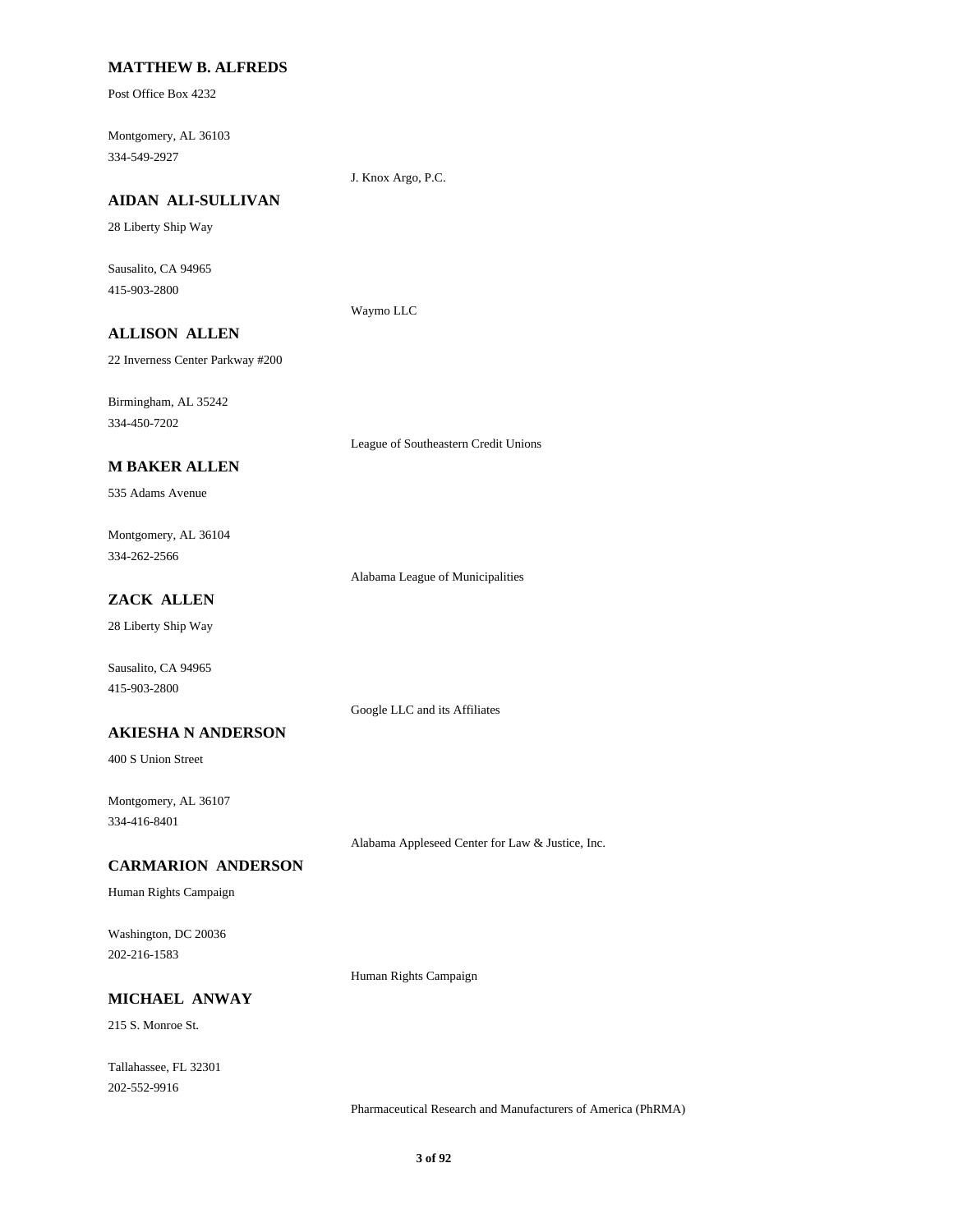**MATTHEW B. ALFREDS**

Post Office Box 4232

Montgomery, AL 36103
334-549-2927

J. Knox Argo, P.C.

**AIDAN ALI-SULLIVAN**

28 Liberty Ship Way

Sausalito, CA 94965
415-903-2800

Waymo LLC

**ALLISON ALLEN**

22 Inverness Center Parkway #200

Birmingham, AL 35242
334-450-7202

League of Southeastern Credit Unions

**M BAKER ALLEN**

535 Adams Avenue

Montgomery, AL 36104
334-262-2566

Alabama League of Municipalities

**ZACK ALLEN**

28 Liberty Ship Way

Sausalito, CA 94965
415-903-2800

Google LLC and its Affiliates

**AKIESHA N ANDERSON**

400 S Union Street

Montgomery, AL 36107
334-416-8401

Alabama Appleseed Center for Law & Justice, Inc.

**CARMARION ANDERSON**

Human Rights Campaign

Washington, DC 20036
202-216-1583

Human Rights Campaign

**MICHAEL ANWAY**

215 S. Monroe St.

Tallahassee, FL 32301
202-552-9916

Pharmaceutical Research and Manufacturers of America (PhRMA)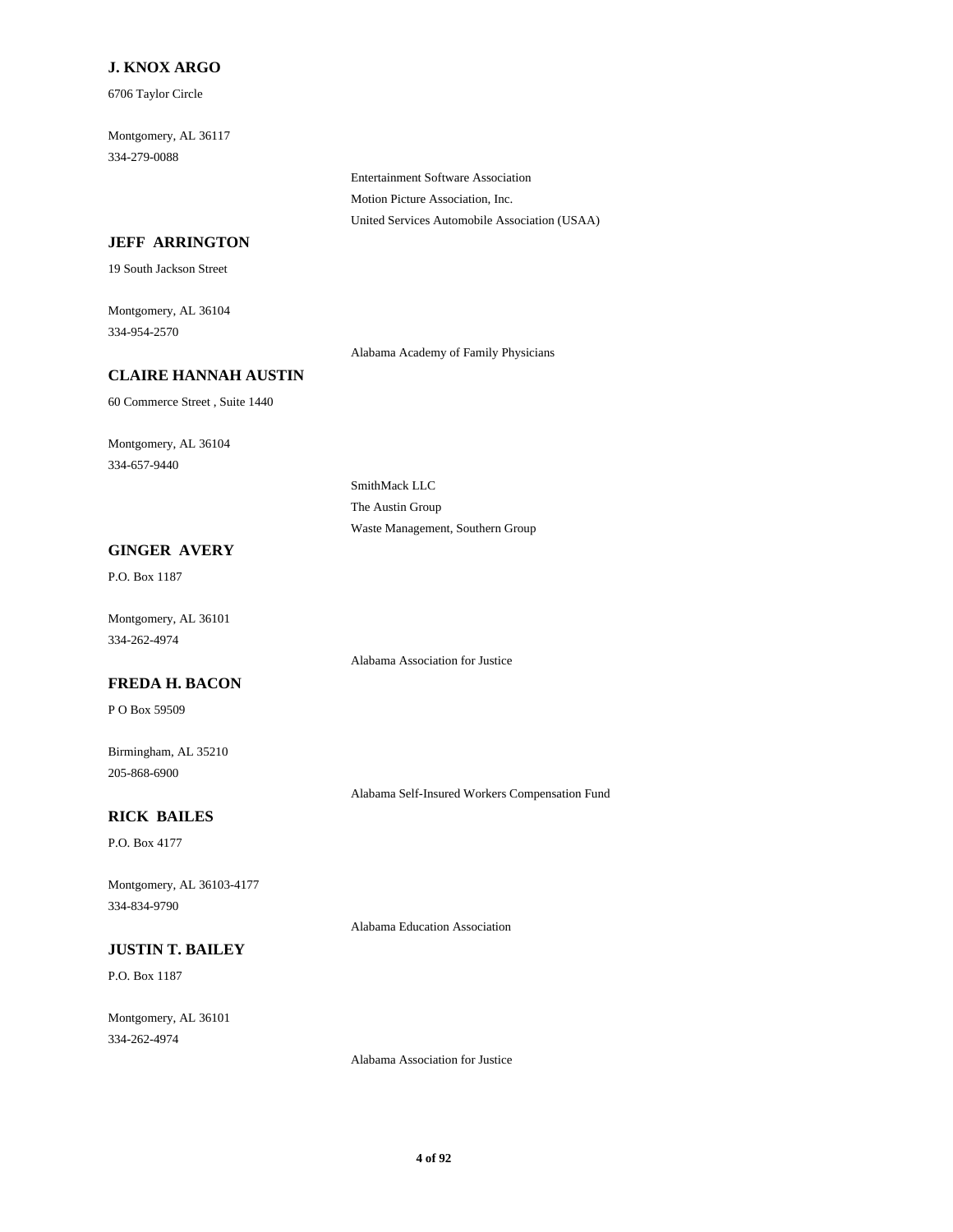**J. KNOX ARGO**

6706 Taylor Circle

Montgomery, AL 36117
334-279-0088

Entertainment Software Association
Motion Picture Association, Inc.
United Services Automobile Association (USAA)

**JEFF ARRINGTON**

19 South Jackson Street

Montgomery, AL 36104
334-954-2570

Alabama Academy of Family Physicians

**CLAIRE HANNAH AUSTIN**

60 Commerce Street , Suite 1440

Montgomery, AL 36104
334-657-9440

SmithMack LLC
The Austin Group
Waste Management, Southern Group

**GINGER AVERY**

P.O. Box 1187

Montgomery, AL 36101
334-262-4974

Alabama Association for Justice

**FREDA H. BACON**

P O Box 59509

Birmingham, AL 35210
205-868-6900

Alabama Self-Insured Workers Compensation Fund

**RICK BAILES**

P.O. Box 4177

Montgomery, AL 36103-4177
334-834-9790

Alabama Education Association

**JUSTIN T. BAILEY**

P.O. Box 1187

Montgomery, AL 36101
334-262-4974

Alabama Association for Justice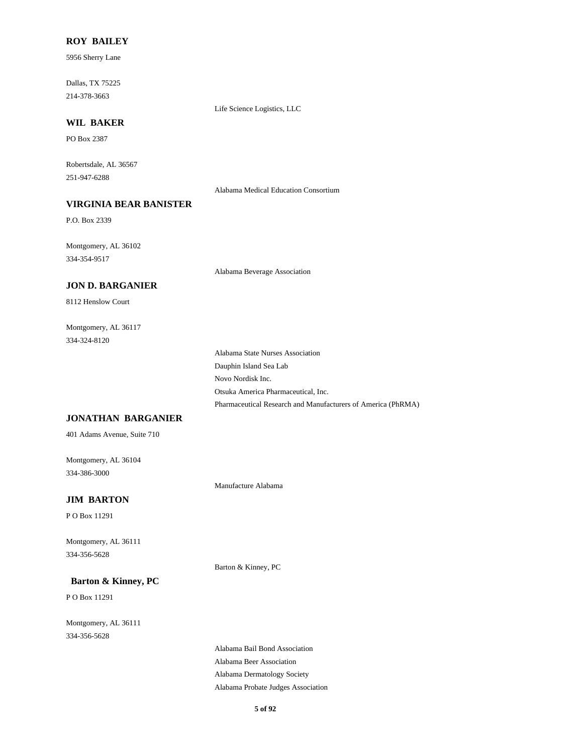**ROY BAILEY**

5956 Sherry Lane

Dallas, TX 75225
214-378-3663

Life Science Logistics, LLC

**WIL BAKER**

PO Box 2387

Robertsdale, AL 36567
251-947-6288

Alabama Medical Education Consortium

**VIRGINIA BEAR BANISTER**

P.O. Box 2339

Montgomery, AL 36102
334-354-9517

Alabama Beverage Association

**JON D. BARGANIER**

8112 Henslow Court

Montgomery, AL 36117
334-324-8120

Alabama State Nurses Association
Dauphin Island Sea Lab
Novo Nordisk Inc.
Otsuka America Pharmaceutical, Inc.
Pharmaceutical Research and Manufacturers of America (PhRMA)

**JONATHAN BARGANIER**

401 Adams Avenue, Suite 710

Montgomery, AL 36104
334-386-3000

Manufacture Alabama

**JIM BARTON**

P O Box 11291

Montgomery, AL 36111
334-356-5628

Barton & Kinney, PC

**Barton & Kinney, PC**

P O Box 11291

Montgomery, AL 36111
334-356-5628

Alabama Bail Bond Association
Alabama Beer Association
Alabama Dermatology Society
Alabama Probate Judges Association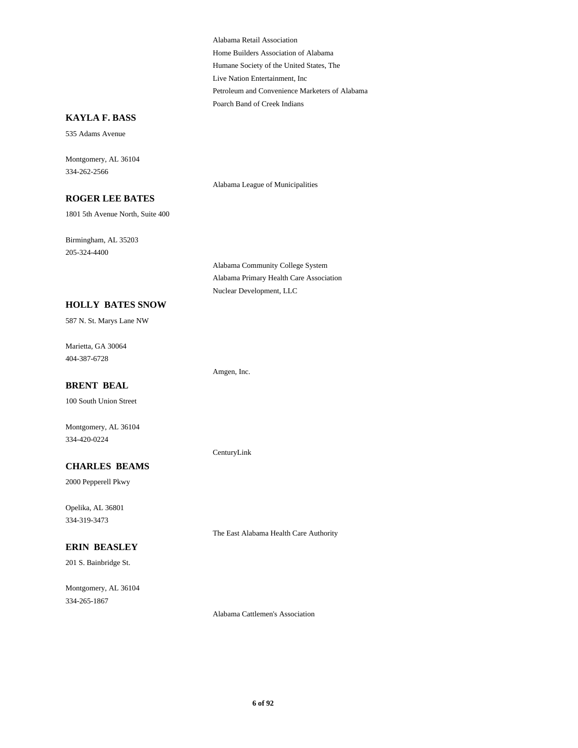Alabama Retail Association
Home Builders Association of Alabama
Humane Society of the United States, The
Live Nation Entertainment, Inc
Petroleum and Convenience Marketers of Alabama
Poarch Band of Creek Indians

**KAYLA F. BASS**

535 Adams Avenue

Montgomery, AL 36104
334-262-2566

Alabama League of Municipalities

**ROGER LEE BATES**

1801 5th Avenue North, Suite 400

Birmingham, AL 35203
205-324-4400

Alabama Community College System
Alabama Primary Health Care Association
Nuclear Development, LLC

**HOLLY BATES SNOW**

587 N. St. Marys Lane NW

Marietta, GA 30064
404-387-6728

Amgen, Inc.

**BRENT BEAL**

100 South Union Street

Montgomery, AL 36104
334-420-0224

CenturyLink

**CHARLES BEAMS**

2000 Pepperell Pkwy

Opelika, AL 36801
334-319-3473

The East Alabama Health Care Authority

**ERIN BEASLEY**

201 S. Bainbridge St.

Montgomery, AL 36104
334-265-1867

Alabama Cattlemen's Association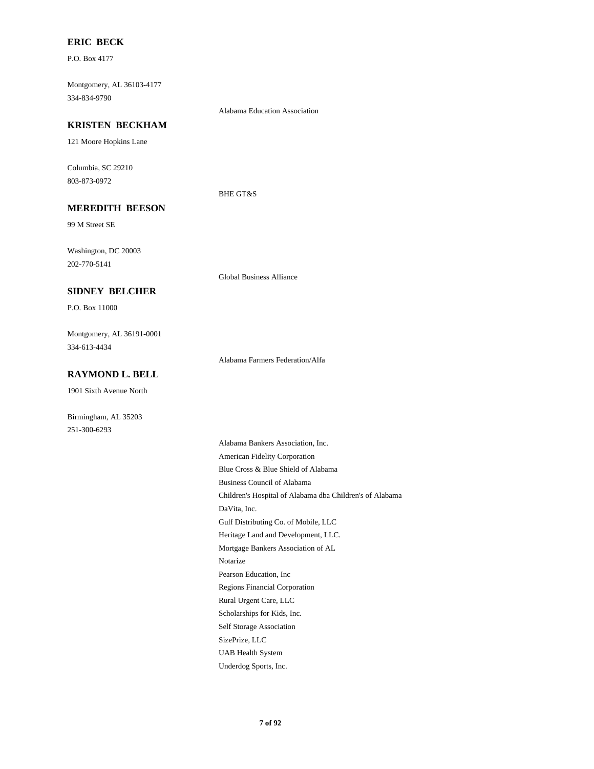**ERIC BECK**

P.O. Box 4177

Montgomery, AL 36103-4177
334-834-9790

Alabama Education Association

**KRISTEN BECKHAM**

121 Moore Hopkins Lane

Columbia, SC 29210
803-873-0972

BHE GT&S

**MEREDITH BEESON**

99 M Street SE

Washington, DC 20003
202-770-5141

Global Business Alliance

**SIDNEY BELCHER**

P.O. Box 11000

Montgomery, AL 36191-0001
334-613-4434

Alabama Farmers Federation/Alfa

**RAYMOND L. BELL**

1901 Sixth Avenue North

Birmingham, AL 35203
251-300-6293

Alabama Bankers Association, Inc.
American Fidelity Corporation
Blue Cross & Blue Shield of Alabama
Business Council of Alabama
Children's Hospital of Alabama dba Children's of Alabama
DaVita, Inc.
Gulf Distributing Co. of Mobile, LLC
Heritage Land and Development, LLC.
Mortgage Bankers Association of AL
Notarize
Pearson Education, Inc
Regions Financial Corporation
Rural Urgent Care, LLC
Scholarships for Kids, Inc.
Self Storage Association
SizePrize, LLC
UAB Health System
Underdog Sports, Inc.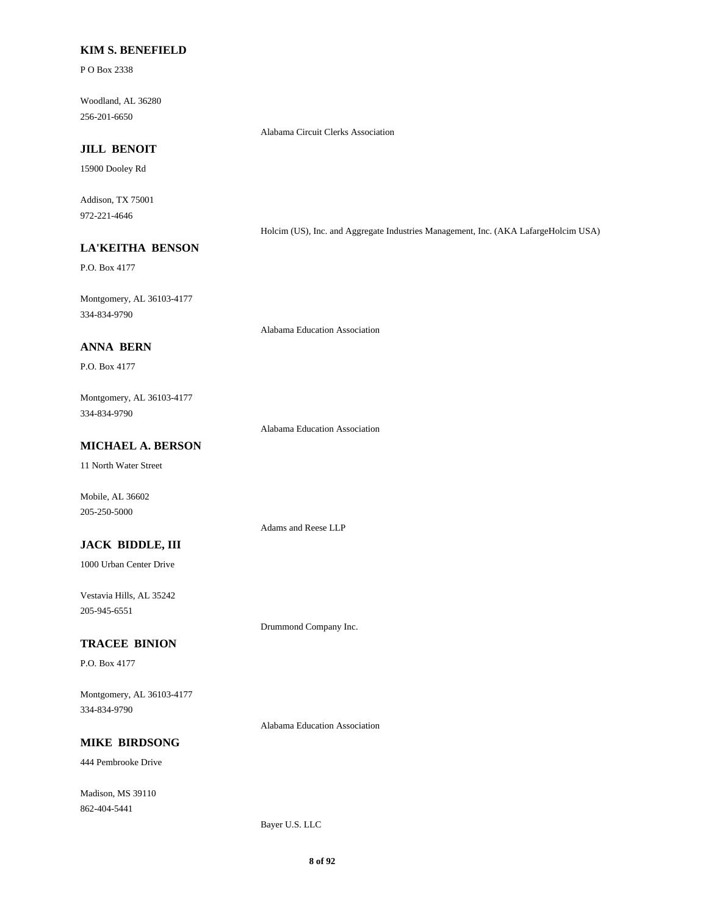**KIM S. BENEFIELD**

P O Box 2338

Woodland, AL 36280
256-201-6650

Alabama Circuit Clerks Association

**JILL BENOIT**

15900 Dooley Rd

Addison, TX 75001
972-221-4646

Holcim (US), Inc. and Aggregate Industries Management, Inc. (AKA LafargeHolcim USA)

**LA'KEITHA BENSON**

P.O. Box 4177

Montgomery, AL 36103-4177
334-834-9790

Alabama Education Association

**ANNA BERN**

P.O. Box 4177

Montgomery, AL 36103-4177
334-834-9790

Alabama Education Association

**MICHAEL A. BERSON**

11 North Water Street

Mobile, AL 36602
205-250-5000

Adams and Reese LLP

**JACK BIDDLE, III**

1000 Urban Center Drive

Vestavia Hills, AL 35242
205-945-6551

Drummond Company Inc.

**TRACEE BINION**

P.O. Box 4177

Montgomery, AL 36103-4177
334-834-9790

Alabama Education Association

**MIKE BIRDSONG**

444 Pembrooke Drive

Madison, MS 39110
862-404-5441

Bayer U.S. LLC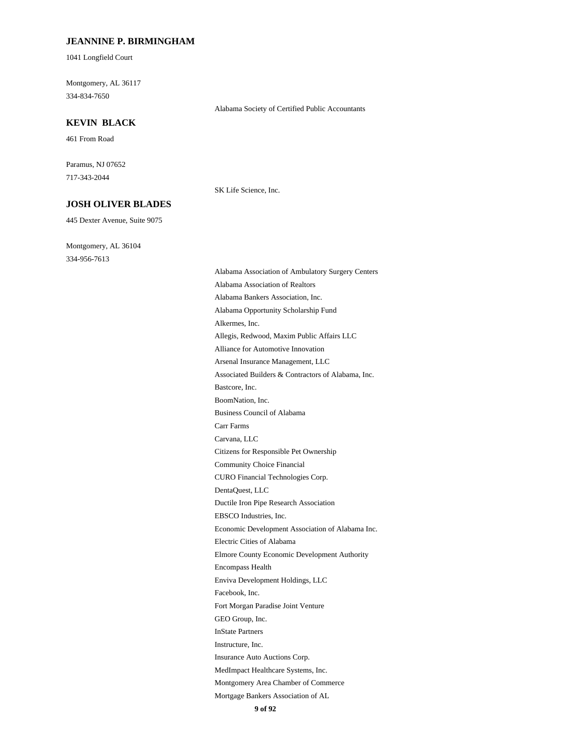**JEANNINE P. BIRMINGHAM**

1041 Longfield Court

Montgomery, AL 36117

334-834-7650

Alabama Society of Certified Public Accountants

**KEVIN BLACK**

461 From Road

Paramus, NJ 07652

717-343-2044

SK Life Science, Inc.

**JOSH OLIVER BLADES**

445 Dexter Avenue, Suite 9075

Montgomery, AL 36104

334-956-7613

Alabama Association of Ambulatory Surgery Centers
Alabama Association of Realtors
Alabama Bankers Association, Inc.
Alabama Opportunity Scholarship Fund
Alkermes, Inc.
Allegis, Redwood, Maxim Public Affairs LLC
Alliance for Automotive Innovation
Arsenal Insurance Management, LLC
Associated Builders & Contractors of Alabama, Inc.
Bastcore, Inc.
BoomNation, Inc.
Business Council of Alabama
Carr Farms
Carvana, LLC
Citizens for Responsible Pet Ownership
Community Choice Financial
CURO Financial Technologies Corp.
DentaQuest, LLC
Ductile Iron Pipe Research Association
EBSCO Industries, Inc.
Economic Development Association of Alabama Inc.
Electric Cities of Alabama
Elmore County Economic Development Authority
Encompass Health
Enviva Development Holdings, LLC
Facebook, Inc.
Fort Morgan Paradise Joint Venture
GEO Group, Inc.
InState Partners
Instructure, Inc.
Insurance Auto Auctions Corp.
MedImpact Healthcare Systems, Inc.
Montgomery Area Chamber of Commerce
Mortgage Bankers Association of AL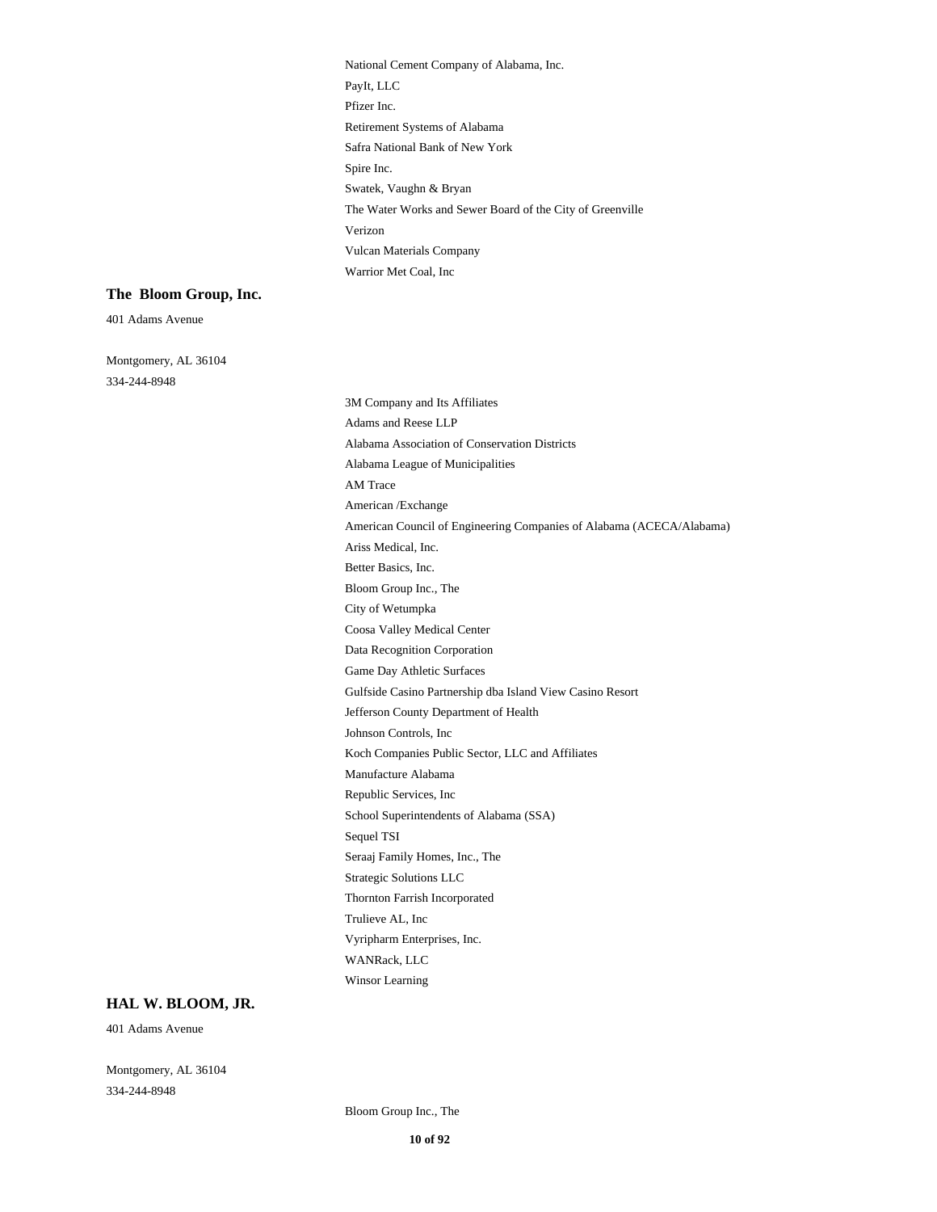National Cement Company of Alabama, Inc.

PayIt, LLC

Pfizer Inc.

Retirement Systems of Alabama

Safra National Bank of New York

Spire Inc.

Swatek, Vaughn & Bryan

The Water Works and Sewer Board of the City of Greenville

Verizon

Vulcan Materials Company

Warrior Met Coal, Inc

**The Bloom Group, Inc.**

401 Adams Avenue

Montgomery, AL 36104

334-244-8948

3M Company and Its Affiliates

Adams and Reese LLP

Alabama Association of Conservation Districts

Alabama League of Municipalities

AM Trace

American /Exchange

American Council of Engineering Companies of Alabama (ACECA/Alabama)

Ariss Medical, Inc.

Better Basics, Inc.

Bloom Group Inc., The

City of Wetumpka

Coosa Valley Medical Center

Data Recognition Corporation

Game Day Athletic Surfaces

Gulfside Casino Partnership dba Island View Casino Resort

Jefferson County Department of Health

Johnson Controls, Inc

Koch Companies Public Sector, LLC and Affiliates

Manufacture Alabama

Republic Services, Inc

School Superintendents of Alabama (SSA)

Sequel TSI

Seraaj Family Homes, Inc., The

Strategic Solutions LLC

Thornton Farrish Incorporated

Trulieve AL, Inc

Vyripharm Enterprises, Inc.

WANRack, LLC

Winsor Learning

**HAL W. BLOOM, JR.**

401 Adams Avenue

Montgomery, AL 36104

334-244-8948

Bloom Group Inc., The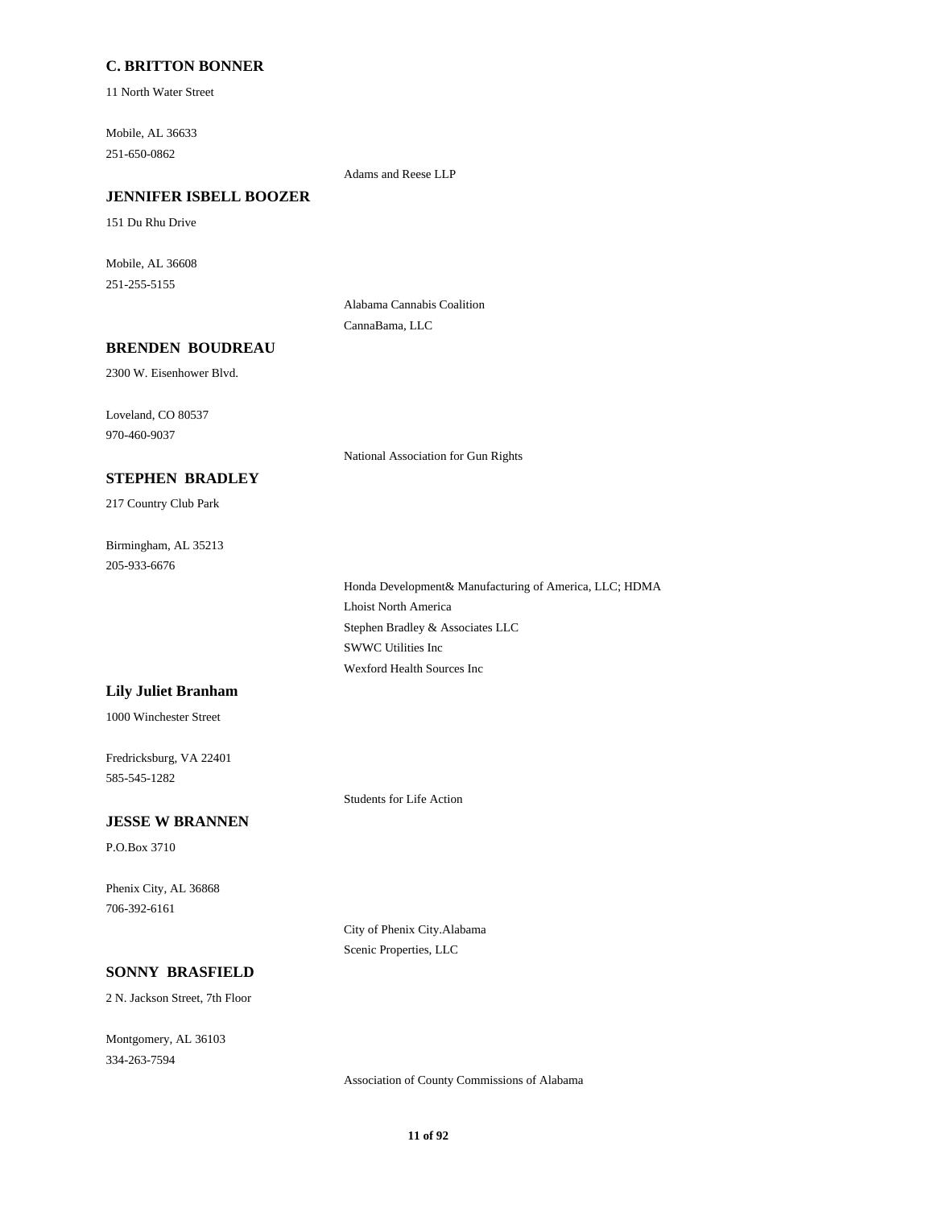**C. BRITTON BONNER**

11 North Water Street

Mobile, AL 36633
251-650-0862

Adams and Reese LLP

**JENNIFER ISBELL BOOZER**

151 Du Rhu Drive

Mobile, AL 36608
251-255-5155

Alabama Cannabis Coalition
CannaBama, LLC

**BRENDEN BOUDREAU**

2300 W. Eisenhower Blvd.

Loveland, CO 80537
970-460-9037

National Association for Gun Rights

**STEPHEN BRADLEY**

217 Country Club Park

Birmingham, AL 35213
205-933-6676

Honda Development& Manufacturing of America, LLC; HDMA
Lhoist North America
Stephen Bradley & Associates LLC
SWWC Utilities Inc
Wexford Health Sources Inc

**Lily Juliet Branham**

1000 Winchester Street

Fredricksburg, VA 22401
585-545-1282

Students for Life Action

**JESSE W BRANNEN**

P.O.Box 3710

Phenix City, AL 36868
706-392-6161

City of Phenix City.Alabama
Scenic Properties, LLC

**SONNY BRASFIELD**

2 N. Jackson Street, 7th Floor

Montgomery, AL 36103
334-263-7594

Association of County Commissions of Alabama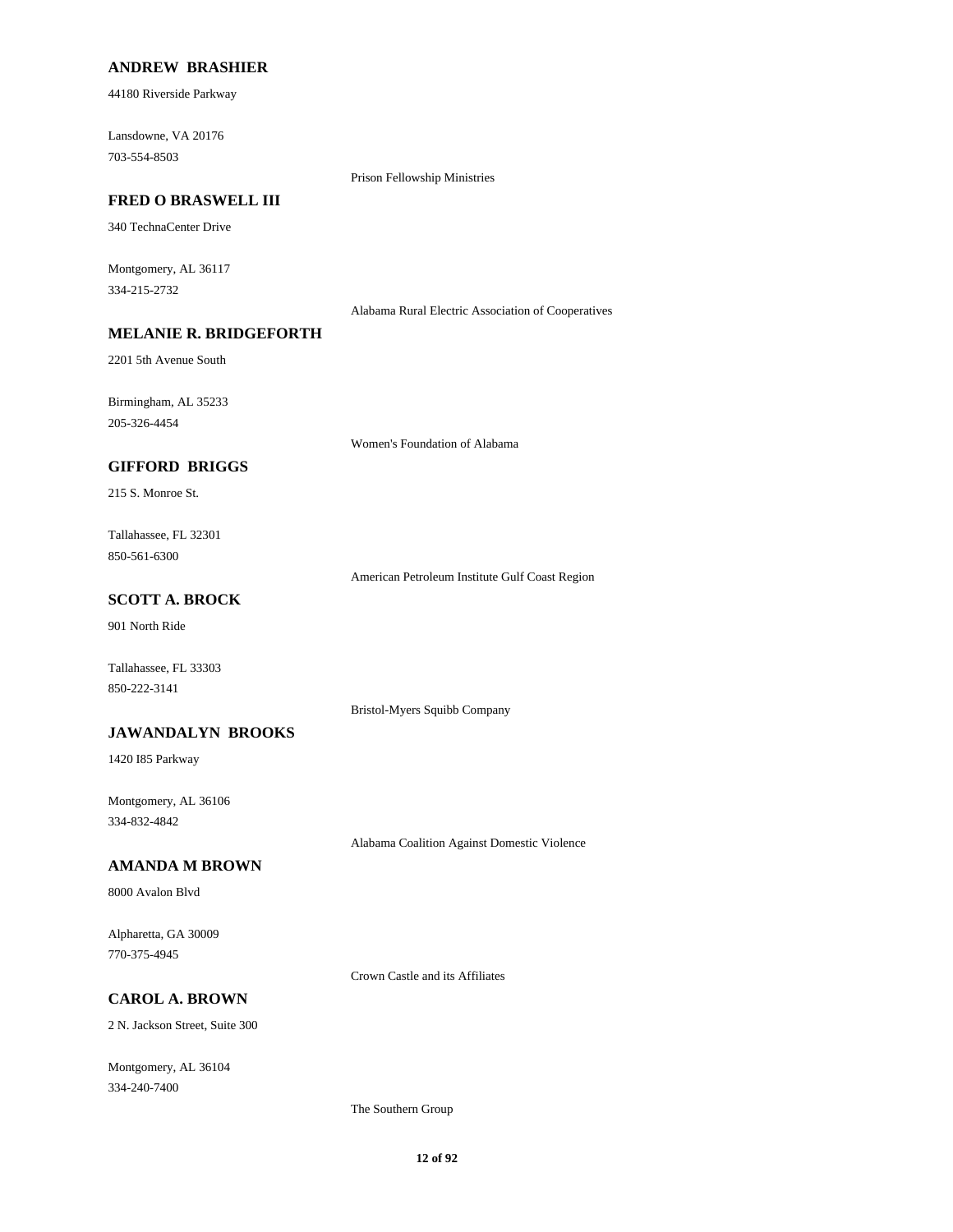**ANDREW BRASHIER**

44180 Riverside Parkway

Lansdowne, VA 20176
703-554-8503

Prison Fellowship Ministries

**FRED O BRASWELL III**

340 TechnaCenter Drive

Montgomery, AL 36117
334-215-2732

Alabama Rural Electric Association of Cooperatives

**MELANIE R. BRIDGEFORTH**

2201 5th Avenue South

Birmingham, AL 35233
205-326-4454

Women's Foundation of Alabama

**GIFFORD BRIGGS**

215 S. Monroe St.

Tallahassee, FL 32301
850-561-6300

American Petroleum Institute Gulf Coast Region

**SCOTT A. BROCK**

901 North Ride

Tallahassee, FL 33303
850-222-3141

Bristol-Myers Squibb Company

**JAWANDALYN BROOKS**

1420 I85 Parkway

Montgomery, AL 36106
334-832-4842

Alabama Coalition Against Domestic Violence

**AMANDA M BROWN**

8000 Avalon Blvd

Alpharetta, GA 30009
770-375-4945

Crown Castle and its Affiliates

**CAROL A. BROWN**

2 N. Jackson Street, Suite 300

Montgomery, AL 36104
334-240-7400

The Southern Group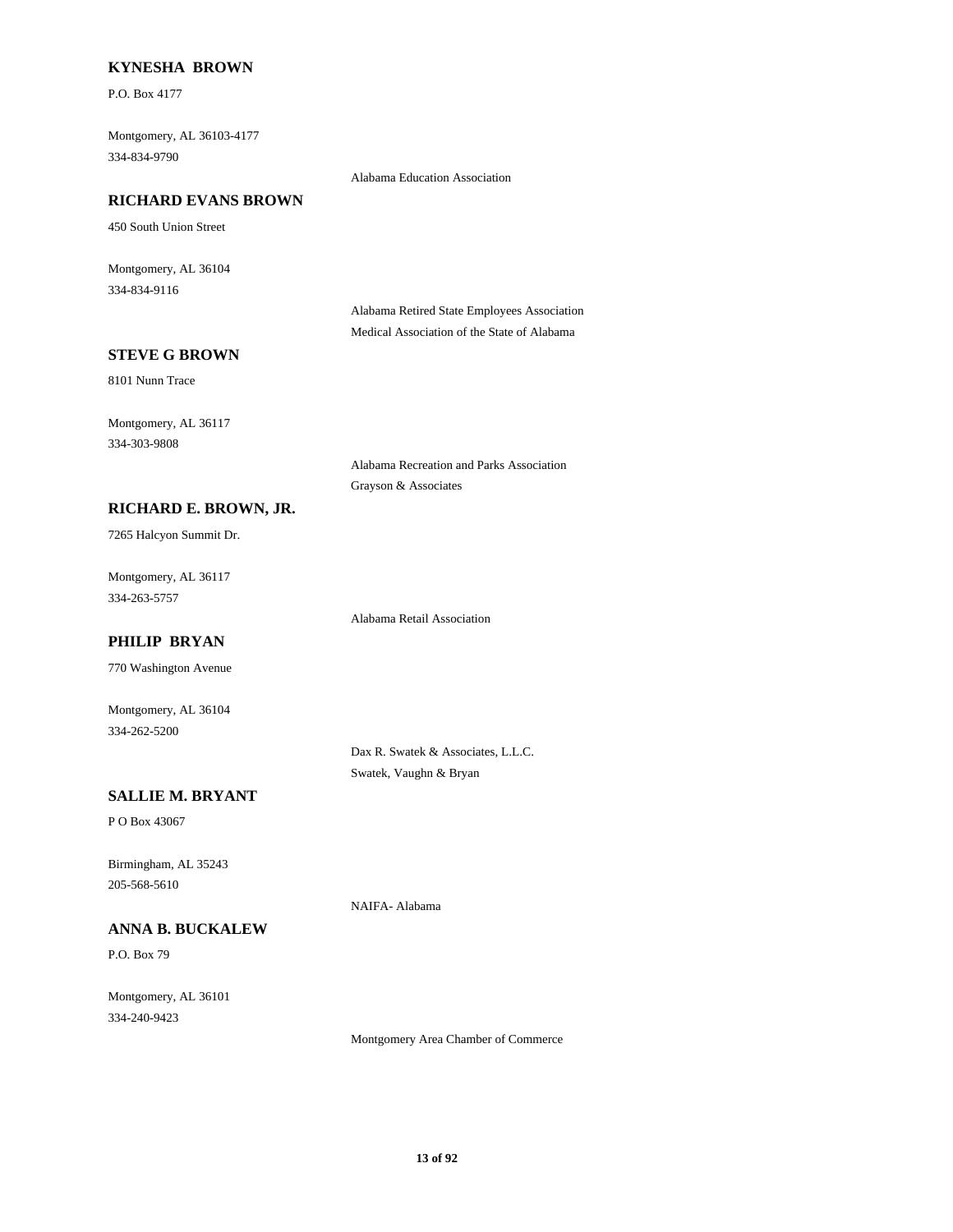**KYNESHA BROWN**

P.O. Box 4177

Montgomery, AL 36103-4177
334-834-9790

Alabama Education Association

**RICHARD EVANS BROWN**

450 South Union Street

Montgomery, AL 36104
334-834-9116

Alabama Retired State Employees Association
Medical Association of the State of Alabama

**STEVE G BROWN**

8101 Nunn Trace

Montgomery, AL 36117
334-303-9808

Alabama Recreation and Parks Association
Grayson & Associates

**RICHARD E. BROWN, JR.**

7265 Halcyon Summit Dr.

Montgomery, AL 36117
334-263-5757

Alabama Retail Association

**PHILIP BRYAN**

770 Washington Avenue

Montgomery, AL 36104
334-262-5200

Dax R. Swatek & Associates, L.L.C.
Swatek, Vaughn & Bryan

**SALLIE M. BRYANT**

P O Box 43067

Birmingham, AL 35243
205-568-5610

NAIFA- Alabama

**ANNA B. BUCKALEW**

P.O. Box 79

Montgomery, AL 36101
334-240-9423

Montgomery Area Chamber of Commerce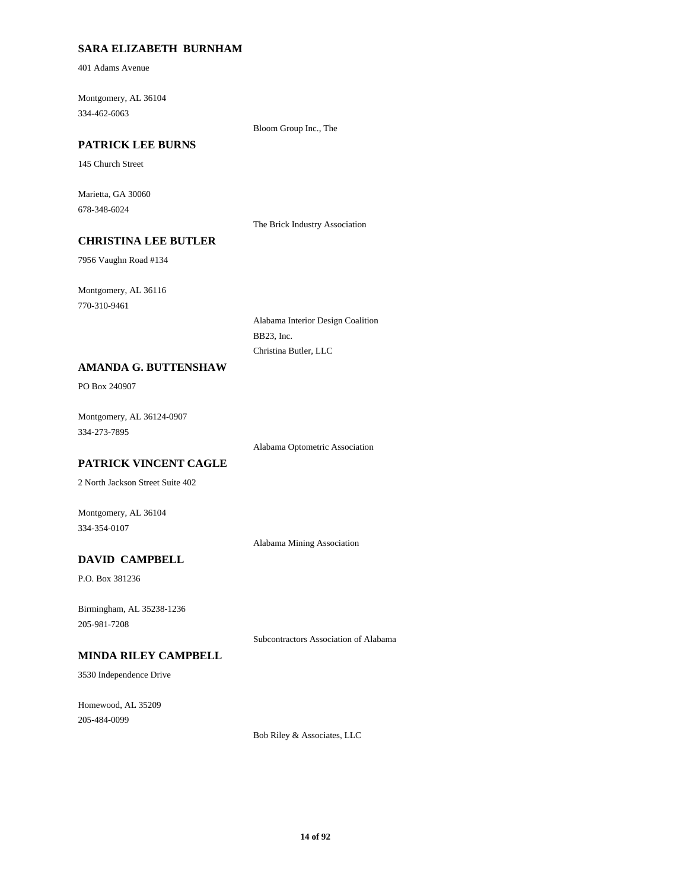**SARA ELIZABETH BURNHAM**

401 Adams Avenue

Montgomery, AL 36104
334-462-6063

Bloom Group Inc., The

**PATRICK LEE BURNS**

145 Church Street

Marietta, GA 30060
678-348-6024

The Brick Industry Association

**CHRISTINA LEE BUTLER**

7956 Vaughn Road #134

Montgomery, AL 36116
770-310-9461

Alabama Interior Design Coalition
BB23, Inc.
Christina Butler, LLC

**AMANDA G. BUTTENSHAW**

PO Box 240907

Montgomery, AL 36124-0907
334-273-7895

Alabama Optometric Association

**PATRICK VINCENT CAGLE**

2 North Jackson Street Suite 402

Montgomery, AL 36104
334-354-0107

Alabama Mining Association

**DAVID CAMPBELL**

P.O. Box 381236

Birmingham, AL 35238-1236
205-981-7208

Subcontractors Association of Alabama

**MINDA RILEY CAMPBELL**

3530 Independence Drive

Homewood, AL 35209
205-484-0099

Bob Riley & Associates, LLC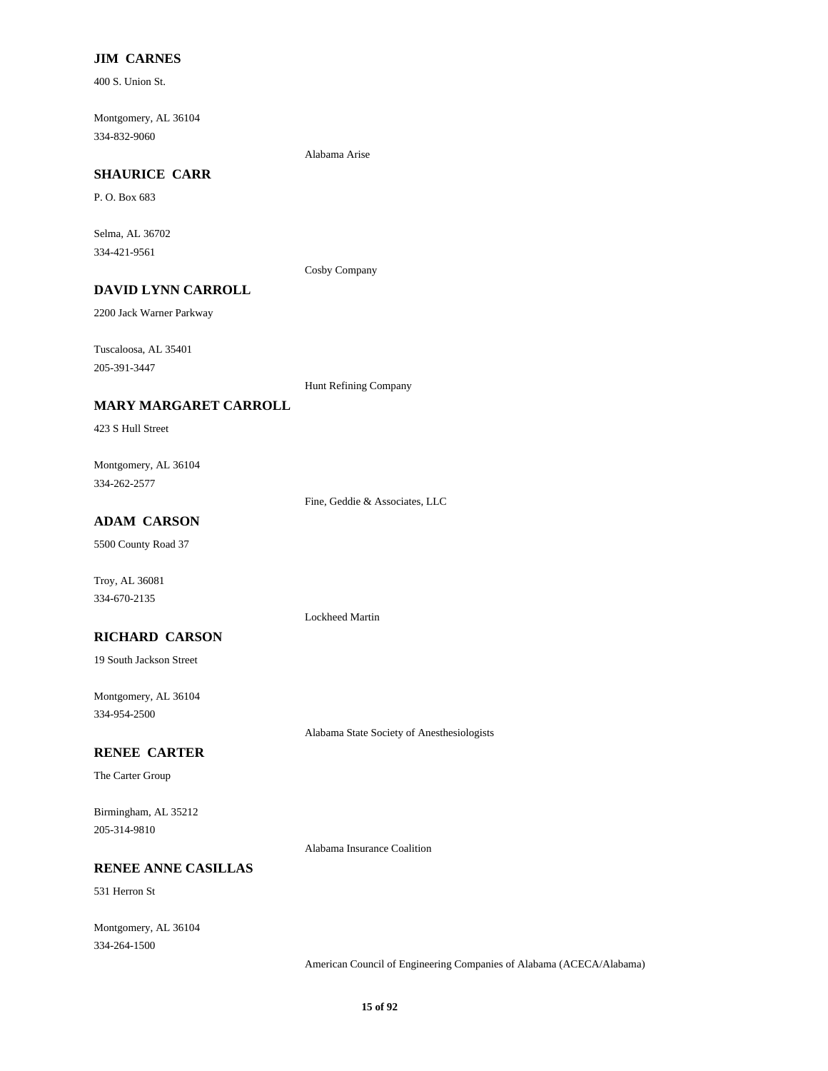**JIM CARNES**

400 S. Union St.

Montgomery, AL 36104
334-832-9060

Alabama Arise

**SHAURICE CARR**

P. O. Box 683

Selma, AL 36702
334-421-9561

Cosby Company

**DAVID LYNN CARROLL**

2200 Jack Warner Parkway

Tuscaloosa, AL 35401
205-391-3447

Hunt Refining Company

**MARY MARGARET CARROLL**

423 S Hull Street

Montgomery, AL 36104
334-262-2577

Fine, Geddie & Associates, LLC

**ADAM CARSON**

5500 County Road 37

Troy, AL 36081
334-670-2135

Lockheed Martin

**RICHARD CARSON**

19 South Jackson Street

Montgomery, AL 36104
334-954-2500

Alabama State Society of Anesthesiologists

**RENEE CARTER**

The Carter Group

Birmingham, AL 35212
205-314-9810

Alabama Insurance Coalition

**RENEE ANNE CASILLAS**

531 Herron St

Montgomery, AL 36104
334-264-1500

American Council of Engineering Companies of Alabama (ACECA/Alabama)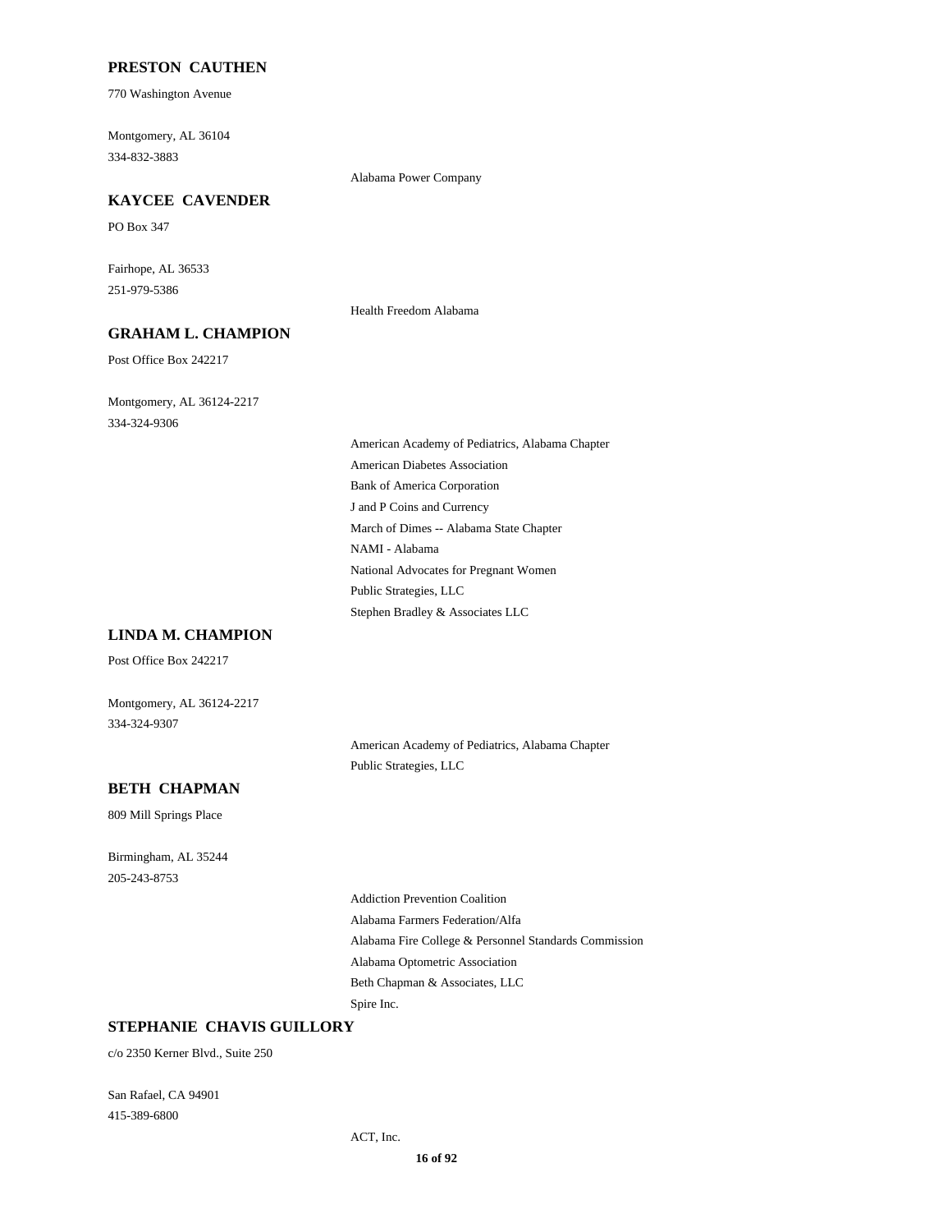**PRESTON CAUTHEN**

770 Washington Avenue

Montgomery, AL 36104
334-832-3883

Alabama Power Company

**KAYCEE CAVENDER**

PO Box 347

Fairhope, AL 36533
251-979-5386

Health Freedom Alabama

**GRAHAM L. CHAMPION**

Post Office Box 242217

Montgomery, AL 36124-2217
334-324-9306

American Academy of Pediatrics, Alabama Chapter
American Diabetes Association
Bank of America Corporation
J and P Coins and Currency
March of Dimes -- Alabama State Chapter
NAMI - Alabama
National Advocates for Pregnant Women
Public Strategies, LLC
Stephen Bradley & Associates LLC

**LINDA M. CHAMPION**

Post Office Box 242217

Montgomery, AL 36124-2217
334-324-9307

American Academy of Pediatrics, Alabama Chapter
Public Strategies, LLC

**BETH CHAPMAN**

809 Mill Springs Place

Birmingham, AL 35244
205-243-8753

Addiction Prevention Coalition
Alabama Farmers Federation/Alfa
Alabama Fire College & Personnel Standards Commission
Alabama Optometric Association
Beth Chapman & Associates, LLC
Spire Inc.

**STEPHANIE CHAVIS GUILLORY**

c/o 2350 Kerner Blvd., Suite 250

San Rafael, CA 94901
415-389-6800

ACT, Inc.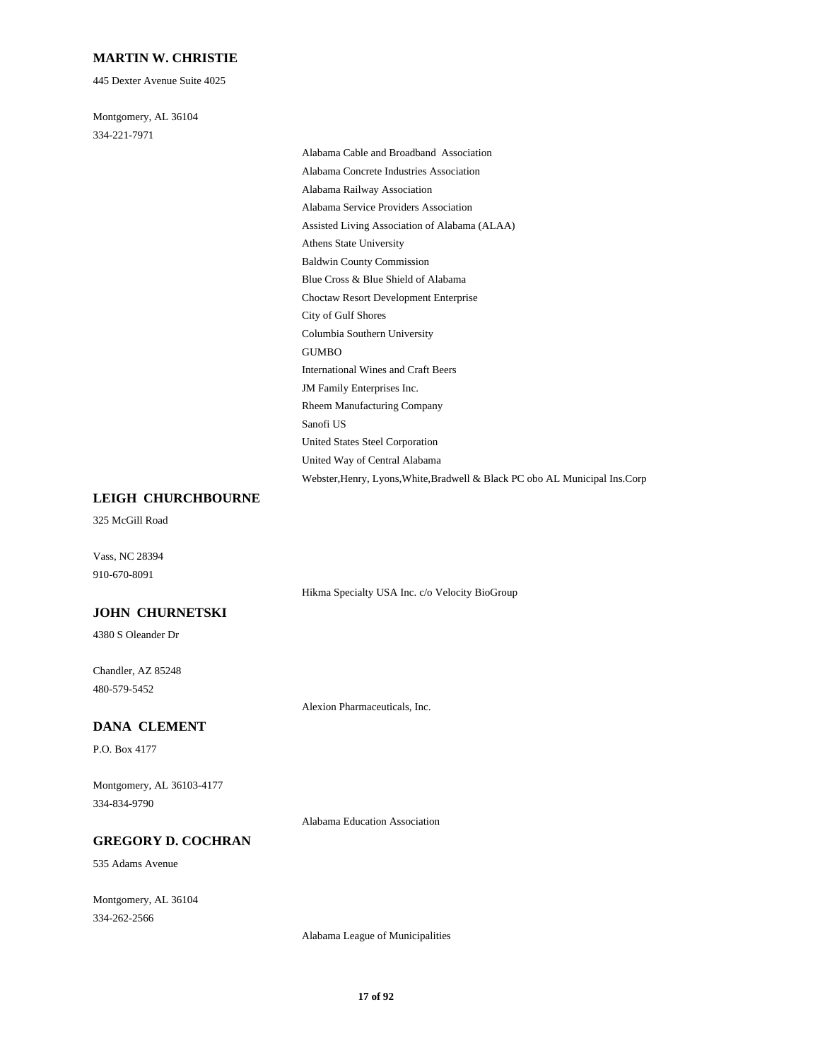### MARTIN W. CHRISTIE

445 Dexter Avenue Suite 4025

Montgomery, AL 36104
334-221-7971

- Alabama Cable and Broadband Association
- Alabama Concrete Industries Association
- Alabama Railway Association
- Alabama Service Providers Association
- Assisted Living Association of Alabama (ALAA)
- Athens State University
- Baldwin County Commission
- Blue Cross & Blue Shield of Alabama
- Choctaw Resort Development Enterprise
- City of Gulf Shores
- Columbia Southern University
- GUMBO
- International Wines and Craft Beers
- JM Family Enterprises Inc.
- Rheem Manufacturing Company
- Sanofi US
- United States Steel Corporation
- United Way of Central Alabama
- Webster,Henry, Lyons,White,Bradwell & Black PC obo AL Municipal Ins.Corp

### LEIGH CHURCHBOURNE

325 McGill Road

Vass, NC 28394
910-670-8091

- Hikma Specialty USA Inc. c/o Velocity BioGroup

### JOHN CHURNETSKI

4380 S Oleander Dr

Chandler, AZ 85248
480-579-5452

- Alexion Pharmaceuticals, Inc.

### DANA CLEMENT

P.O. Box 4177

Montgomery, AL 36103-4177
334-834-9790

- Alabama Education Association

### GREGORY D. COCHRAN

535 Adams Avenue

Montgomery, AL 36104
334-262-2566

- Alabama League of Municipalities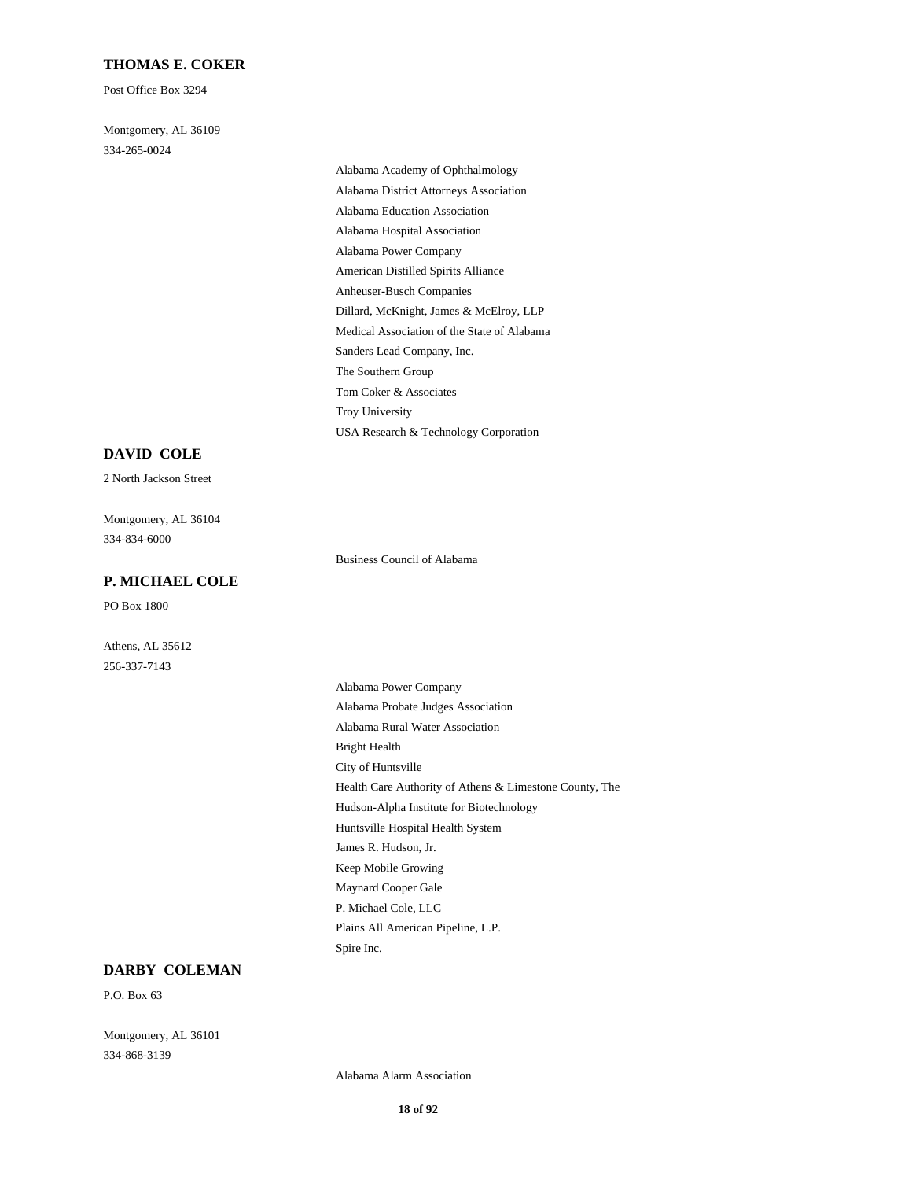**THOMAS E. COKER**

Post Office Box 3294

Montgomery, AL 36109
334-265-0024

- Alabama Academy of Ophthalmology
- Alabama District Attorneys Association
- Alabama Education Association
- Alabama Hospital Association
- Alabama Power Company
- American Distilled Spirits Alliance
- Anheuser-Busch Companies
- Dillard, McKnight, James & McElroy, LLP
- Medical Association of the State of Alabama
- Sanders Lead Company, Inc.
- The Southern Group
- Tom Coker & Associates
- Troy University
- USA Research & Technology Corporation

**DAVID COLE**

2 North Jackson Street

Montgomery, AL 36104
334-834-6000

- Business Council of Alabama

**P. MICHAEL COLE**

PO Box 1800

Athens, AL 35612
256-337-7143

- Alabama Power Company
- Alabama Probate Judges Association
- Alabama Rural Water Association
- Bright Health
- City of Huntsville
- Health Care Authority of Athens & Limestone County, The
- Hudson-Alpha Institute for Biotechnology
- Huntsville Hospital Health System
- James R. Hudson, Jr.
- Keep Mobile Growing
- Maynard Cooper Gale
- P. Michael Cole, LLC
- Plains All American Pipeline, L.P.
- Spire Inc.

**DARBY COLEMAN**

P.O. Box 63

Montgomery, AL 36101
334-868-3139

- Alabama Alarm Association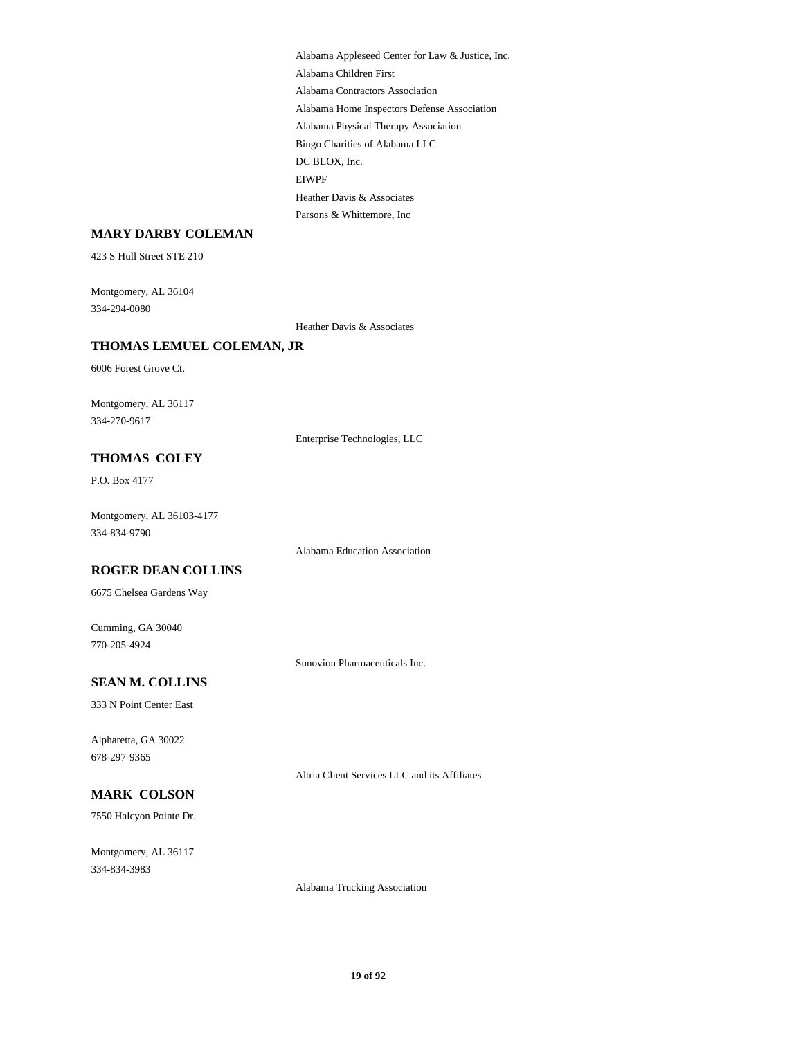Alabama Appleseed Center for Law & Justice, Inc.

Alabama Children First

Alabama Contractors Association

Alabama Home Inspectors Defense Association

Alabama Physical Therapy Association

Bingo Charities of Alabama LLC

DC BLOX, Inc.

EIWPF

Heather Davis & Associates

Parsons & Whittemore, Inc

### MARY DARBY COLEMAN

423 S Hull Street STE 210

Montgomery, AL 36104
334-294-0080

Heather Davis & Associates

### THOMAS LEMUEL COLEMAN, JR

6006 Forest Grove Ct.

Montgomery, AL 36117
334-270-9617

Enterprise Technologies, LLC

### THOMAS COLEY

P.O. Box 4177

Montgomery, AL 36103-4177
334-834-9790

Alabama Education Association

### ROGER DEAN COLLINS

6675 Chelsea Gardens Way

Cumming, GA 30040
770-205-4924

Sunovion Pharmaceuticals Inc.

### SEAN M. COLLINS

333 N Point Center East

Alpharetta, GA 30022
678-297-9365

Altria Client Services LLC and its Affiliates

### MARK COLSON

7550 Halcyon Pointe Dr.

Montgomery, AL 36117
334-834-3983

Alabama Trucking Association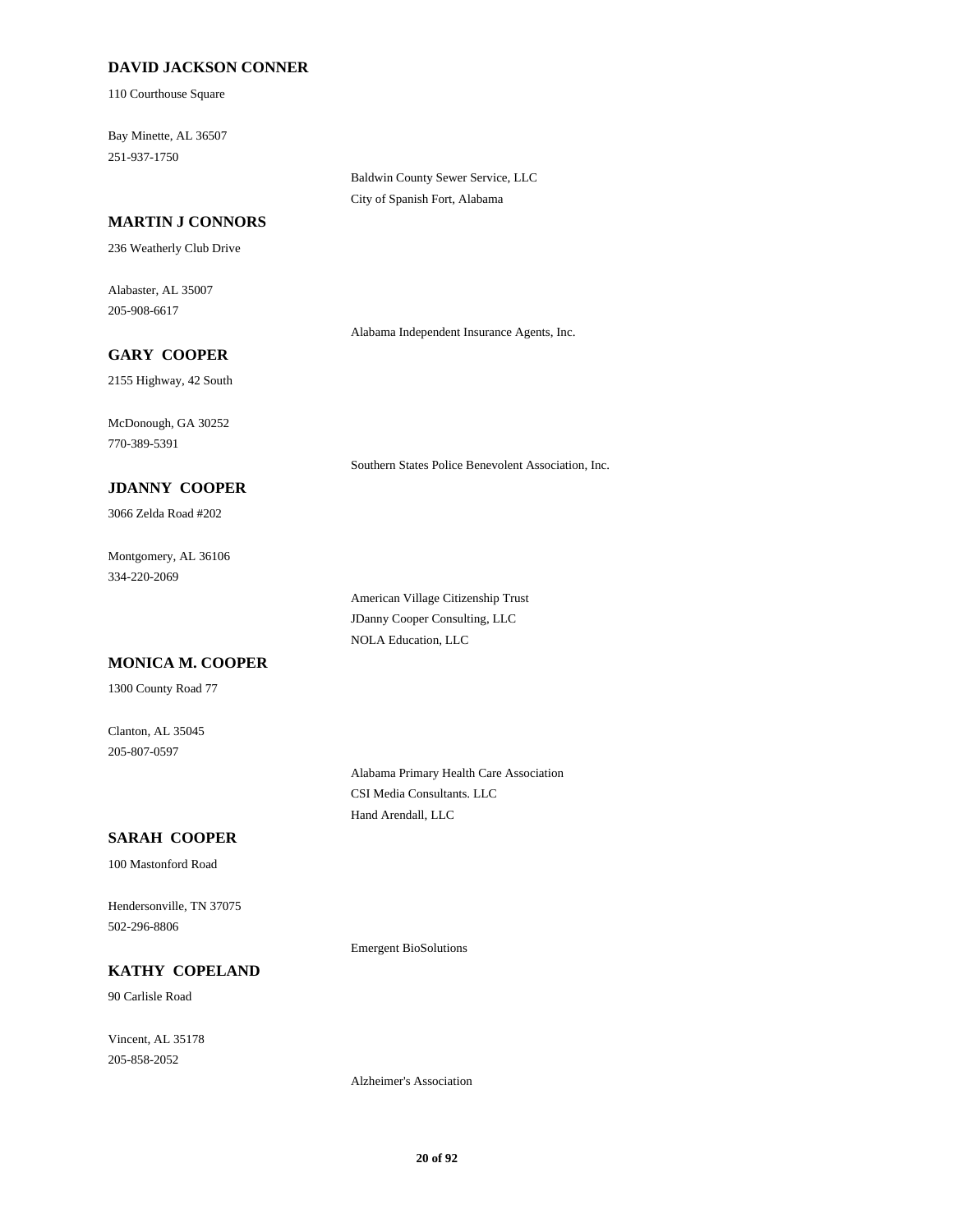**DAVID JACKSON CONNER**

110 Courthouse Square

Bay Minette, AL 36507
251-937-1750

Baldwin County Sewer Service, LLC
City of Spanish Fort, Alabama

**MARTIN J CONNORS**

236 Weatherly Club Drive

Alabaster, AL 35007
205-908-6617

Alabama Independent Insurance Agents, Inc.

**GARY COOPER**

2155 Highway, 42 South

McDonough, GA 30252
770-389-5391

Southern States Police Benevolent Association, Inc.

**JDANNY COOPER**

3066 Zelda Road #202

Montgomery, AL 36106
334-220-2069

American Village Citizenship Trust
JDanny Cooper Consulting, LLC
NOLA Education, LLC

**MONICA M. COOPER**

1300 County Road 77

Clanton, AL 35045
205-807-0597

Alabama Primary Health Care Association
CSI Media Consultants. LLC
Hand Arendall, LLC

**SARAH COOPER**

100 Mastonford Road

Hendersonville, TN 37075
502-296-8806

Emergent BioSolutions

**KATHY COPELAND**

90 Carlisle Road

Vincent, AL 35178
205-858-2052

Alzheimer's Association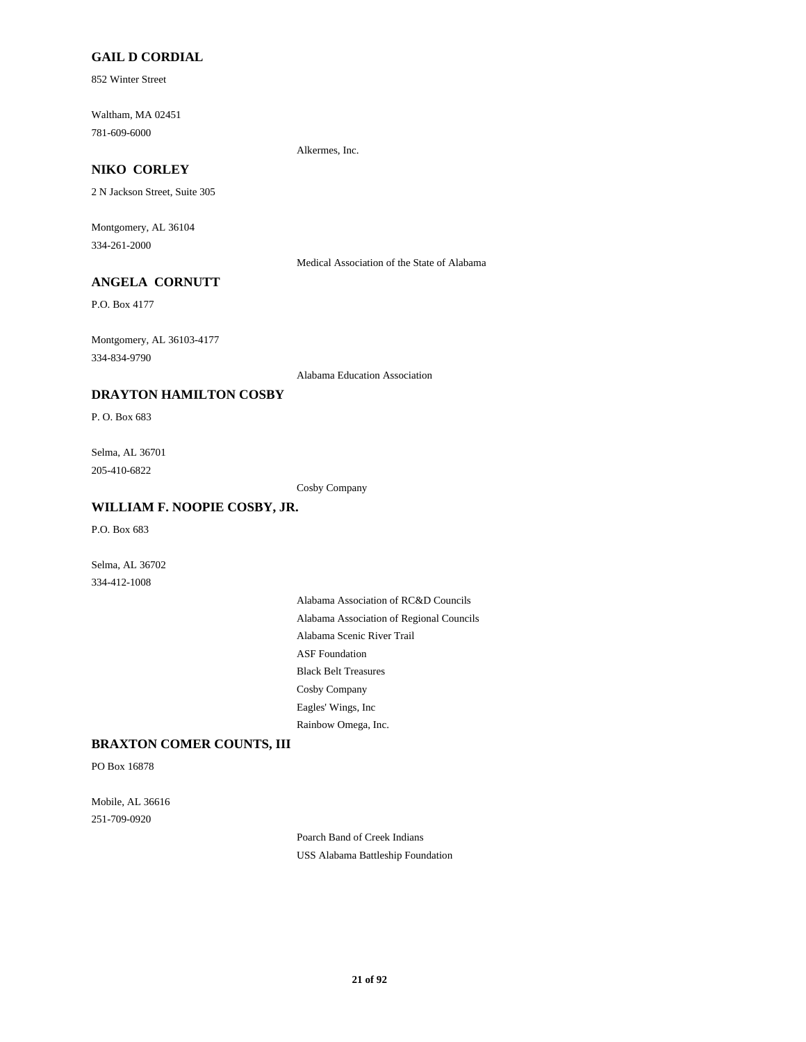**GAIL D CORDIAL**

852 Winter Street

Waltham, MA 02451
781-609-6000

Alkermes, Inc.

**NIKO CORLEY**

2 N Jackson Street, Suite 305

Montgomery, AL 36104
334-261-2000

Medical Association of the State of Alabama

**ANGELA CORNUTT**

P.O. Box 4177

Montgomery, AL 36103-4177
334-834-9790

Alabama Education Association

**DRAYTON HAMILTON COSBY**

P. O. Box 683

Selma, AL 36701
205-410-6822

Cosby Company

**WILLIAM F. NOOPIE COSBY, JR.**

P.O. Box 683

Selma, AL 36702
334-412-1008

Alabama Association of RC&D Councils
Alabama Association of Regional Councils
Alabama Scenic River Trail
ASF Foundation
Black Belt Treasures
Cosby Company
Eagles' Wings, Inc
Rainbow Omega, Inc.

**BRAXTON COMER COUNTS, III**

PO Box 16878

Mobile, AL 36616
251-709-0920

Poarch Band of Creek Indians
USS Alabama Battleship Foundation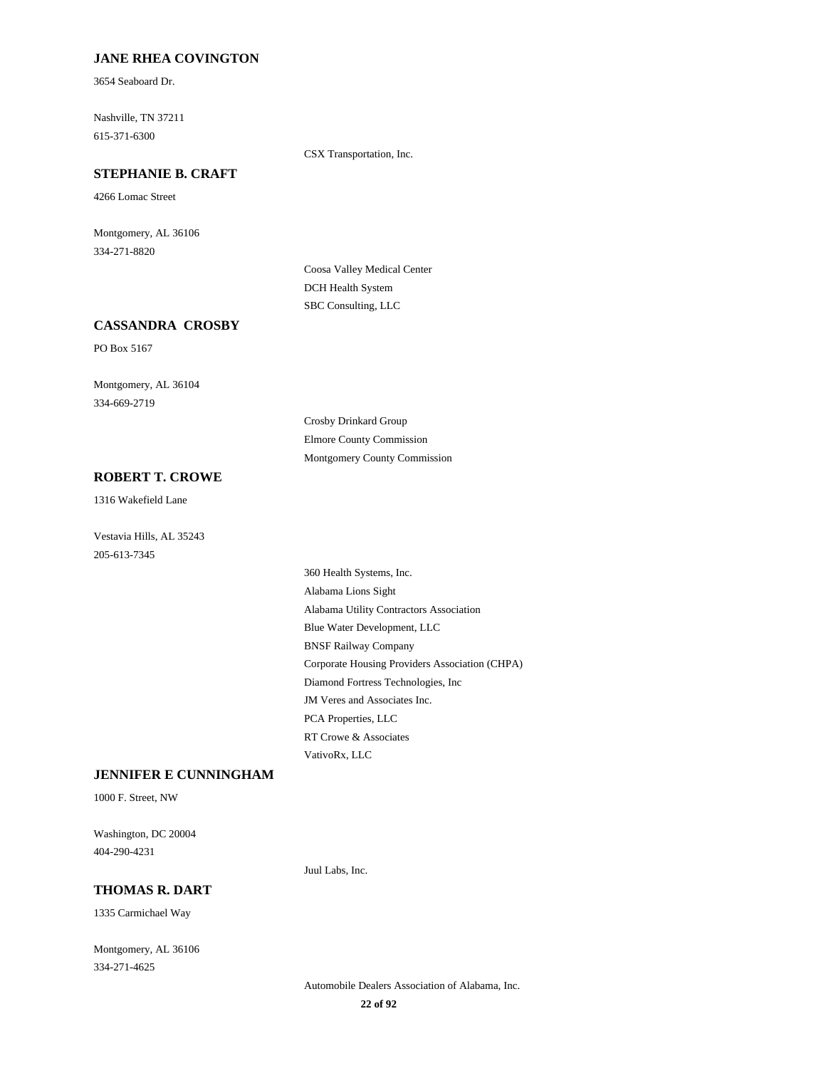**JANE RHEA COVINGTON**

3654 Seaboard Dr.

Nashville, TN 37211
615-371-6300

CSX Transportation, Inc.

**STEPHANIE B. CRAFT**

4266 Lomac Street

Montgomery, AL 36106
334-271-8820

Coosa Valley Medical Center
DCH Health System
SBC Consulting, LLC

**CASSANDRA CROSBY**

PO Box 5167

Montgomery, AL 36104
334-669-2719

Crosby Drinkard Group
Elmore County Commission
Montgomery County Commission

**ROBERT T. CROWE**

1316 Wakefield Lane

Vestavia Hills, AL 35243
205-613-7345

360 Health Systems, Inc.
Alabama Lions Sight
Alabama Utility Contractors Association
Blue Water Development, LLC
BNSF Railway Company
Corporate Housing Providers Association (CHPA)
Diamond Fortress Technologies, Inc
JM Veres and Associates Inc.
PCA Properties, LLC
RT Crowe & Associates
VativoRx, LLC

**JENNIFER E CUNNINGHAM**

1000 F. Street, NW

Washington, DC 20004
404-290-4231

Juul Labs, Inc.

**THOMAS R. DART**

1335 Carmichael Way

Montgomery, AL 36106
334-271-4625

Automobile Dealers Association of Alabama, Inc.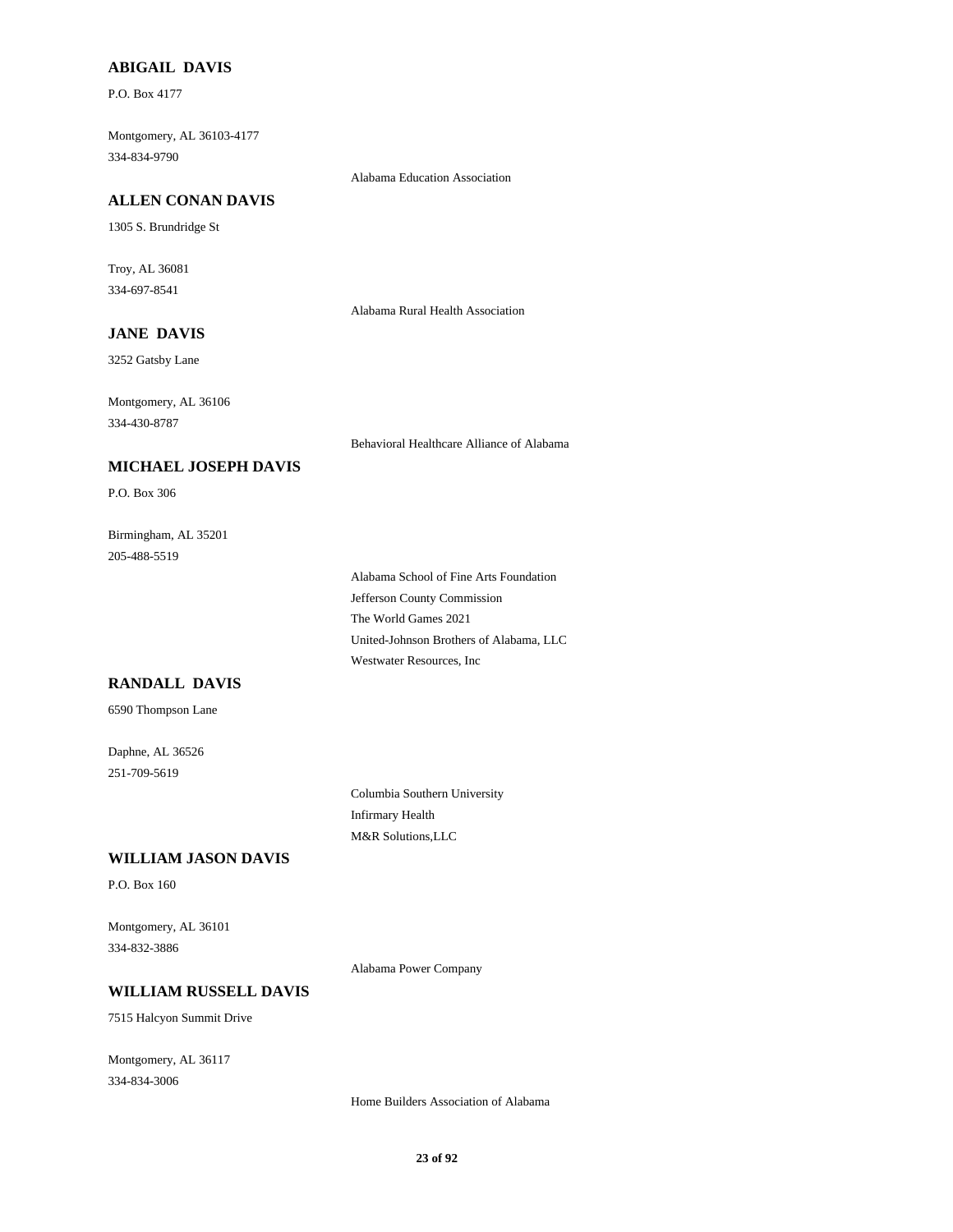**ABIGAIL DAVIS**

P.O. Box 4177

Montgomery, AL 36103-4177
334-834-9790

Alabama Education Association

**ALLEN CONAN DAVIS**

1305 S. Brundridge St

Troy, AL 36081
334-697-8541

Alabama Rural Health Association

**JANE DAVIS**

3252 Gatsby Lane

Montgomery, AL 36106
334-430-8787

Behavioral Healthcare Alliance of Alabama

**MICHAEL JOSEPH DAVIS**

P.O. Box 306

Birmingham, AL 35201
205-488-5519

Alabama School of Fine Arts Foundation
Jefferson County Commission
The World Games 2021
United-Johnson Brothers of Alabama, LLC
Westwater Resources, Inc

**RANDALL DAVIS**

6590 Thompson Lane

Daphne, AL 36526
251-709-5619

Columbia Southern University
Infirmary Health
M&R Solutions,LLC

**WILLIAM JASON DAVIS**

P.O. Box 160

Montgomery, AL 36101
334-832-3886

Alabama Power Company

**WILLIAM RUSSELL DAVIS**

7515 Halcyon Summit Drive

Montgomery, AL 36117
334-834-3006

Home Builders Association of Alabama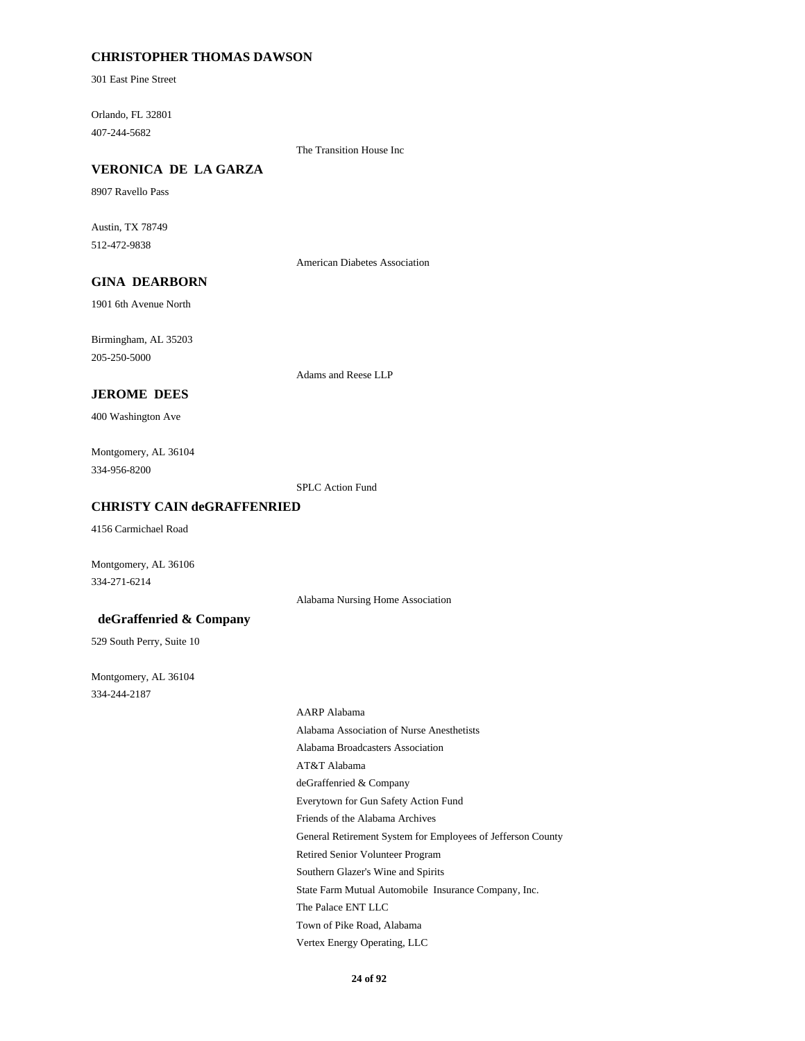**CHRISTOPHER THOMAS DAWSON**

301 East Pine Street

Orlando, FL 32801
407-244-5682

The Transition House Inc

**VERONICA DE LA GARZA**

8907 Ravello Pass

Austin, TX 78749
512-472-9838

American Diabetes Association

**GINA DEARBORN**

1901 6th Avenue North

Birmingham, AL 35203
205-250-5000

Adams and Reese LLP

**JEROME DEES**

400 Washington Ave

Montgomery, AL 36104
334-956-8200

SPLC Action Fund

**CHRISTY CAIN deGRAFFENRIED**

4156 Carmichael Road

Montgomery, AL 36106
334-271-6214

Alabama Nursing Home Association

**deGraffenried & Company**

529 South Perry, Suite 10

Montgomery, AL 36104
334-244-2187

AARP Alabama
Alabama Association of Nurse Anesthetists
Alabama Broadcasters Association
AT&T Alabama
deGraffenried & Company
Everytown for Gun Safety Action Fund
Friends of the Alabama Archives
General Retirement System for Employees of Jefferson County
Retired Senior Volunteer Program
Southern Glazer's Wine and Spirits
State Farm Mutual Automobile Insurance Company, Inc.
The Palace ENT LLC
Town of Pike Road, Alabama
Vertex Energy Operating, LLC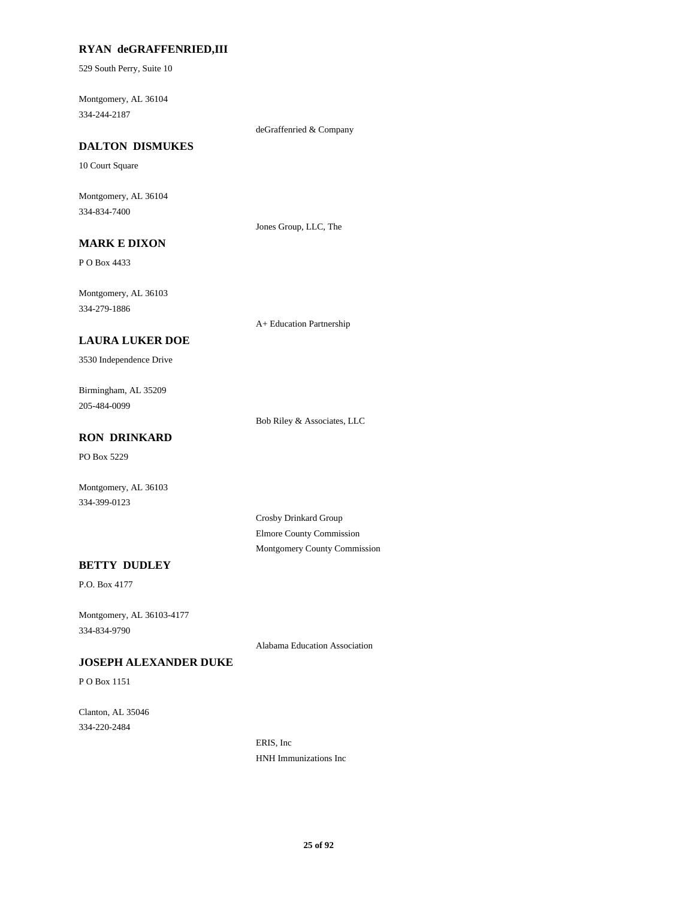**RYAN deGRAFFENRIED,III**

529 South Perry, Suite 10

Montgomery, AL 36104

334-244-2187

deGraffenried & Company

**DALTON DISMUKES**

10 Court Square

Montgomery, AL 36104

334-834-7400

Jones Group, LLC, The

**MARK E DIXON**

P O Box 4433

Montgomery, AL 36103

334-279-1886

A+ Education Partnership

**LAURA LUKER DOE**

3530 Independence Drive

Birmingham, AL 35209

205-484-0099

Bob Riley & Associates, LLC

**RON DRINKARD**

PO Box 5229

Montgomery, AL 36103

334-399-0123

Crosby Drinkard Group

Elmore County Commission

Montgomery County Commission

**BETTY DUDLEY**

P.O. Box 4177

Montgomery, AL 36103-4177

334-834-9790

Alabama Education Association

**JOSEPH ALEXANDER DUKE**

P O Box 1151

Clanton, AL 35046

334-220-2484

ERIS, Inc

HNH Immunizations Inc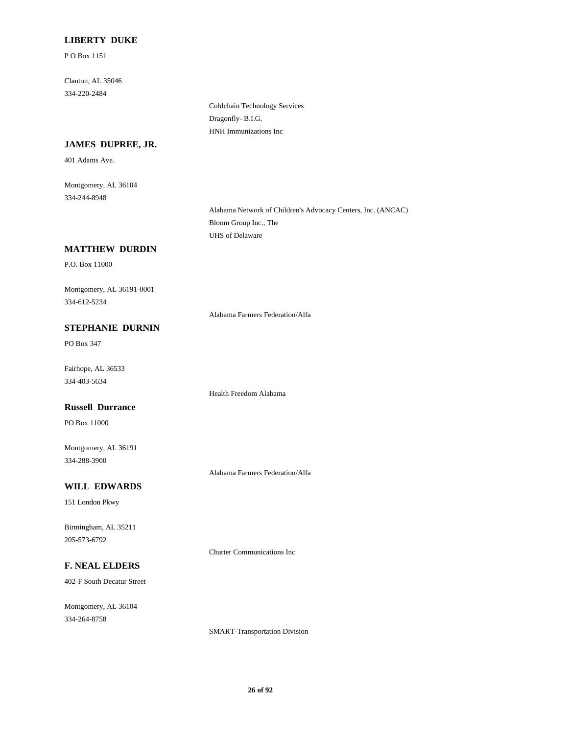**LIBERTY DUKE**

P O Box 1151

Clanton, AL 35046

334-220-2484

Coldchain Technology Services

Dragonfly- B.I.G.

HNH Immunizations Inc

**JAMES DUPREE, JR.**

401 Adams Ave.

Montgomery, AL 36104

334-244-8948

Alabama Network of Children's Advocacy Centers, Inc. (ANCAC)

Bloom Group Inc., The

UHS of Delaware

**MATTHEW DURDIN**

P.O. Box 11000

Montgomery, AL 36191-0001

334-612-5234

Alabama Farmers Federation/Alfa

**STEPHANIE DURNIN**

PO Box 347

Fairhope, AL 36533

334-403-5634

Health Freedom Alabama

**Russell Durrance**

PO Box 11000

Montgomery, AL 36191

334-288-3900

Alabama Farmers Federation/Alfa

**WILL EDWARDS**

151 London Pkwy

Birmingham, AL 35211

205-573-6792

Charter Communications Inc

**F. NEAL ELDERS**

402-F South Decatur Street

Montgomery, AL 36104

334-264-8758

SMART-Transportation Division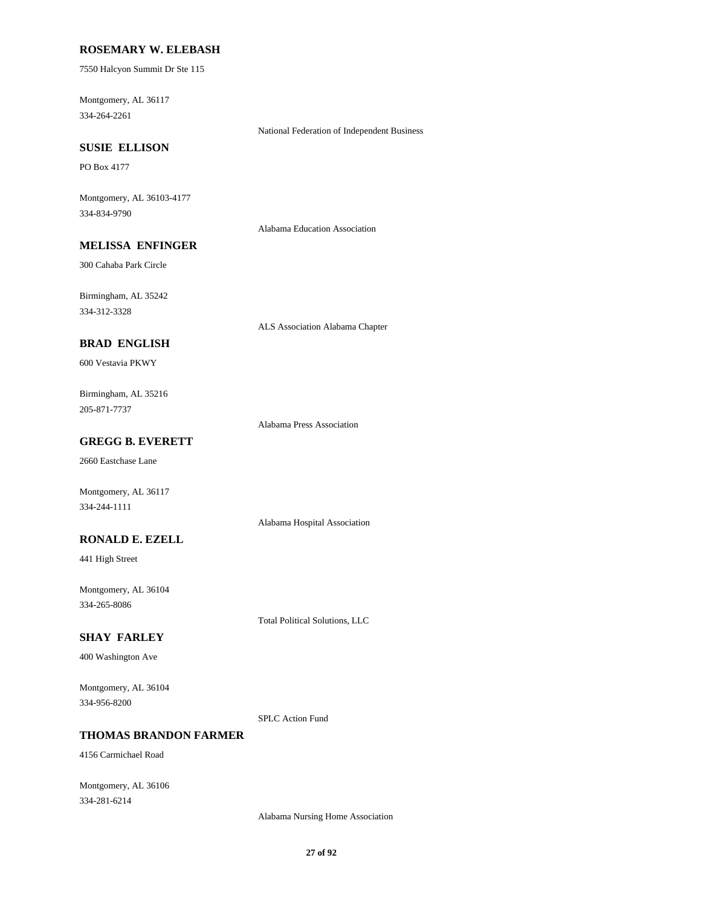**ROSEMARY W. ELEBASH**

7550 Halcyon Summit Dr Ste 115

Montgomery, AL 36117
334-264-2261

National Federation of Independent Business

**SUSIE ELLISON**

PO Box 4177

Montgomery, AL 36103-4177
334-834-9790

Alabama Education Association

**MELISSA ENFINGER**

300 Cahaba Park Circle

Birmingham, AL 35242
334-312-3328

ALS Association Alabama Chapter

**BRAD ENGLISH**

600 Vestavia PKWY

Birmingham, AL 35216
205-871-7737

Alabama Press Association

**GREGG B. EVERETT**

2660 Eastchase Lane

Montgomery, AL 36117
334-244-1111

Alabama Hospital Association

**RONALD E. EZELL**

441 High Street

Montgomery, AL 36104
334-265-8086

Total Political Solutions, LLC

**SHAY FARLEY**

400 Washington Ave

Montgomery, AL 36104
334-956-8200

SPLC Action Fund

**THOMAS BRANDON FARMER**

4156 Carmichael Road

Montgomery, AL 36106
334-281-6214

Alabama Nursing Home Association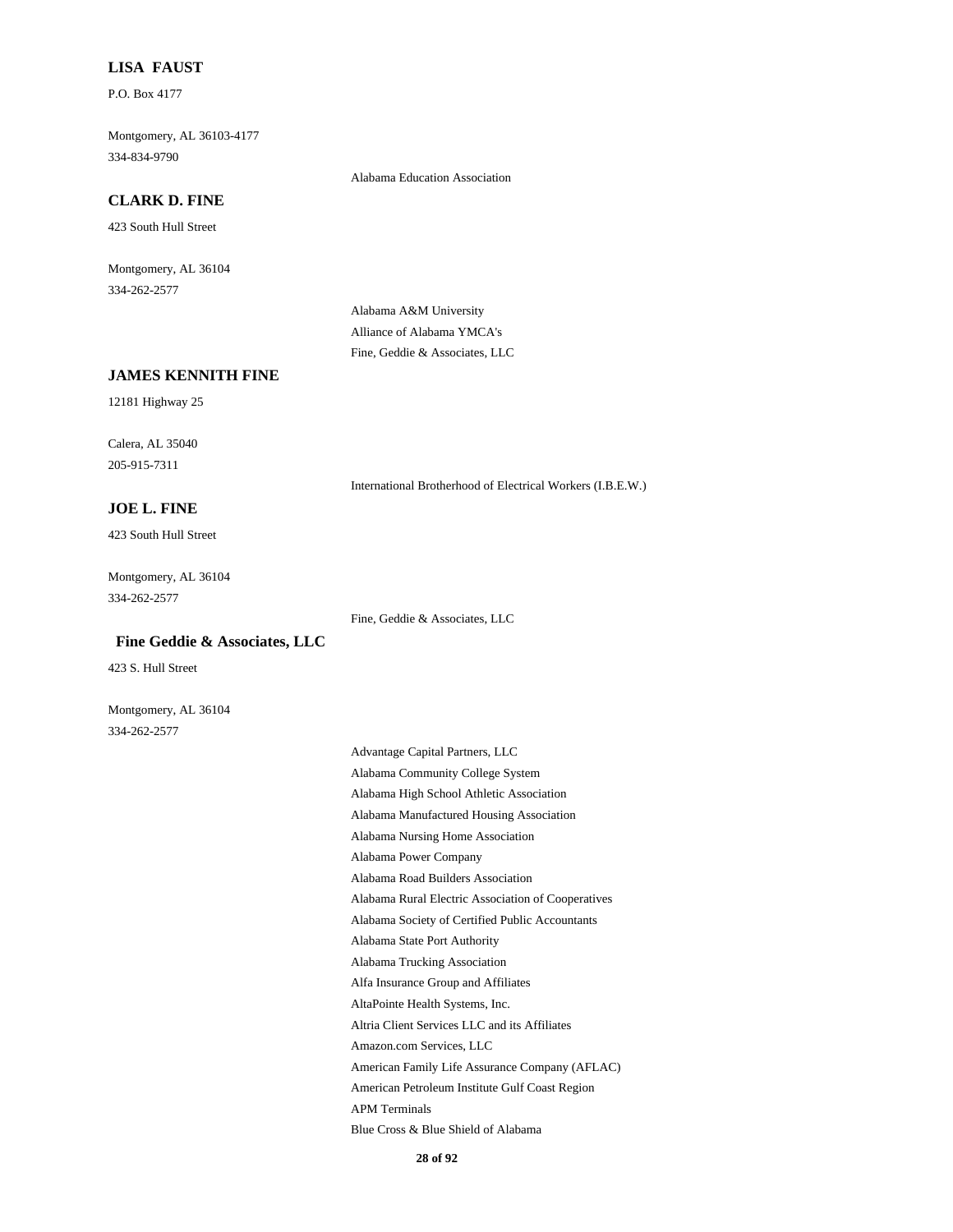**LISA FAUST**

P.O. Box 4177

Montgomery, AL 36103-4177
334-834-9790

Alabama Education Association

**CLARK D. FINE**

423 South Hull Street

Montgomery, AL 36104
334-262-2577

Alabama A&M University
Alliance of Alabama YMCA's
Fine, Geddie & Associates, LLC

**JAMES KENNITH FINE**

12181 Highway 25

Calera, AL 35040
205-915-7311

International Brotherhood of Electrical Workers (I.B.E.W.)

**JOE L. FINE**

423 South Hull Street

Montgomery, AL 36104
334-262-2577

Fine, Geddie & Associates, LLC

**Fine Geddie & Associates, LLC**

423 S. Hull Street

Montgomery, AL 36104
334-262-2577

Advantage Capital Partners, LLC
Alabama Community College System
Alabama High School Athletic Association
Alabama Manufactured Housing Association
Alabama Nursing Home Association
Alabama Power Company
Alabama Road Builders Association
Alabama Rural Electric Association of Cooperatives
Alabama Society of Certified Public Accountants
Alabama State Port Authority
Alabama Trucking Association
Alfa Insurance Group and Affiliates
AltaPointe Health Systems, Inc.
Altria Client Services LLC and its Affiliates
Amazon.com Services, LLC
American Family Life Assurance Company (AFLAC)
American Petroleum Institute Gulf Coast Region
APM Terminals
Blue Cross & Blue Shield of Alabama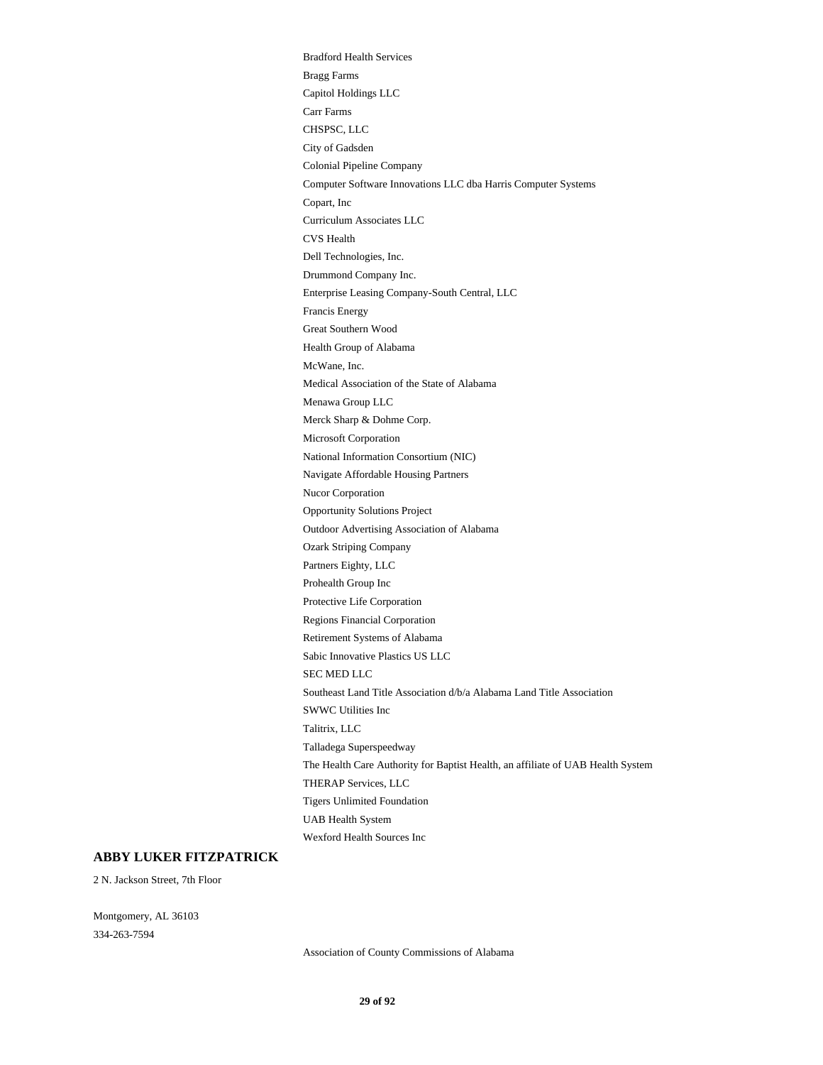Bradford Health Services

Bragg Farms

Capitol Holdings LLC

Carr Farms

CHSPSC, LLC

City of Gadsden

Colonial Pipeline Company

Computer Software Innovations LLC dba Harris Computer Systems

Copart, Inc

Curriculum Associates LLC

CVS Health

Dell Technologies, Inc.

Drummond Company Inc.

Enterprise Leasing Company-South Central, LLC

Francis Energy

Great Southern Wood

Health Group of Alabama

McWane, Inc.

Medical Association of the State of Alabama

Menawa Group LLC

Merck Sharp & Dohme Corp.

Microsoft Corporation

National Information Consortium (NIC)

Navigate Affordable Housing Partners

Nucor Corporation

Opportunity Solutions Project

Outdoor Advertising Association of Alabama

Ozark Striping Company

Partners Eighty, LLC

Prohealth Group Inc

Protective Life Corporation

Regions Financial Corporation

Retirement Systems of Alabama

Sabic Innovative Plastics US LLC

SEC MED LLC

Southeast Land Title Association d/b/a Alabama Land Title Association

SWWC Utilities Inc

Talitrix, LLC

Talladega Superspeedway

The Health Care Authority for Baptist Health, an affiliate of UAB Health System

THERAP Services, LLC

Tigers Unlimited Foundation

UAB Health System

Wexford Health Sources Inc

## ABBY LUKER FITZPATRICK

2 N. Jackson Street, 7th Floor

Montgomery, AL 36103

334-263-7594

Association of County Commissions of Alabama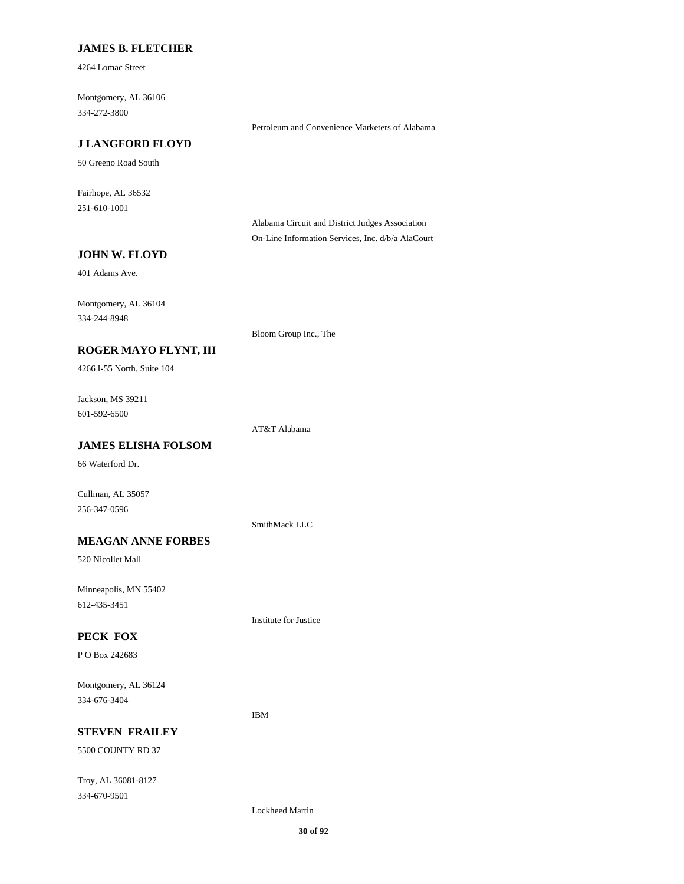**JAMES B. FLETCHER**

4264 Lomac Street

Montgomery, AL 36106
334-272-3800

Petroleum and Convenience Marketers of Alabama

**J LANGFORD FLOYD**

50 Greeno Road South

Fairhope, AL 36532
251-610-1001

Alabama Circuit and District Judges Association
On-Line Information Services, Inc. d/b/a AlaCourt

**JOHN W. FLOYD**

401 Adams Ave.

Montgomery, AL 36104
334-244-8948

Bloom Group Inc., The

**ROGER MAYO FLYNT, III**

4266 I-55 North, Suite 104

Jackson, MS 39211
601-592-6500

AT&T Alabama

**JAMES ELISHA FOLSOM**

66 Waterford Dr.

Cullman, AL 35057
256-347-0596

SmithMack LLC

**MEAGAN ANNE FORBES**

520 Nicollet Mall

Minneapolis, MN 55402
612-435-3451

Institute for Justice

**PECK FOX**

P O Box 242683

Montgomery, AL 36124
334-676-3404

IBM

**STEVEN FRAILEY**

5500 COUNTY RD 37

Troy, AL 36081-8127
334-670-9501

Lockheed Martin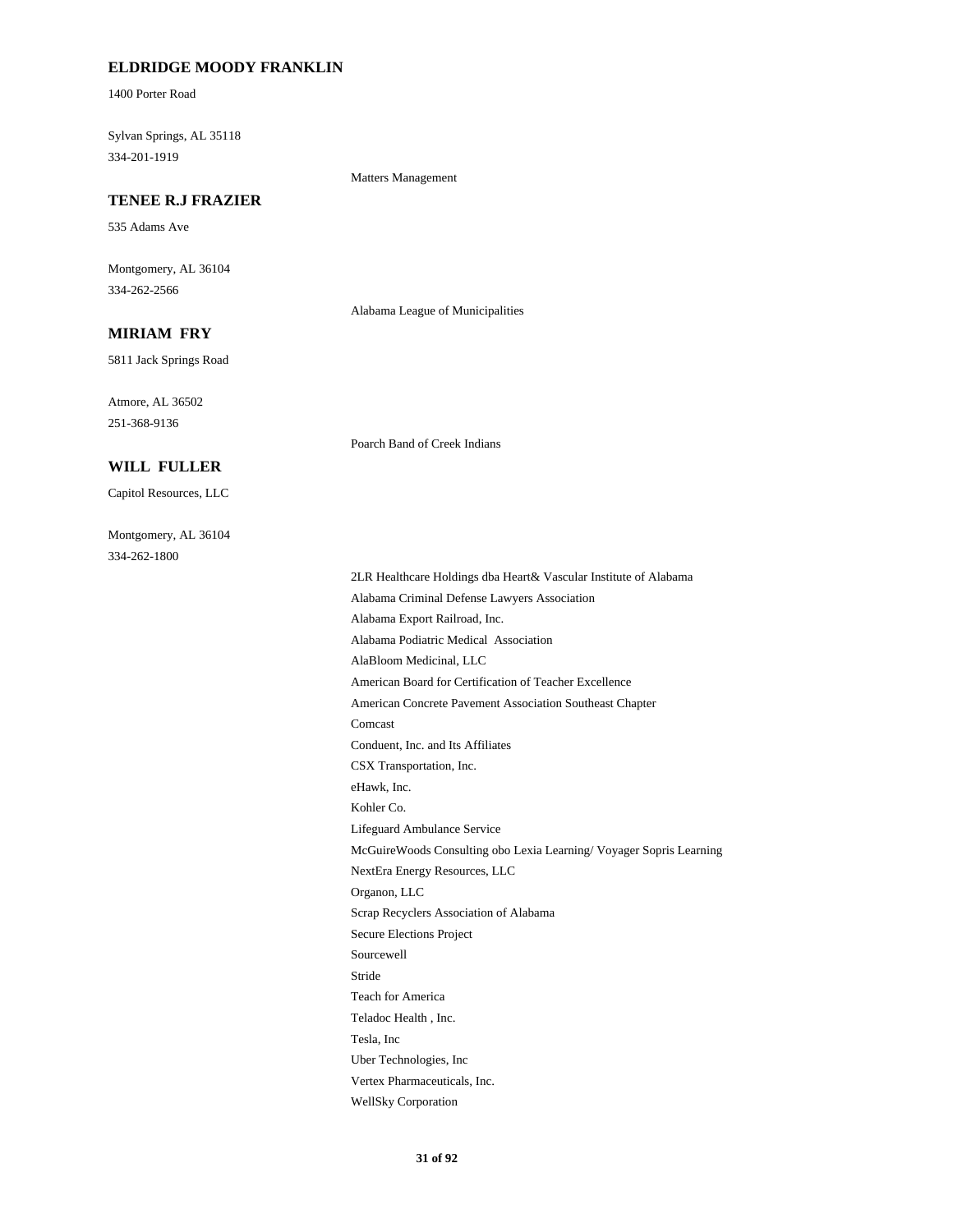**ELDRIDGE MOODY FRANKLIN**

1400 Porter Road

Sylvan Springs, AL 35118
334-201-1919

Matters Management

**TENEE R.J FRAZIER**

535 Adams Ave

Montgomery, AL 36104
334-262-2566

Alabama League of Municipalities

**MIRIAM FRY**

5811 Jack Springs Road

Atmore, AL 36502
251-368-9136

Poarch Band of Creek Indians

**WILL FULLER**

Capitol Resources, LLC

Montgomery, AL 36104
334-262-1800

2LR Healthcare Holdings dba Heart& Vascular Institute of Alabama
Alabama Criminal Defense Lawyers Association
Alabama Export Railroad, Inc.
Alabama Podiatric Medical Association
AlaBloom Medicinal, LLC
American Board for Certification of Teacher Excellence
American Concrete Pavement Association Southeast Chapter
Comcast
Conduent, Inc. and Its Affiliates
CSX Transportation, Inc.
eHawk, Inc.
Kohler Co.
Lifeguard Ambulance Service
McGuireWoods Consulting obo Lexia Learning/ Voyager Sopris Learning
NextEra Energy Resources, LLC
Organon, LLC
Scrap Recyclers Association of Alabama
Secure Elections Project
Sourcewell
Stride
Teach for America
Teladoc Health , Inc.
Tesla, Inc
Uber Technologies, Inc
Vertex Pharmaceuticals, Inc.
WellSky Corporation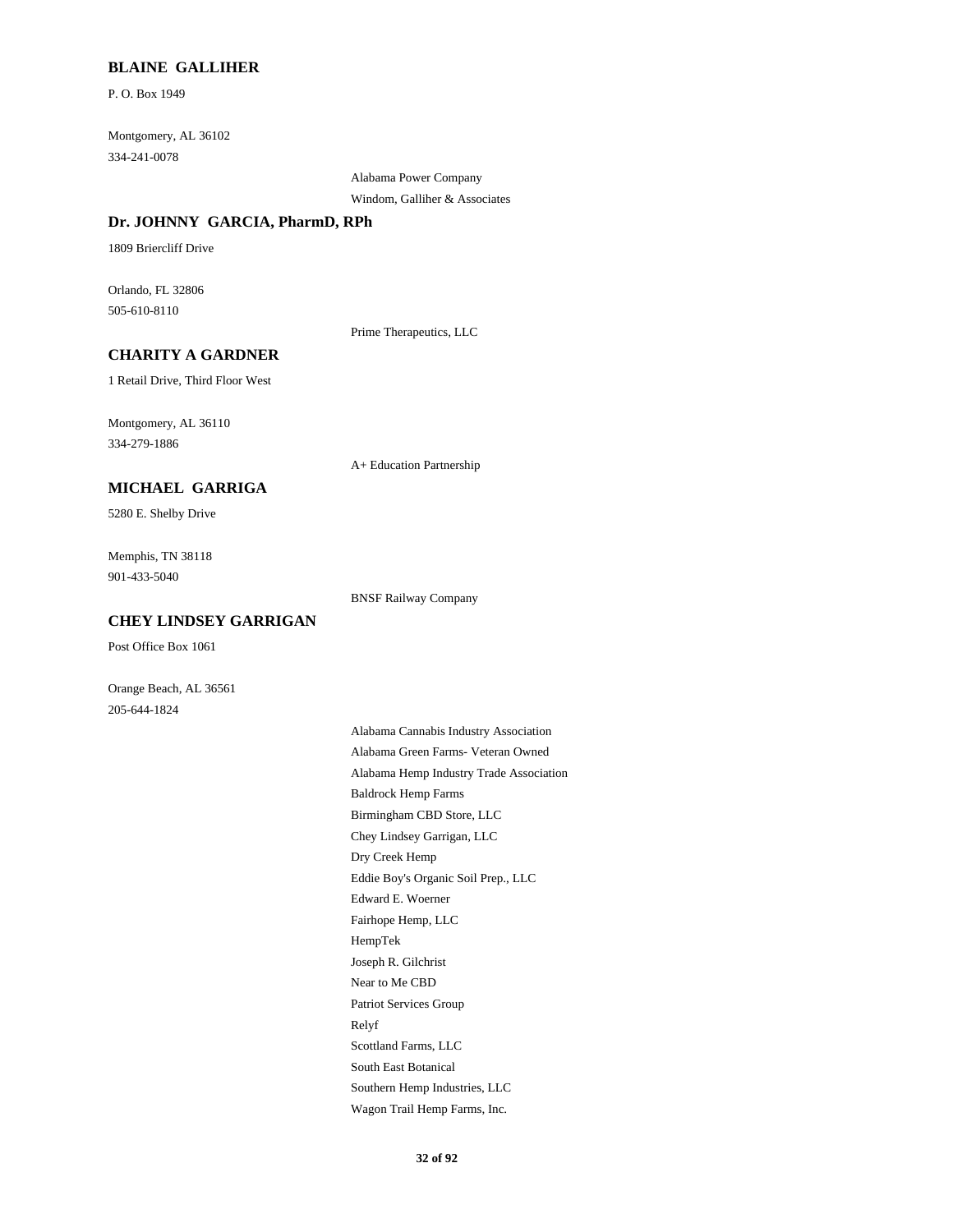### BLAINE GALLIHER

P. O. Box 1949

Montgomery, AL 36102
334-241-0078

Alabama Power Company
Windom, Galliher & Associates

### Dr. JOHNNY GARCIA, PharmD, RPh

1809 Briercliff Drive

Orlando, FL 32806
505-610-8110

Prime Therapeutics, LLC

### CHARITY A GARDNER

1 Retail Drive, Third Floor West

Montgomery, AL 36110
334-279-1886

A+ Education Partnership

### MICHAEL GARRIGA

5280 E. Shelby Drive

Memphis, TN 38118
901-433-5040

BNSF Railway Company

### CHEY LINDSEY GARRIGAN

Post Office Box 1061

Orange Beach, AL 36561
205-644-1824

Alabama Cannabis Industry Association
Alabama Green Farms- Veteran Owned
Alabama Hemp Industry Trade Association
Baldrock Hemp Farms
Birmingham CBD Store, LLC
Chey Lindsey Garrigan, LLC
Dry Creek Hemp
Eddie Boy's Organic Soil Prep., LLC
Edward E. Woerner
Fairhope Hemp, LLC
HempTek
Joseph R. Gilchrist
Near to Me CBD
Patriot Services Group
Relyf
Scottland Farms, LLC
South East Botanical
Southern Hemp Industries, LLC
Wagon Trail Hemp Farms, Inc.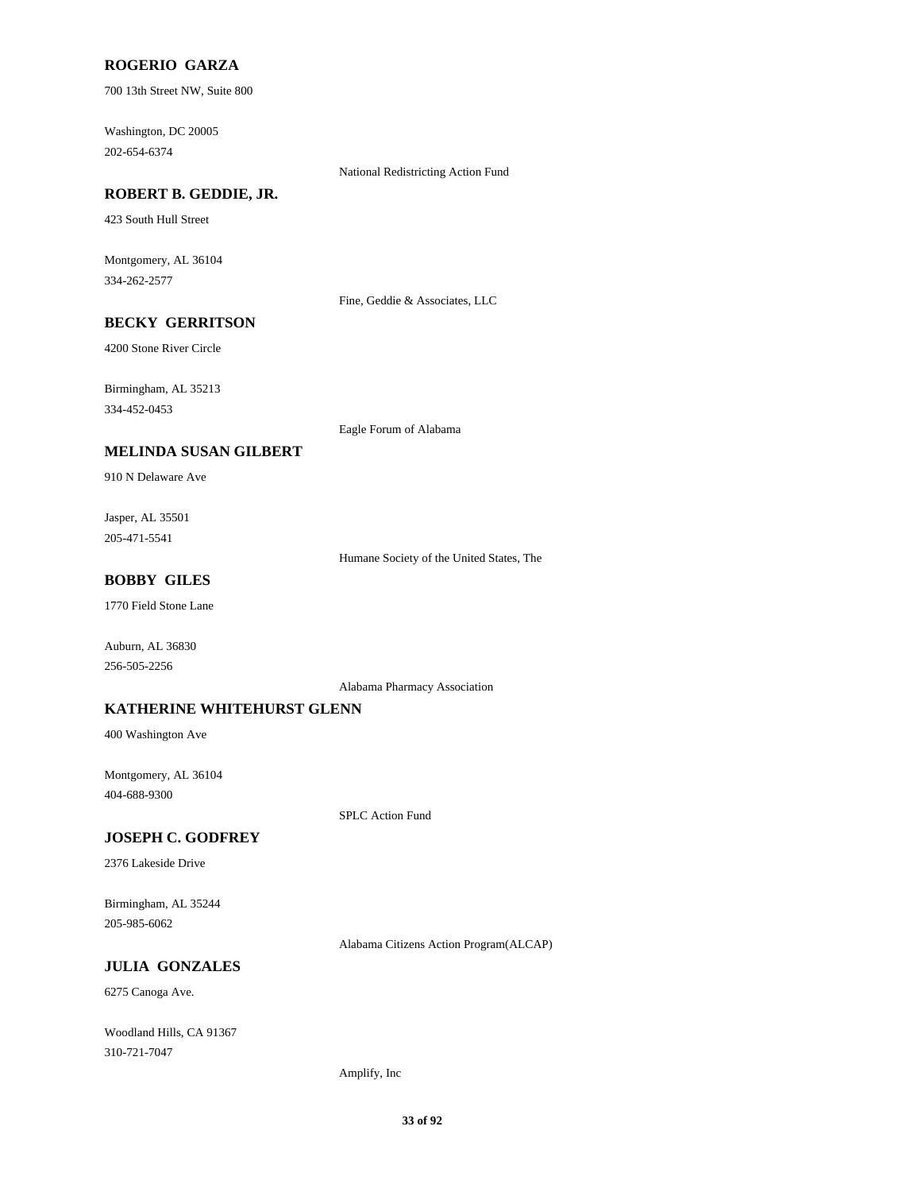**ROGERIO GARZA**

700 13th Street NW, Suite 800

Washington, DC 20005

202-654-6374

National Redistricting Action Fund

**ROBERT B. GEDDIE, JR.**

423 South Hull Street

Montgomery, AL 36104

334-262-2577

Fine, Geddie & Associates, LLC

**BECKY GERRITSON**

4200 Stone River Circle

Birmingham, AL 35213

334-452-0453

Eagle Forum of Alabama

**MELINDA SUSAN GILBERT**

910 N Delaware Ave

Jasper, AL 35501

205-471-5541

Humane Society of the United States, The

**BOBBY GILES**

1770 Field Stone Lane

Auburn, AL 36830

256-505-2256

Alabama Pharmacy Association

**KATHERINE WHITEHURST GLENN**

400 Washington Ave

Montgomery, AL 36104

404-688-9300

SPLC Action Fund

**JOSEPH C. GODFREY**

2376 Lakeside Drive

Birmingham, AL 35244

205-985-6062

Alabama Citizens Action Program(ALCAP)

**JULIA GONZALES**

6275 Canoga Ave.

Woodland Hills, CA 91367

310-721-7047

Amplify, Inc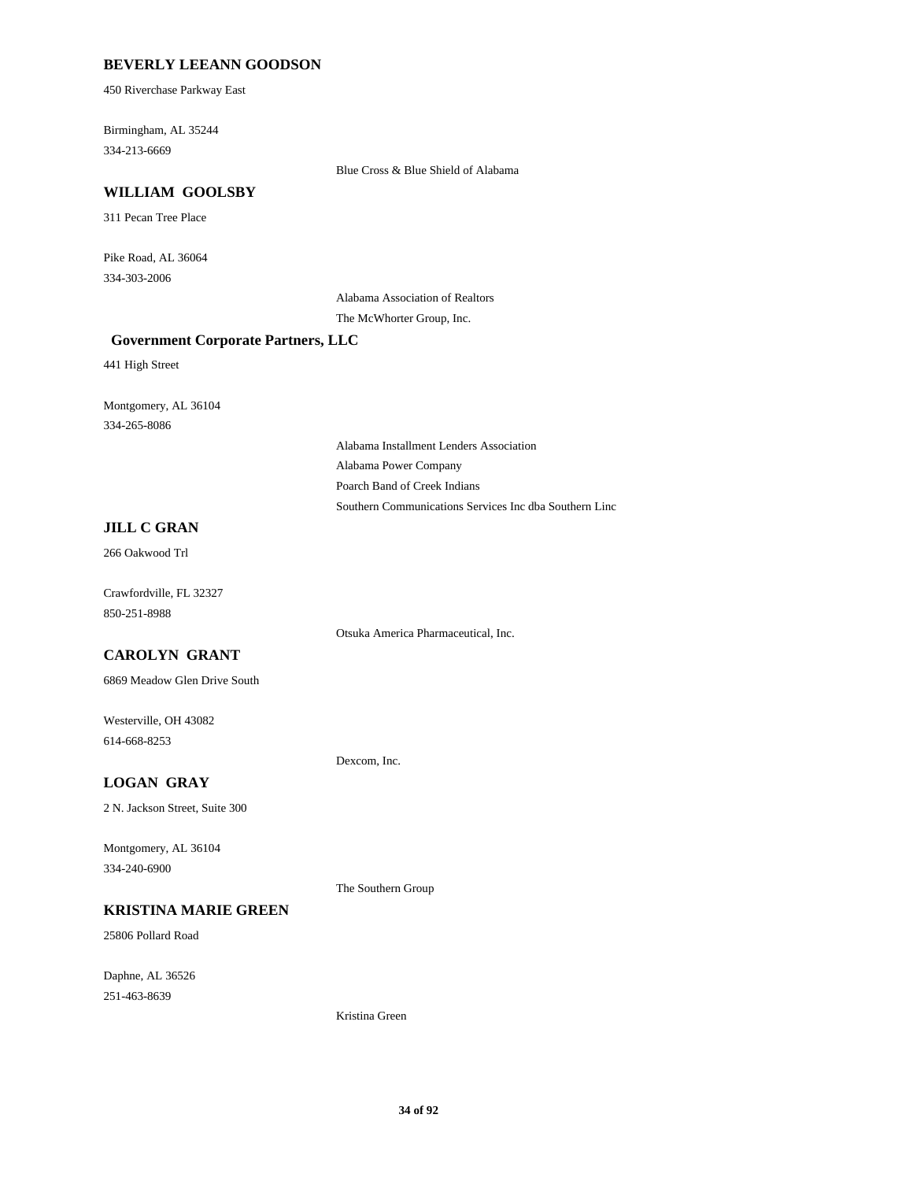**BEVERLY LEEANN GOODSON**

450 Riverchase Parkway East

Birmingham, AL 35244
334-213-6669

Blue Cross & Blue Shield of Alabama

**WILLIAM GOOLSBY**

311 Pecan Tree Place

Pike Road, AL 36064
334-303-2006

Alabama Association of Realtors
The McWhorter Group, Inc.

**Government Corporate Partners, LLC**

441 High Street

Montgomery, AL 36104
334-265-8086

Alabama Installment Lenders Association
Alabama Power Company
Poarch Band of Creek Indians
Southern Communications Services Inc dba Southern Linc

**JILL C GRAN**

266 Oakwood Trl

Crawfordville, FL 32327
850-251-8988

Otsuka America Pharmaceutical, Inc.

**CAROLYN GRANT**

6869 Meadow Glen Drive South

Westerville, OH 43082
614-668-8253

Dexcom, Inc.

**LOGAN GRAY**

2 N. Jackson Street, Suite 300

Montgomery, AL 36104
334-240-6900

The Southern Group

**KRISTINA MARIE GREEN**

25806 Pollard Road

Daphne, AL 36526
251-463-8639

Kristina Green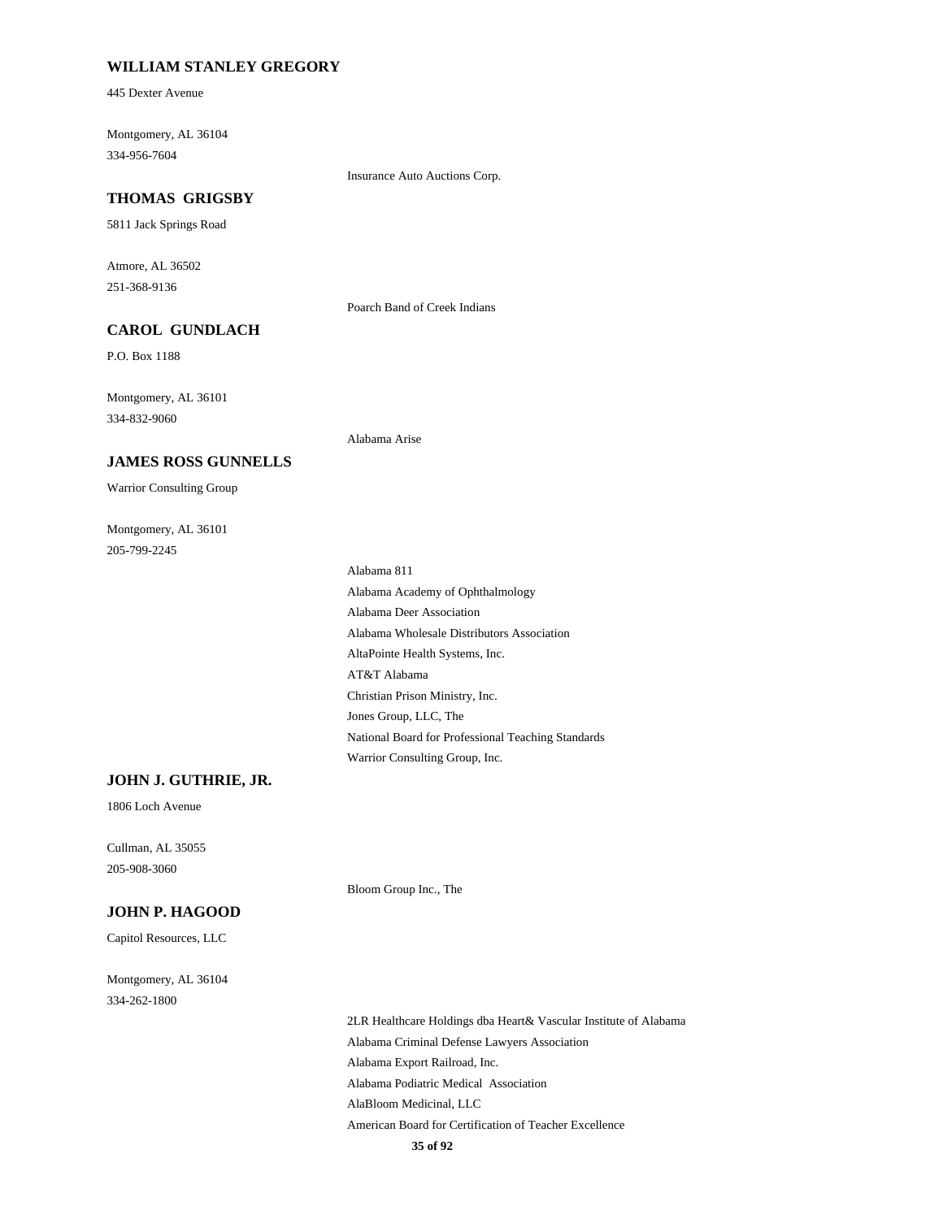**WILLIAM STANLEY GREGORY**

445 Dexter Avenue

Montgomery, AL 36104
334-956-7604

Insurance Auto Auctions Corp.

**THOMAS GRIGSBY**

5811 Jack Springs Road

Atmore, AL 36502
251-368-9136

Poarch Band of Creek Indians

**CAROL GUNDLACH**

P.O. Box 1188

Montgomery, AL 36101
334-832-9060

Alabama Arise

**JAMES ROSS GUNNELLS**

Warrior Consulting Group

Montgomery, AL 36101
205-799-2245

Alabama 811
Alabama Academy of Ophthalmology
Alabama Deer Association
Alabama Wholesale Distributors Association
AltaPointe Health Systems, Inc.
AT&T Alabama
Christian Prison Ministry, Inc.
Jones Group, LLC, The
National Board for Professional Teaching Standards
Warrior Consulting Group, Inc.

**JOHN J. GUTHRIE, JR.**

1806 Loch Avenue

Cullman, AL 35055
205-908-3060

Bloom Group Inc., The

**JOHN P. HAGOOD**

Capitol Resources, LLC

Montgomery, AL 36104
334-262-1800

2LR Healthcare Holdings dba Heart& Vascular Institute of Alabama
Alabama Criminal Defense Lawyers Association
Alabama Export Railroad, Inc.
Alabama Podiatric Medical Association
AlaBloom Medicinal, LLC
American Board for Certification of Teacher Excellence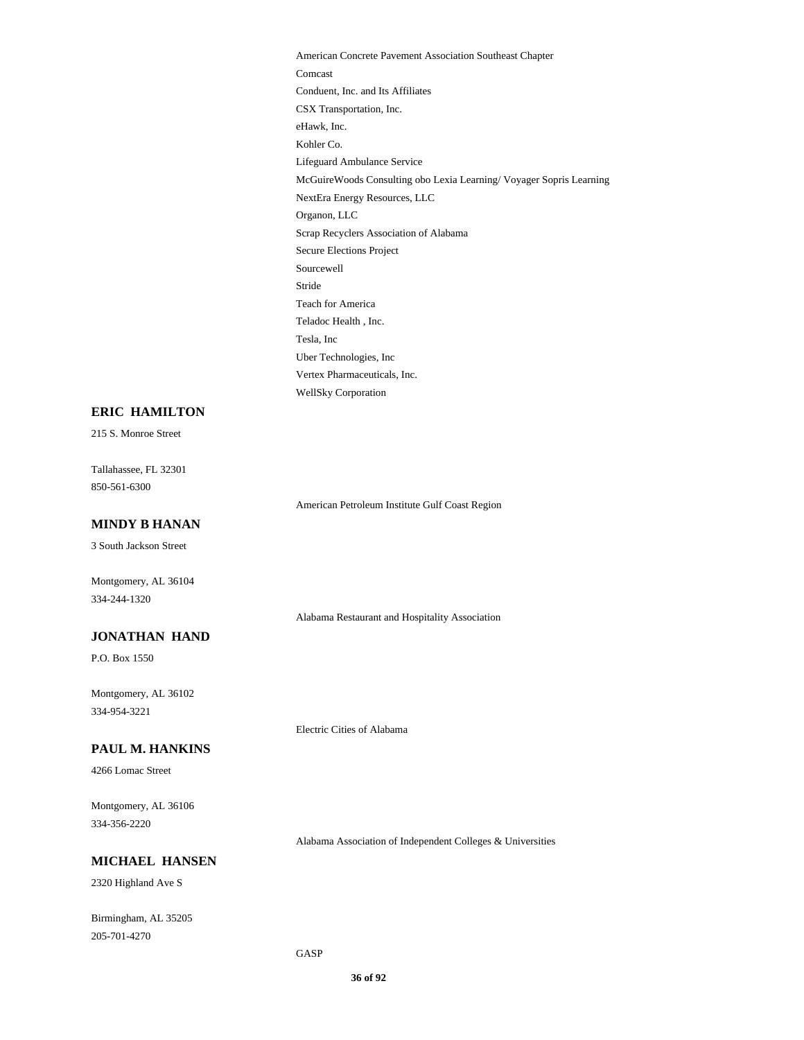American Concrete Pavement Association Southeast Chapter
Comcast
Conduent, Inc. and Its Affiliates
CSX Transportation, Inc.
eHawk, Inc.
Kohler Co.
Lifeguard Ambulance Service
McGuireWoods Consulting obo Lexia Learning/ Voyager Sopris Learning
NextEra Energy Resources, LLC
Organon, LLC
Scrap Recyclers Association of Alabama
Secure Elections Project
Sourcewell
Stride
Teach for America
Teladoc Health , Inc.
Tesla, Inc
Uber Technologies, Inc
Vertex Pharmaceuticals, Inc.
WellSky Corporation

**ERIC HAMILTON**

215 S. Monroe Street

Tallahassee, FL 32301
850-561-6300

American Petroleum Institute Gulf Coast Region

**MINDY B HANAN**

3 South Jackson Street

Montgomery, AL 36104
334-244-1320

Alabama Restaurant and Hospitality Association

**JONATHAN HAND**

P.O. Box 1550

Montgomery, AL 36102
334-954-3221

Electric Cities of Alabama

**PAUL M. HANKINS**

4266 Lomac Street

Montgomery, AL 36106
334-356-2220

Alabama Association of Independent Colleges & Universities

**MICHAEL HANSEN**

2320 Highland Ave S

Birmingham, AL 35205
205-701-4270

GASP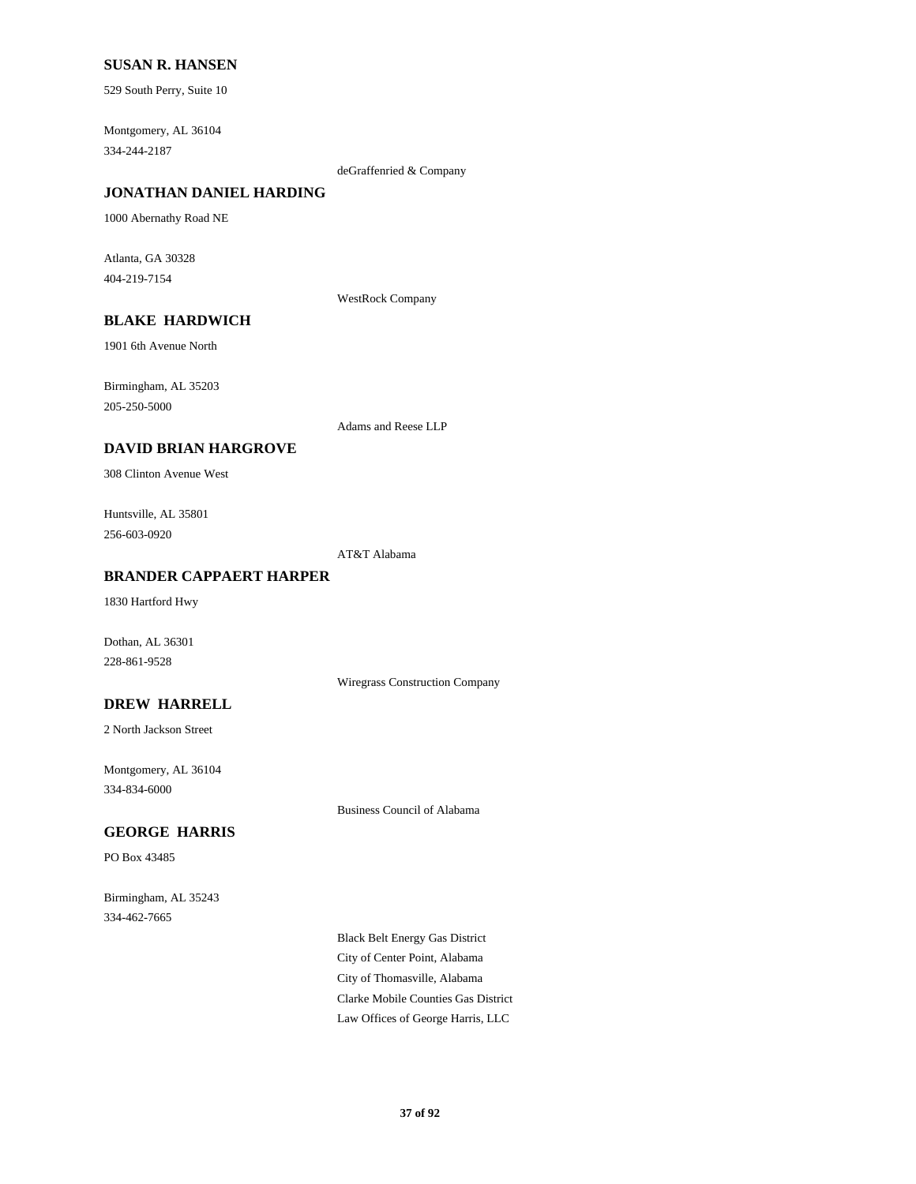**SUSAN R. HANSEN**

529 South Perry, Suite 10

Montgomery, AL 36104
334-244-2187

deGraffenried & Company

**JONATHAN DANIEL HARDING**

1000 Abernathy Road NE

Atlanta, GA 30328
404-219-7154

WestRock Company

**BLAKE HARDWICH**

1901 6th Avenue North

Birmingham, AL 35203
205-250-5000

Adams and Reese LLP

**DAVID BRIAN HARGROVE**

308 Clinton Avenue West

Huntsville, AL 35801
256-603-0920

AT&T Alabama

**BRANDER CAPPAERT HARPER**

1830 Hartford Hwy

Dothan, AL 36301
228-861-9528

Wiregrass Construction Company

**DREW HARRELL**

2 North Jackson Street

Montgomery, AL 36104
334-834-6000

Business Council of Alabama

**GEORGE HARRIS**

PO Box 43485

Birmingham, AL 35243
334-462-7665

Black Belt Energy Gas District
City of Center Point, Alabama
City of Thomasville, Alabama
Clarke Mobile Counties Gas District
Law Offices of George Harris, LLC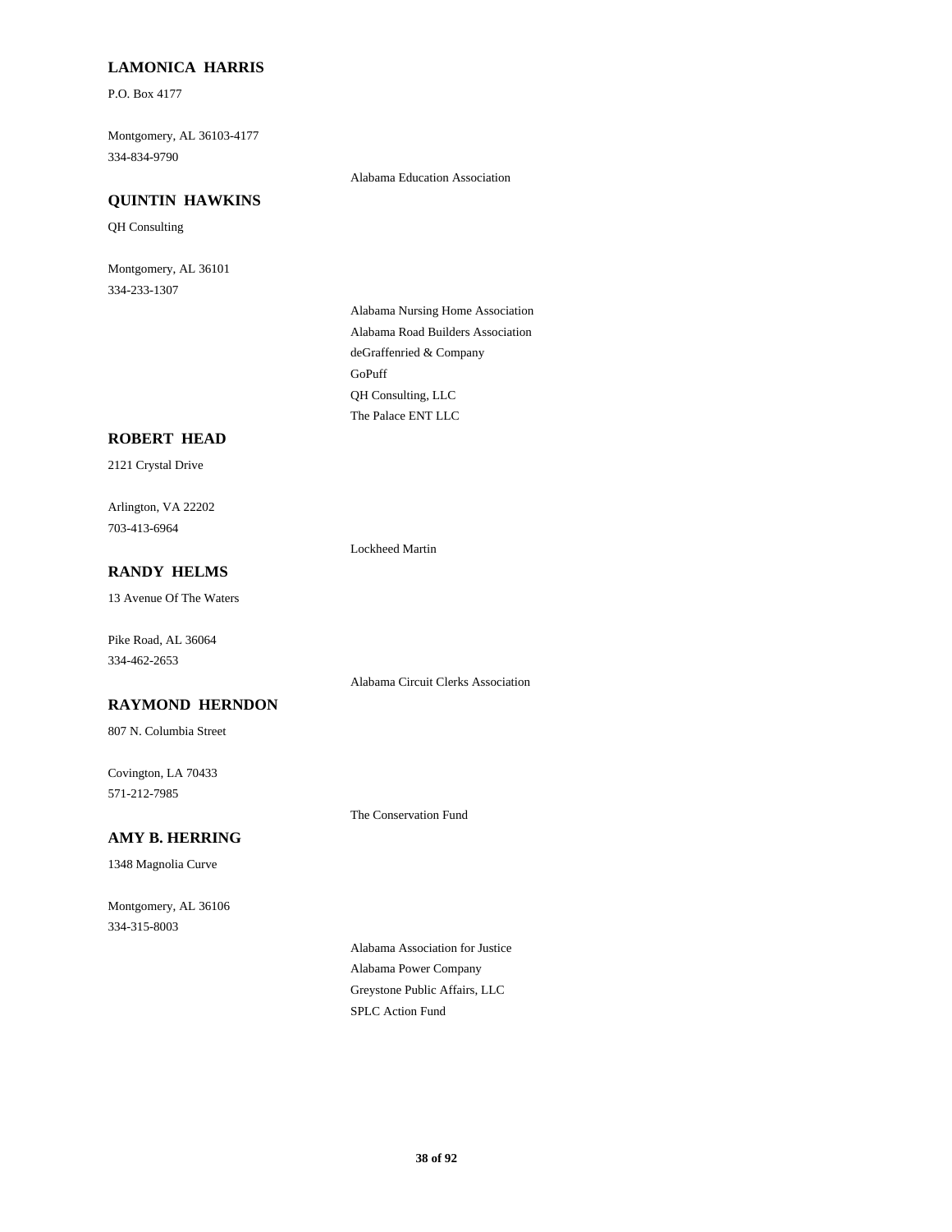**LAMONICA HARRIS**

P.O. Box 4177

Montgomery, AL 36103-4177
334-834-9790

Alabama Education Association

**QUINTIN HAWKINS**

QH Consulting

Montgomery, AL 36101
334-233-1307

Alabama Nursing Home Association
Alabama Road Builders Association
deGraffenried & Company
GoPuff
QH Consulting, LLC
The Palace ENT LLC

**ROBERT HEAD**

2121 Crystal Drive

Arlington, VA 22202
703-413-6964

Lockheed Martin

**RANDY HELMS**

13 Avenue Of The Waters

Pike Road, AL 36064
334-462-2653

Alabama Circuit Clerks Association

**RAYMOND HERNDON**

807 N. Columbia Street

Covington, LA 70433
571-212-7985

The Conservation Fund

**AMY B. HERRING**

1348 Magnolia Curve

Montgomery, AL 36106
334-315-8003

Alabama Association for Justice
Alabama Power Company
Greystone Public Affairs, LLC
SPLC Action Fund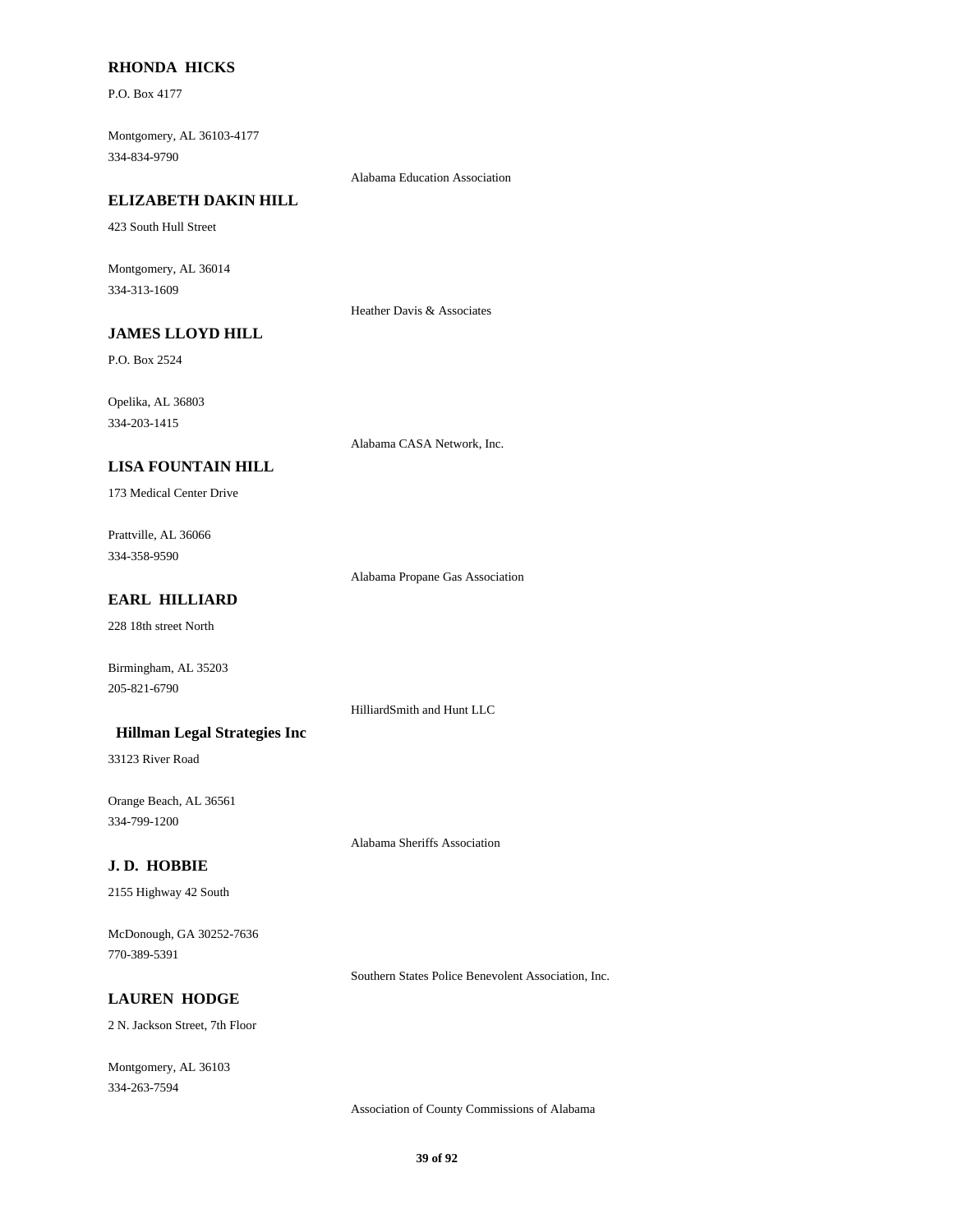**RHONDA HICKS**

P.O. Box 4177

Montgomery, AL 36103-4177
334-834-9790

Alabama Education Association

**ELIZABETH DAKIN HILL**

423 South Hull Street

Montgomery, AL 36014
334-313-1609

Heather Davis & Associates

**JAMES LLOYD HILL**

P.O. Box 2524

Opelika, AL 36803
334-203-1415

Alabama CASA Network, Inc.

**LISA FOUNTAIN HILL**

173 Medical Center Drive

Prattville, AL 36066
334-358-9590

Alabama Propane Gas Association

**EARL HILLIARD**

228 18th street North

Birmingham, AL 35203
205-821-6790

HilliardSmith and Hunt LLC

**Hillman Legal Strategies Inc**

33123 River Road

Orange Beach, AL 36561
334-799-1200

Alabama Sheriffs Association

**J. D. HOBBIE**

2155 Highway 42 South

McDonough, GA 30252-7636
770-389-5391

Southern States Police Benevolent Association, Inc.

**LAUREN HODGE**

2 N. Jackson Street, 7th Floor

Montgomery, AL 36103
334-263-7594

Association of County Commissions of Alabama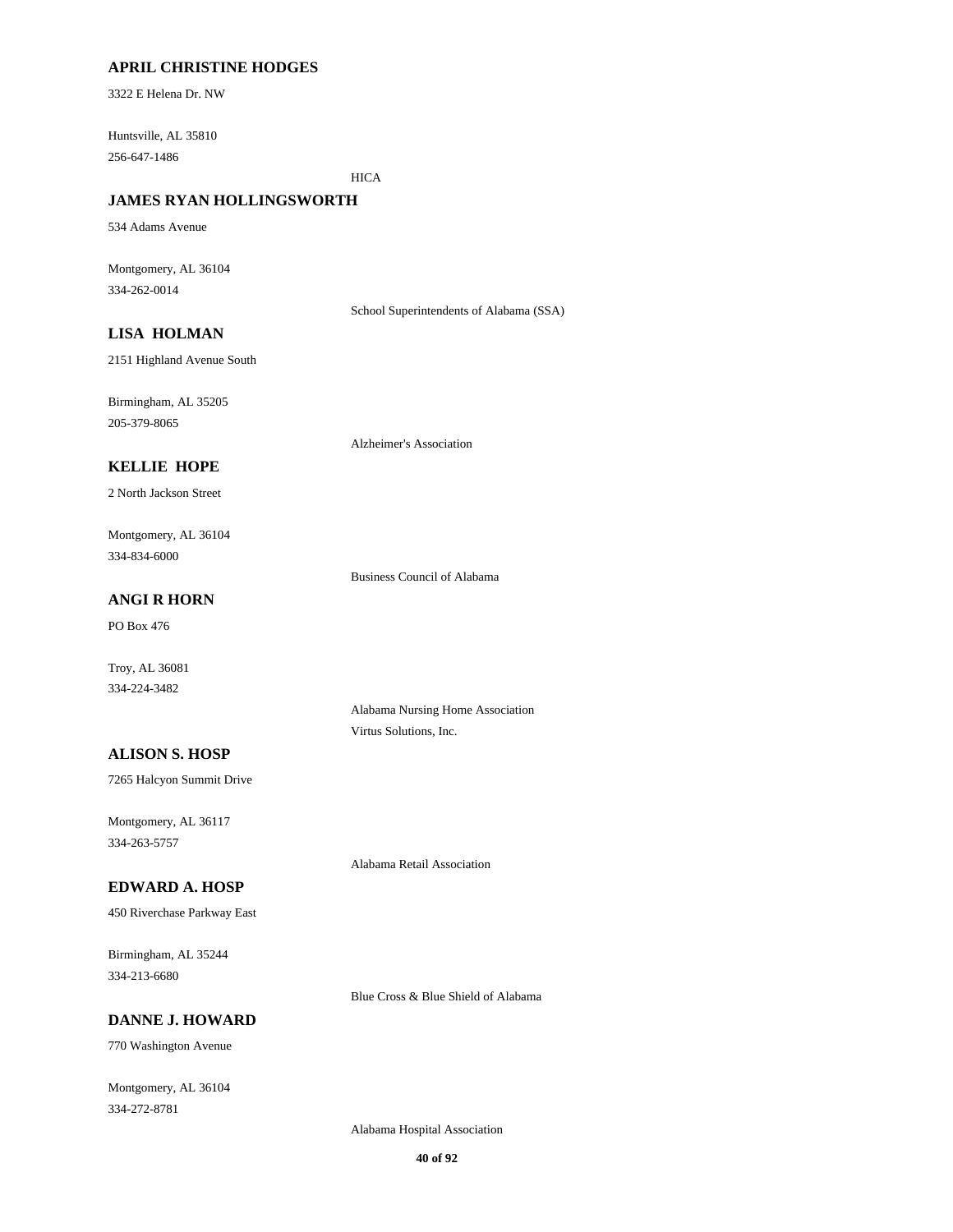**APRIL CHRISTINE HODGES**

3322 E Helena Dr. NW

Huntsville, AL 35810
256-647-1486

HICA

**JAMES RYAN HOLLINGSWORTH**

534 Adams Avenue

Montgomery, AL 36104
334-262-0014

School Superintendents of Alabama (SSA)

**LISA HOLMAN**

2151 Highland Avenue South

Birmingham, AL 35205
205-379-8065

Alzheimer's Association

**KELLIE HOPE**

2 North Jackson Street

Montgomery, AL 36104
334-834-6000

Business Council of Alabama

**ANGI R HORN**

PO Box 476

Troy, AL 36081
334-224-3482

Alabama Nursing Home Association
Virtus Solutions, Inc.

**ALISON S. HOSP**

7265 Halcyon Summit Drive

Montgomery, AL 36117
334-263-5757

Alabama Retail Association

**EDWARD A. HOSP**

450 Riverchase Parkway East

Birmingham, AL 35244
334-213-6680

Blue Cross & Blue Shield of Alabama

**DANNE J. HOWARD**

770 Washington Avenue

Montgomery, AL 36104
334-272-8781

Alabama Hospital Association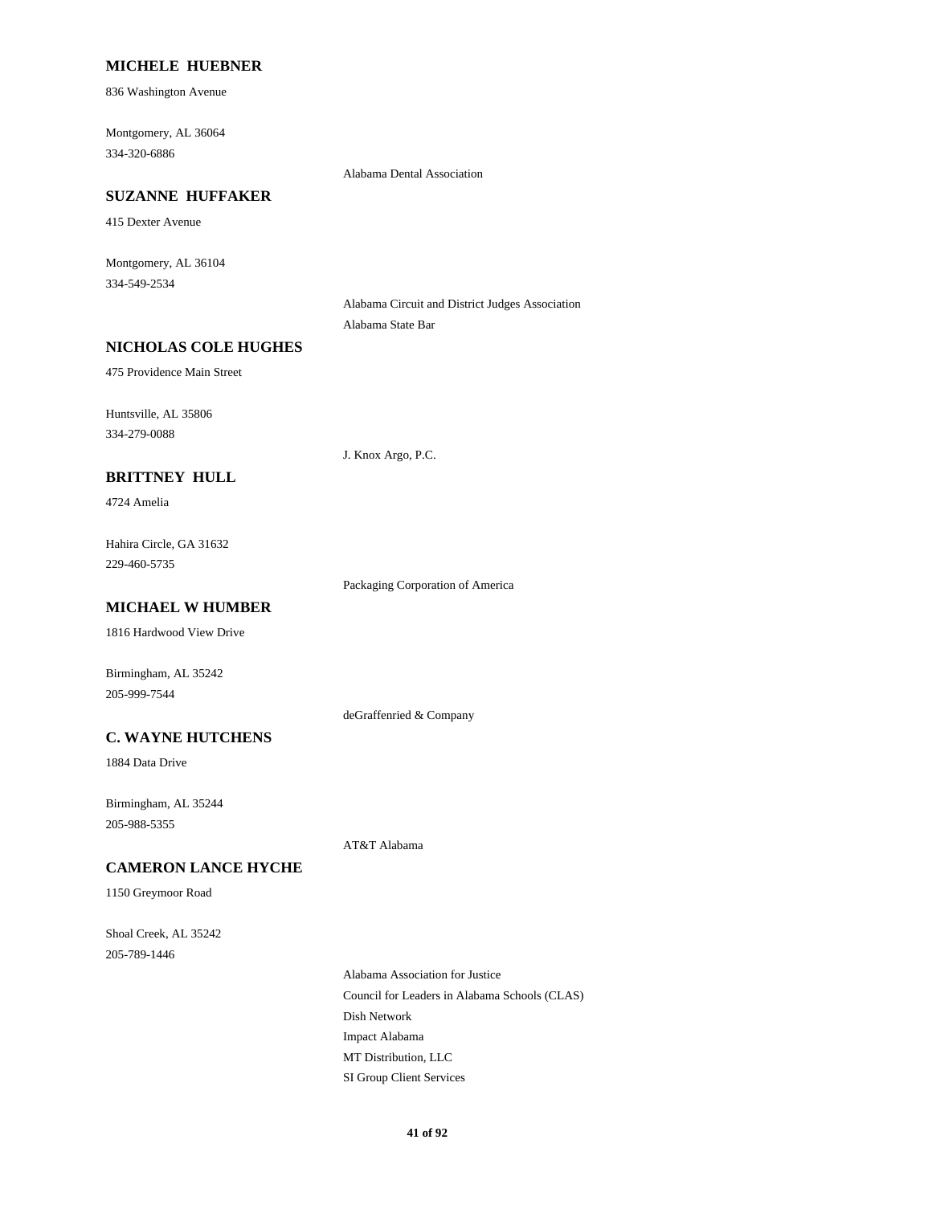**MICHELE HUEBNER**

836 Washington Avenue

Montgomery, AL 36064
334-320-6886

Alabama Dental Association

**SUZANNE HUFFAKER**

415 Dexter Avenue

Montgomery, AL 36104
334-549-2534

Alabama Circuit and District Judges Association
Alabama State Bar

**NICHOLAS COLE HUGHES**

475 Providence Main Street

Huntsville, AL 35806
334-279-0088

J. Knox Argo, P.C.

**BRITTNEY HULL**

4724 Amelia

Hahira Circle, GA 31632
229-460-5735

Packaging Corporation of America

**MICHAEL W HUMBER**

1816 Hardwood View Drive

Birmingham, AL 35242
205-999-7544

deGraffenried & Company

**C. WAYNE HUTCHENS**

1884 Data Drive

Birmingham, AL 35244
205-988-5355

AT&T Alabama

**CAMERON LANCE HYCHE**

1150 Greymoor Road

Shoal Creek, AL 35242
205-789-1446

Alabama Association for Justice
Council for Leaders in Alabama Schools (CLAS)
Dish Network
Impact Alabama
MT Distribution, LLC
SI Group Client Services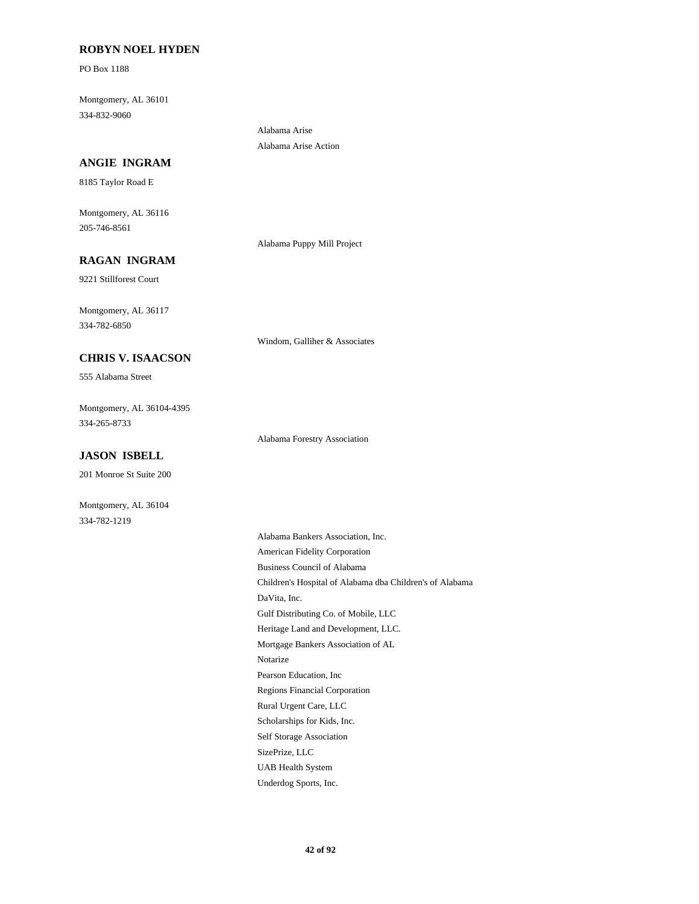**ROBYN NOEL HYDEN**

PO Box 1188

Montgomery, AL 36101
334-832-9060

- Alabama Arise
- Alabama Arise Action

**ANGIE INGRAM**

8185 Taylor Road E

Montgomery, AL 36116
205-746-8561

- Alabama Puppy Mill Project

**RAGAN INGRAM**

9221 Stillforest Court

Montgomery, AL 36117
334-782-6850

- Windom, Galliher & Associates

**CHRIS V. ISAACSON**

555 Alabama Street

Montgomery, AL 36104-4395
334-265-8733

- Alabama Forestry Association

**JASON ISBELL**

201 Monroe St Suite 200

Montgomery, AL 36104
334-782-1219

- Alabama Bankers Association, Inc.
- American Fidelity Corporation
- Business Council of Alabama
- Children's Hospital of Alabama dba Children's of Alabama
- DaVita, Inc.
- Gulf Distributing Co. of Mobile, LLC
- Heritage Land and Development, LLC.
- Mortgage Bankers Association of AL
- Notarize
- Pearson Education, Inc
- Regions Financial Corporation
- Rural Urgent Care, LLC
- Scholarships for Kids, Inc.
- Self Storage Association
- SizePrize, LLC
- UAB Health System
- Underdog Sports, Inc.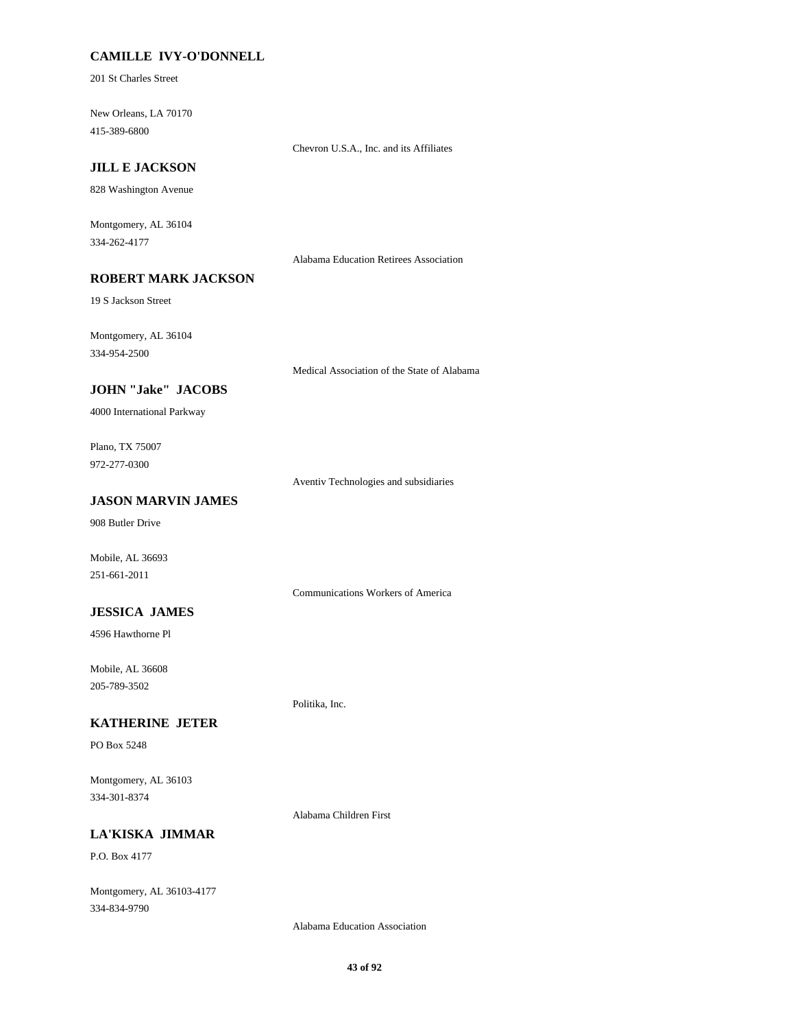**CAMILLE IVY-O'DONNELL**

201 St Charles Street

New Orleans, LA 70170
415-389-6800

Chevron U.S.A., Inc. and its Affiliates

**JILL E JACKSON**

828 Washington Avenue

Montgomery, AL 36104
334-262-4177

Alabama Education Retirees Association

**ROBERT MARK JACKSON**

19 S Jackson Street

Montgomery, AL 36104
334-954-2500

Medical Association of the State of Alabama

**JOHN "Jake" JACOBS**

4000 International Parkway

Plano, TX 75007
972-277-0300

Aventiv Technologies and subsidiaries

**JASON MARVIN JAMES**

908 Butler Drive

Mobile, AL 36693
251-661-2011

Communications Workers of America

**JESSICA JAMES**

4596 Hawthorne Pl

Mobile, AL 36608
205-789-3502

Politika, Inc.

**KATHERINE JETER**

PO Box 5248

Montgomery, AL 36103
334-301-8374

Alabama Children First

**LA'KISKA JIMMAR**

P.O. Box 4177

Montgomery, AL 36103-4177
334-834-9790

Alabama Education Association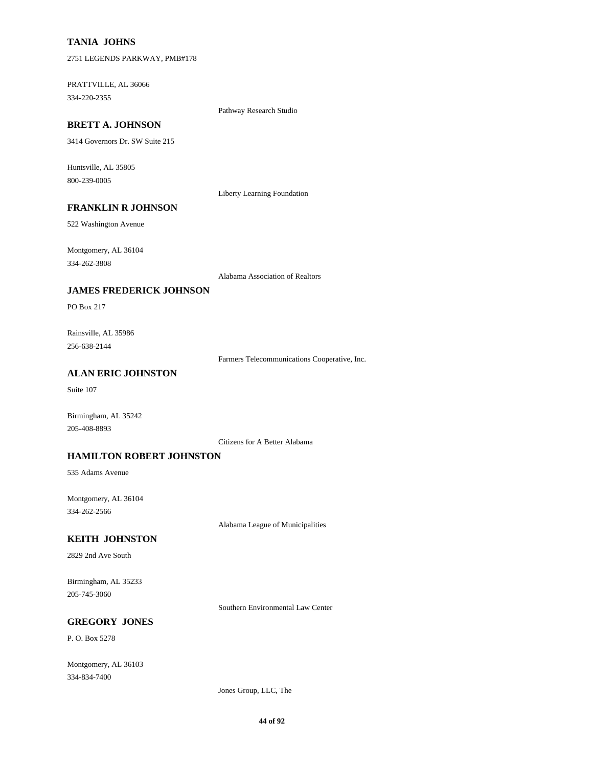**TANIA JOHNS**

2751 LEGENDS PARKWAY, PMB#178

PRATTVILLE, AL 36066
334-220-2355

Pathway Research Studio

**BRETT A. JOHNSON**

3414 Governors Dr. SW Suite 215

Huntsville, AL 35805
800-239-0005

Liberty Learning Foundation

**FRANKLIN R JOHNSON**

522 Washington Avenue

Montgomery, AL 36104
334-262-3808

Alabama Association of Realtors

**JAMES FREDERICK JOHNSON**

PO Box 217

Rainsville, AL 35986
256-638-2144

Farmers Telecommunications Cooperative, Inc.

**ALAN ERIC JOHNSTON**

Suite 107

Birmingham, AL 35242
205-408-8893

Citizens for A Better Alabama

**HAMILTON ROBERT JOHNSTON**

535 Adams Avenue

Montgomery, AL 36104
334-262-2566

Alabama League of Municipalities

**KEITH JOHNSTON**

2829 2nd Ave South

Birmingham, AL 35233
205-745-3060

Southern Environmental Law Center

**GREGORY JONES**

P. O. Box 5278

Montgomery, AL 36103
334-834-7400

Jones Group, LLC, The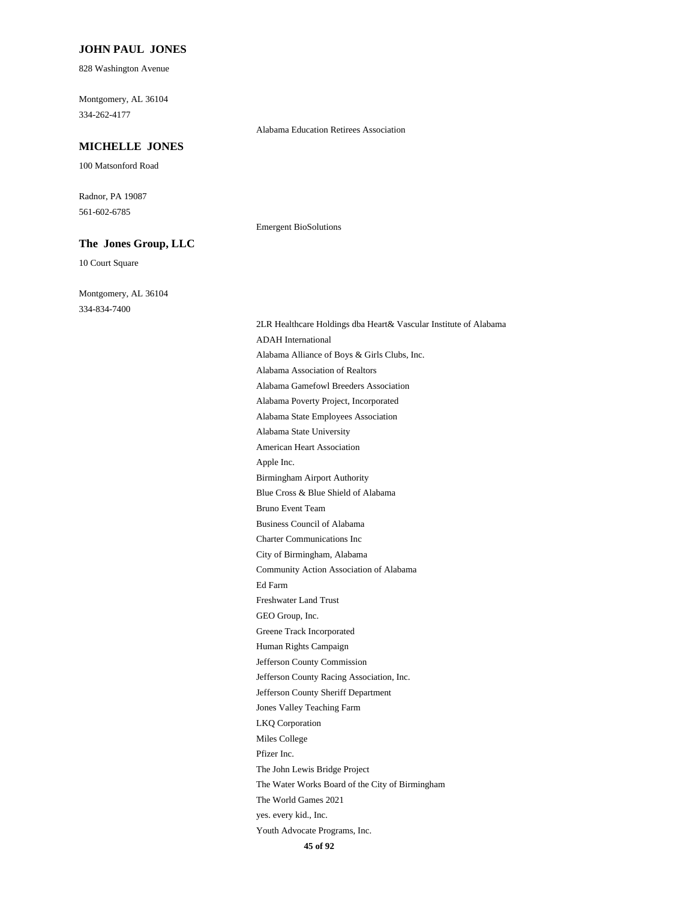**JOHN PAUL JONES**

828 Washington Avenue

Montgomery, AL 36104
334-262-4177

Alabama Education Retirees Association

**MICHELLE JONES**

100 Matsonford Road

Radnor, PA 19087
561-602-6785

Emergent BioSolutions

**The Jones Group, LLC**

10 Court Square

Montgomery, AL 36104
334-834-7400

2LR Healthcare Holdings dba Heart& Vascular Institute of Alabama
ADAH International
Alabama Alliance of Boys & Girls Clubs, Inc.
Alabama Association of Realtors
Alabama Gamefowl Breeders Association
Alabama Poverty Project, Incorporated
Alabama State Employees Association
Alabama State University
American Heart Association
Apple Inc.
Birmingham Airport Authority
Blue Cross & Blue Shield of Alabama
Bruno Event Team
Business Council of Alabama
Charter Communications Inc
City of Birmingham, Alabama
Community Action Association of Alabama
Ed Farm
Freshwater Land Trust
GEO Group, Inc.
Greene Track Incorporated
Human Rights Campaign
Jefferson County Commission
Jefferson County Racing Association, Inc.
Jefferson County Sheriff Department
Jones Valley Teaching Farm
LKQ Corporation
Miles College
Pfizer Inc.
The John Lewis Bridge Project
The Water Works Board of the City of Birmingham
The World Games 2021
yes. every kid., Inc.
Youth Advocate Programs, Inc.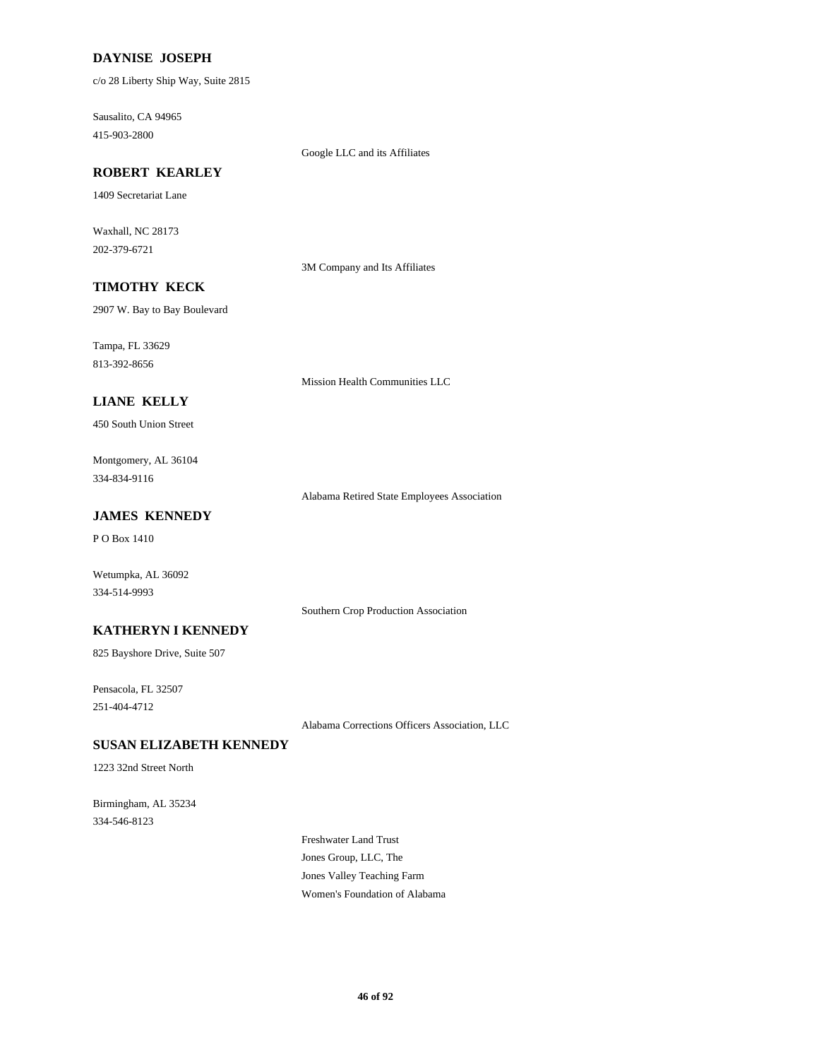**DAYNISE JOSEPH**

c/o 28 Liberty Ship Way, Suite 2815

Sausalito, CA 94965
415-903-2800

Google LLC and its Affiliates

**ROBERT KEARLEY**

1409 Secretariat Lane

Waxhall, NC 28173
202-379-6721

3M Company and Its Affiliates

**TIMOTHY KECK**

2907 W. Bay to Bay Boulevard

Tampa, FL 33629
813-392-8656

Mission Health Communities LLC

**LIANE KELLY**

450 South Union Street

Montgomery, AL 36104
334-834-9116

Alabama Retired State Employees Association

**JAMES KENNEDY**

P O Box 1410

Wetumpka, AL 36092
334-514-9993

Southern Crop Production Association

**KATHERYN I KENNEDY**

825 Bayshore Drive, Suite 507

Pensacola, FL 32507
251-404-4712

Alabama Corrections Officers Association, LLC

**SUSAN ELIZABETH KENNEDY**

1223 32nd Street North

Birmingham, AL 35234
334-546-8123

Freshwater Land Trust
Jones Group, LLC, The
Jones Valley Teaching Farm
Women's Foundation of Alabama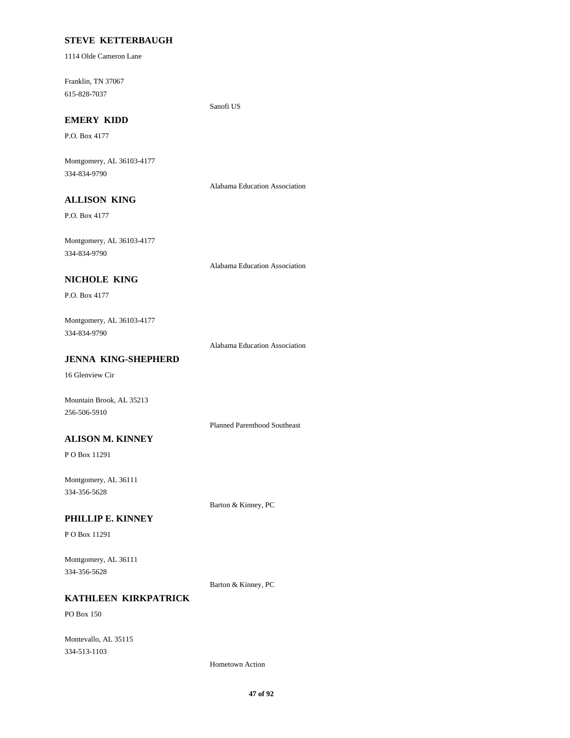**STEVE KETTERBAUGH**

1114 Olde Cameron Lane

Franklin, TN 37067
615-828-7037

Sanofi US

**EMERY KIDD**

P.O. Box 4177

Montgomery, AL 36103-4177
334-834-9790

Alabama Education Association

**ALLISON KING**

P.O. Box 4177

Montgomery, AL 36103-4177
334-834-9790

Alabama Education Association

**NICHOLE KING**

P.O. Box 4177

Montgomery, AL 36103-4177
334-834-9790

Alabama Education Association

**JENNA KING-SHEPHERD**

16 Glenview Cir

Mountain Brook, AL 35213
256-506-5910

Planned Parenthood Southeast

**ALISON M. KINNEY**

P O Box 11291

Montgomery, AL 36111
334-356-5628

Barton & Kinney, PC

**PHILLIP E. KINNEY**

P O Box 11291

Montgomery, AL 36111
334-356-5628

Barton & Kinney, PC

**KATHLEEN KIRKPATRICK**

PO Box 150

Montevallo, AL 35115
334-513-1103

Hometown Action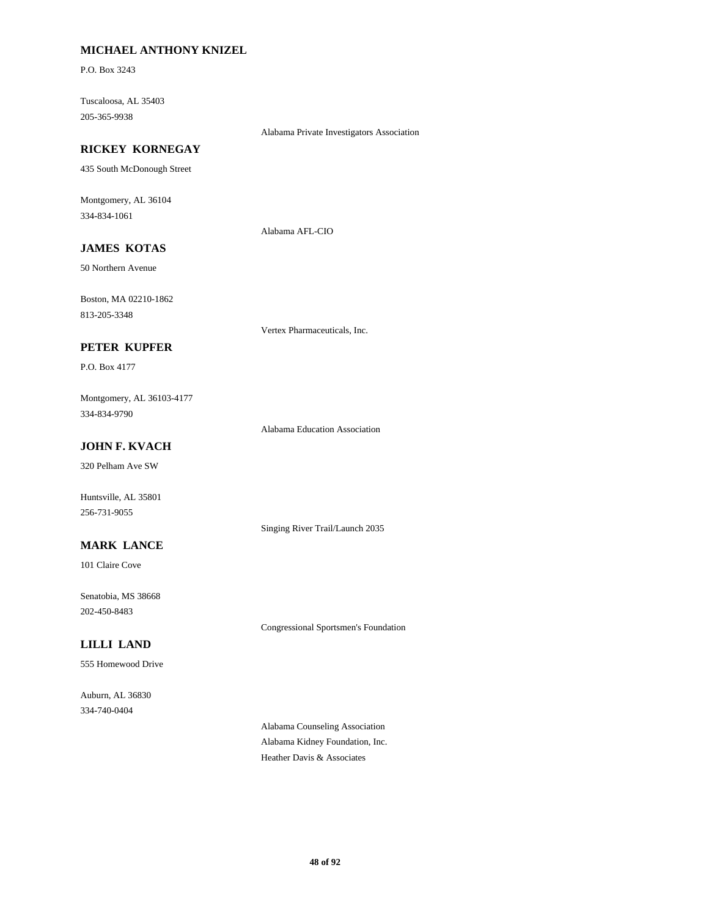**MICHAEL ANTHONY KNIZEL**

P.O. Box 3243

Tuscaloosa, AL 35403
205-365-9938

Alabama Private Investigators Association

**RICKEY KORNEGAY**

435 South McDonough Street

Montgomery, AL 36104
334-834-1061

Alabama AFL-CIO

**JAMES KOTAS**

50 Northern Avenue

Boston, MA 02210-1862
813-205-3348

Vertex Pharmaceuticals, Inc.

**PETER KUPFER**

P.O. Box 4177

Montgomery, AL 36103-4177
334-834-9790

Alabama Education Association

**JOHN F. KVACH**

320 Pelham Ave SW

Huntsville, AL 35801
256-731-9055

Singing River Trail/Launch 2035

**MARK LANCE**

101 Claire Cove

Senatobia, MS 38668
202-450-8483

Congressional Sportsmen's Foundation

**LILLI LAND**

555 Homewood Drive

Auburn, AL 36830
334-740-0404

Alabama Counseling Association
Alabama Kidney Foundation, Inc.
Heather Davis & Associates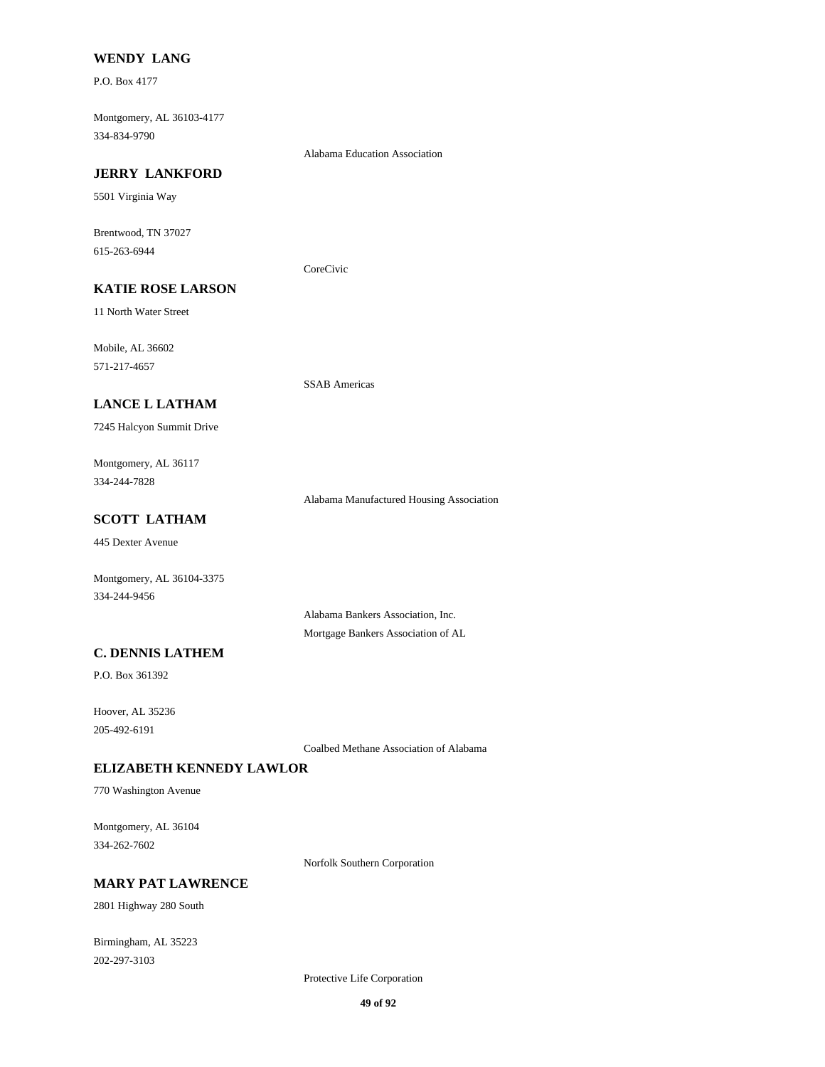**WENDY LANG**

P.O. Box 4177

Montgomery, AL 36103-4177
334-834-9790

Alabama Education Association

**JERRY LANKFORD**

5501 Virginia Way

Brentwood, TN 37027
615-263-6944

CoreCivic

**KATIE ROSE LARSON**

11 North Water Street

Mobile, AL 36602
571-217-4657

SSAB Americas

**LANCE L LATHAM**

7245 Halcyon Summit Drive

Montgomery, AL 36117
334-244-7828

Alabama Manufactured Housing Association

**SCOTT LATHAM**

445 Dexter Avenue

Montgomery, AL 36104-3375
334-244-9456

Alabama Bankers Association, Inc.
Mortgage Bankers Association of AL

**C. DENNIS LATHEM**

P.O. Box 361392

Hoover, AL 35236
205-492-6191

Coalbed Methane Association of Alabama

**ELIZABETH KENNEDY LAWLOR**

770 Washington Avenue

Montgomery, AL 36104
334-262-7602

Norfolk Southern Corporation

**MARY PAT LAWRENCE**

2801 Highway 280 South

Birmingham, AL 35223
202-297-3103

Protective Life Corporation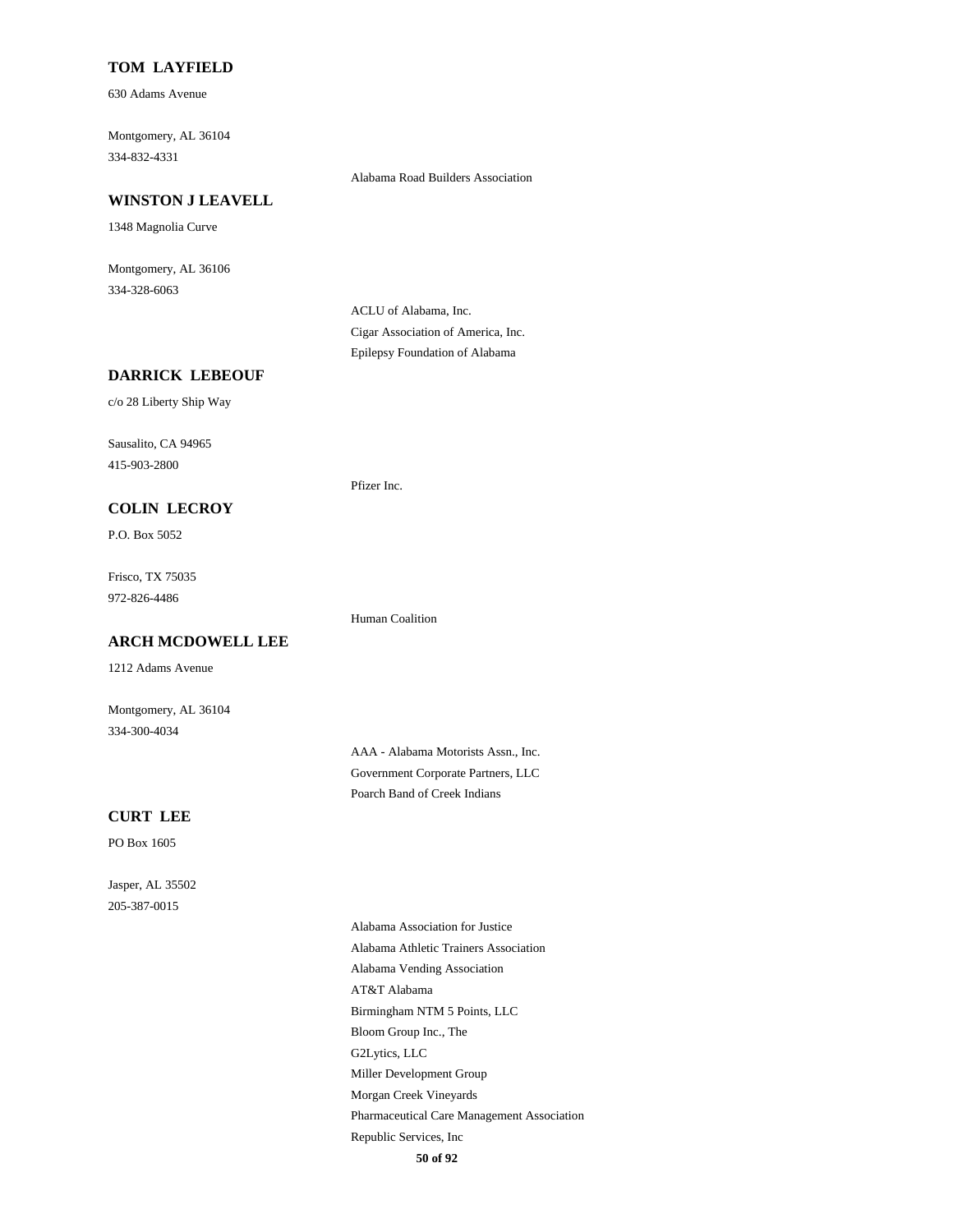**TOM LAYFIELD**

630 Adams Avenue

Montgomery, AL 36104

334-832-4331

Alabama Road Builders Association

**WINSTON J LEAVELL**

1348 Magnolia Curve

Montgomery, AL 36106

334-328-6063

ACLU of Alabama, Inc.

Cigar Association of America, Inc.

Epilepsy Foundation of Alabama

**DARRICK LEBEOUF**

c/o 28 Liberty Ship Way

Sausalito, CA 94965

415-903-2800

Pfizer Inc.

**COLIN LECROY**

P.O. Box 5052

Frisco, TX 75035

972-826-4486

Human Coalition

**ARCH MCDOWELL LEE**

1212 Adams Avenue

Montgomery, AL 36104

334-300-4034

AAA - Alabama Motorists Assn., Inc.

Government Corporate Partners, LLC

Poarch Band of Creek Indians

**CURT LEE**

PO Box 1605

Jasper, AL 35502

205-387-0015

Alabama Association for Justice

Alabama Athletic Trainers Association

Alabama Vending Association

AT&T Alabama

Birmingham NTM 5 Points, LLC

Bloom Group Inc., The

G2Lytics, LLC

Miller Development Group

Morgan Creek Vineyards

Pharmaceutical Care Management Association

Republic Services, Inc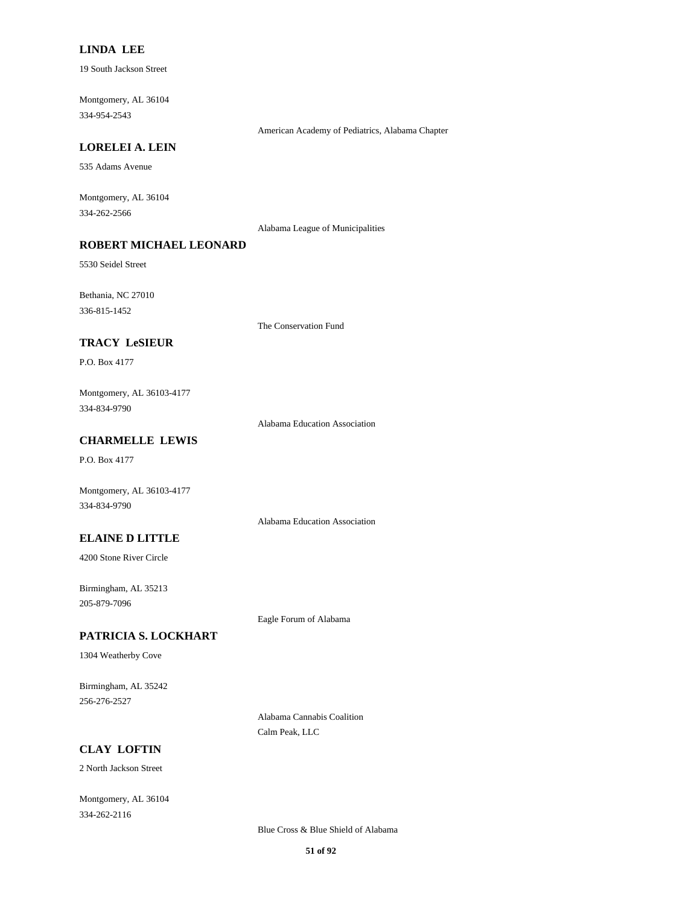**LINDA LEE**

19 South Jackson Street

Montgomery, AL 36104
334-954-2543

American Academy of Pediatrics, Alabama Chapter

**LORELEI A. LEIN**

535 Adams Avenue

Montgomery, AL 36104
334-262-2566

Alabama League of Municipalities

**ROBERT MICHAEL LEONARD**

5530 Seidel Street

Bethania, NC 27010
336-815-1452

The Conservation Fund

**TRACY LeSIEUR**

P.O. Box 4177

Montgomery, AL 36103-4177
334-834-9790

Alabama Education Association

**CHARMELLE LEWIS**

P.O. Box 4177

Montgomery, AL 36103-4177
334-834-9790

Alabama Education Association

**ELAINE D LITTLE**

4200 Stone River Circle

Birmingham, AL 35213
205-879-7096

Eagle Forum of Alabama

**PATRICIA S. LOCKHART**

1304 Weatherby Cove

Birmingham, AL 35242
256-276-2527

Alabama Cannabis Coalition
Calm Peak, LLC

**CLAY LOFTIN**

2 North Jackson Street

Montgomery, AL 36104
334-262-2116

Blue Cross & Blue Shield of Alabama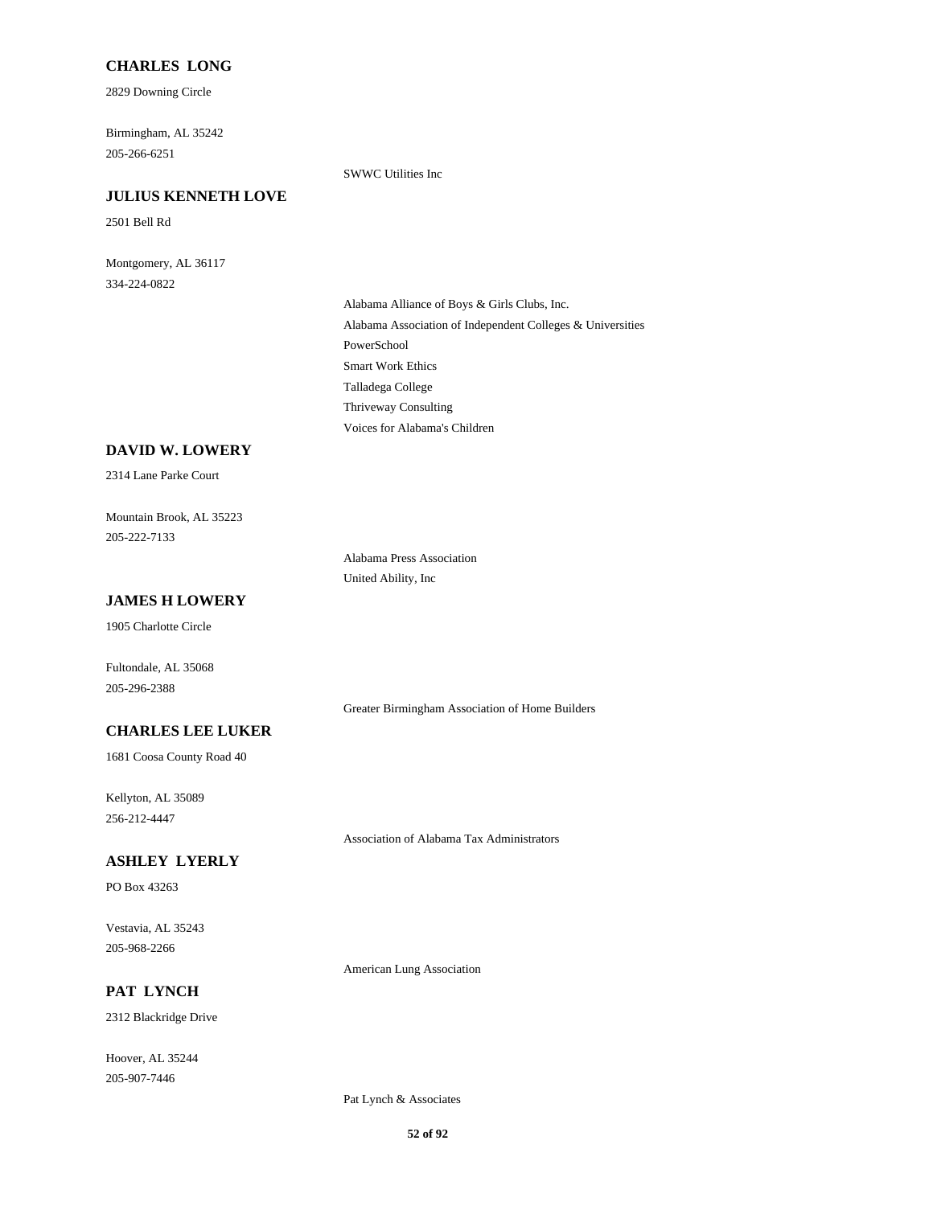**CHARLES LONG**

2829 Downing Circle

Birmingham, AL 35242
205-266-6251

SWWC Utilities Inc

**JULIUS KENNETH LOVE**

2501 Bell Rd

Montgomery, AL 36117
334-224-0822

Alabama Alliance of Boys & Girls Clubs, Inc.
Alabama Association of Independent Colleges & Universities
PowerSchool
Smart Work Ethics
Talladega College
Thriveway Consulting
Voices for Alabama's Children

**DAVID W. LOWERY**

2314 Lane Parke Court

Mountain Brook, AL 35223
205-222-7133

Alabama Press Association
United Ability, Inc

**JAMES H LOWERY**

1905 Charlotte Circle

Fultondale, AL 35068
205-296-2388

Greater Birmingham Association of Home Builders

**CHARLES LEE LUKER**

1681 Coosa County Road 40

Kellyton, AL 35089
256-212-4447

Association of Alabama Tax Administrators

**ASHLEY LYERLY**

PO Box 43263

Vestavia, AL 35243
205-968-2266

American Lung Association

**PAT LYNCH**

2312 Blackridge Drive

Hoover, AL 35244
205-907-7446

Pat Lynch & Associates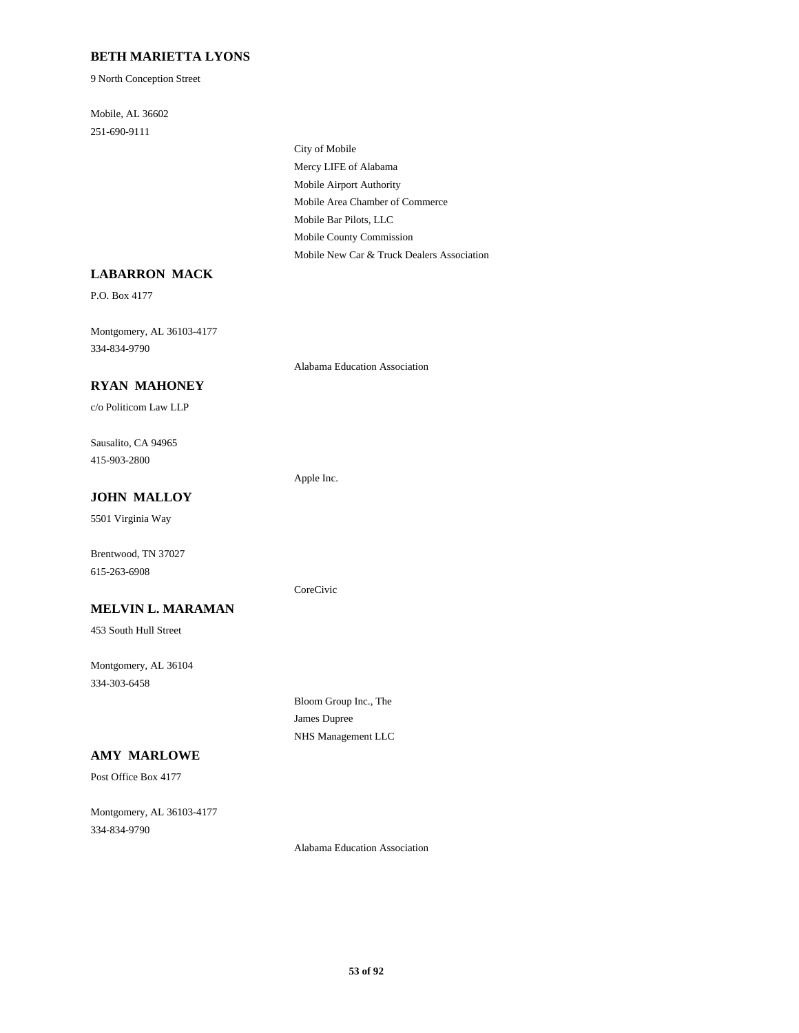**BETH MARIETTA LYONS**

9 North Conception Street

Mobile, AL 36602
251-690-9111

City of Mobile
Mercy LIFE of Alabama
Mobile Airport Authority
Mobile Area Chamber of Commerce
Mobile Bar Pilots, LLC
Mobile County Commission
Mobile New Car & Truck Dealers Association

**LABARRON MACK**

P.O. Box 4177

Montgomery, AL 36103-4177
334-834-9790

Alabama Education Association

**RYAN MAHONEY**

c/o Politicom Law LLP

Sausalito, CA 94965
415-903-2800

Apple Inc.

**JOHN MALLOY**

5501 Virginia Way

Brentwood, TN 37027
615-263-6908

CoreCivic

**MELVIN L. MARAMAN**

453 South Hull Street

Montgomery, AL 36104
334-303-6458

Bloom Group Inc., The
James Dupree
NHS Management LLC

**AMY MARLOWE**

Post Office Box 4177

Montgomery, AL 36103-4177
334-834-9790

Alabama Education Association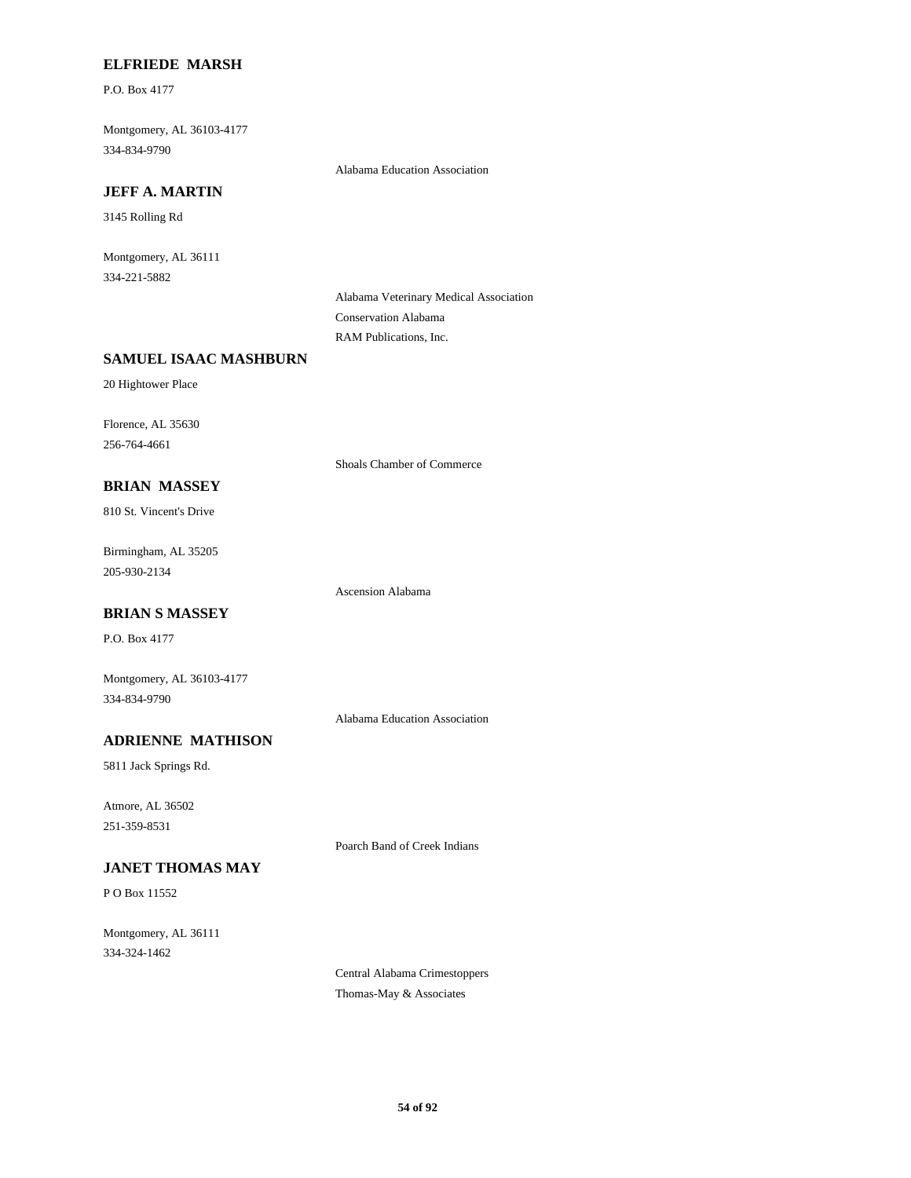**ELFRIEDE MARSH**

P.O. Box 4177

Montgomery, AL 36103-4177
334-834-9790

Alabama Education Association

**JEFF A. MARTIN**

3145 Rolling Rd

Montgomery, AL 36111
334-221-5882

Alabama Veterinary Medical Association
Conservation Alabama
RAM Publications, Inc.

**SAMUEL ISAAC MASHBURN**

20 Hightower Place

Florence, AL 35630
256-764-4661

Shoals Chamber of Commerce

**BRIAN MASSEY**

810 St. Vincent's Drive

Birmingham, AL 35205
205-930-2134

Ascension Alabama

**BRIAN S MASSEY**

P.O. Box 4177

Montgomery, AL 36103-4177
334-834-9790

Alabama Education Association

**ADRIENNE MATHISON**

5811 Jack Springs Rd.

Atmore, AL 36502
251-359-8531

Poarch Band of Creek Indians

**JANET THOMAS MAY**

P O Box 11552

Montgomery, AL 36111
334-324-1462

Central Alabama Crimestoppers
Thomas-May & Associates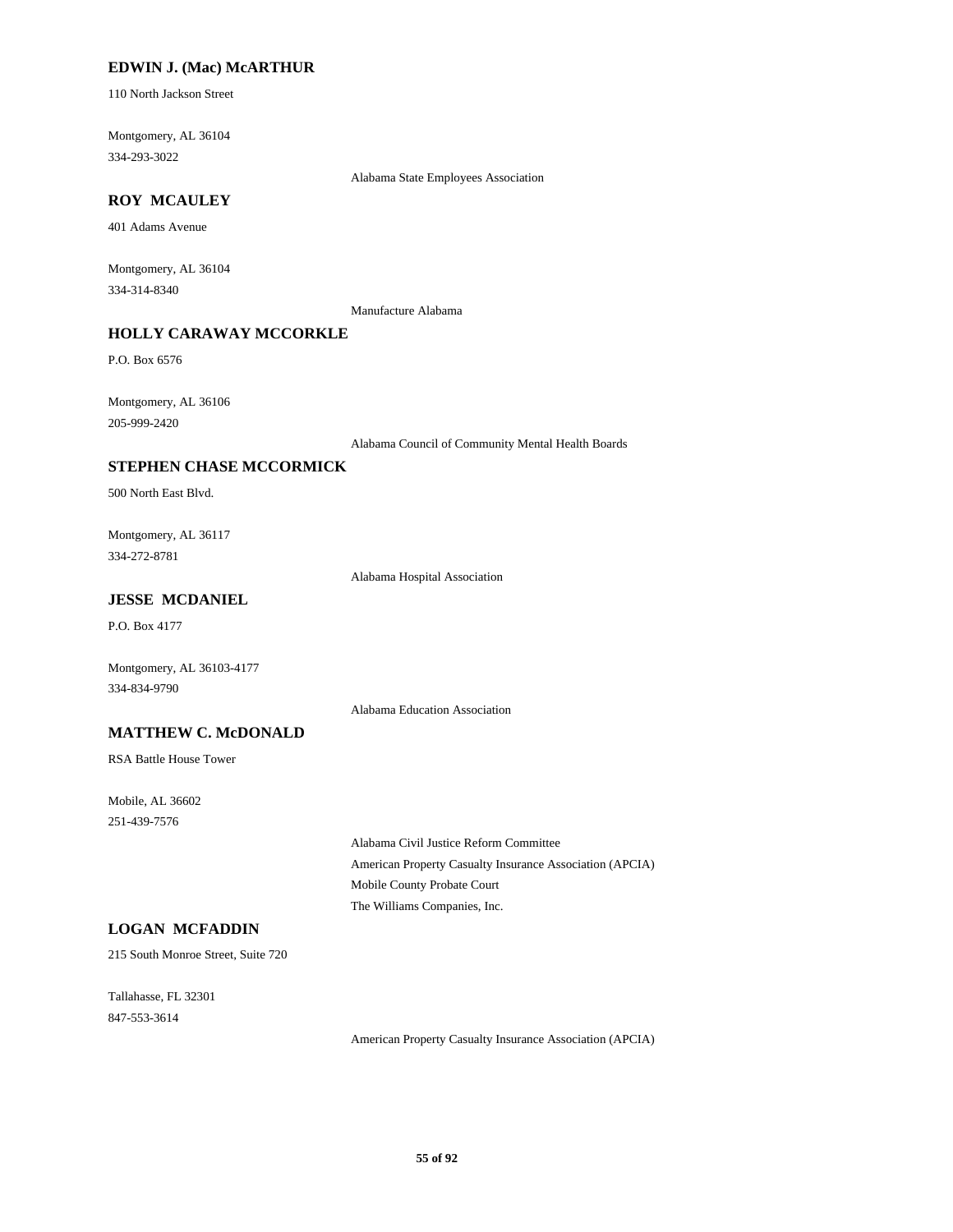### EDWIN J. (Mac) McARTHUR

110 North Jackson Street

Montgomery, AL 36104

334-293-3022

Alabama State Employees Association

### ROY MCAULEY

401 Adams Avenue

Montgomery, AL 36104

334-314-8340

Manufacture Alabama

### HOLLY CARAWAY MCCORKLE

P.O. Box 6576

Montgomery, AL 36106

205-999-2420

Alabama Council of Community Mental Health Boards

### STEPHEN CHASE MCCORMICK

500 North East Blvd.

Montgomery, AL 36117

334-272-8781

Alabama Hospital Association

### JESSE MCDANIEL

P.O. Box 4177

Montgomery, AL 36103-4177

334-834-9790

Alabama Education Association

### MATTHEW C. McDONALD

RSA Battle House Tower

Mobile, AL 36602

251-439-7576

Alabama Civil Justice Reform Committee

American Property Casualty Insurance Association (APCIA)

Mobile County Probate Court

The Williams Companies, Inc.

### LOGAN MCFADDIN

215 South Monroe Street, Suite 720

Tallahasse, FL 32301

847-553-3614

American Property Casualty Insurance Association (APCIA)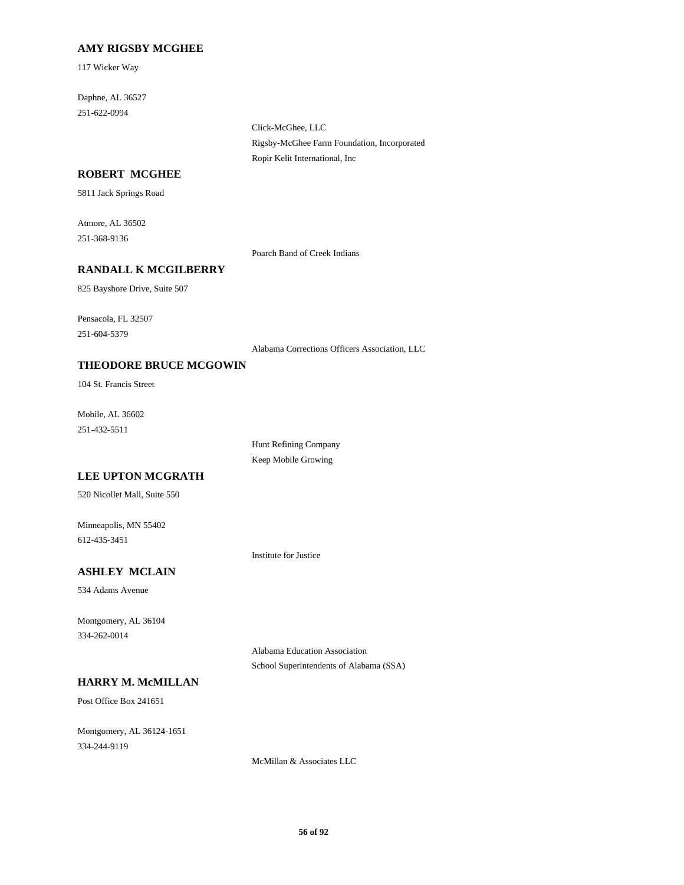**AMY RIGSBY MCGHEE**

117 Wicker Way

Daphne, AL 36527
251-622-0994

Click-McGhee, LLC
Rigsby-McGhee Farm Foundation, Incorporated
Ropir Kelit International, Inc

**ROBERT MCGHEE**

5811 Jack Springs Road

Atmore, AL 36502
251-368-9136

Poarch Band of Creek Indians

**RANDALL K MCGILBERRY**

825 Bayshore Drive, Suite 507

Pensacola, FL 32507
251-604-5379

Alabama Corrections Officers Association, LLC

**THEODORE BRUCE MCGOWIN**

104 St. Francis Street

Mobile, AL 36602
251-432-5511

Hunt Refining Company
Keep Mobile Growing

**LEE UPTON MCGRATH**

520 Nicollet Mall, Suite 550

Minneapolis, MN 55402
612-435-3451

Institute for Justice

**ASHLEY MCLAIN**

534 Adams Avenue

Montgomery, AL 36104
334-262-0014

Alabama Education Association
School Superintendents of Alabama (SSA)

**HARRY M. McMILLAN**

Post Office Box 241651

Montgomery, AL 36124-1651
334-244-9119

McMillan & Associates LLC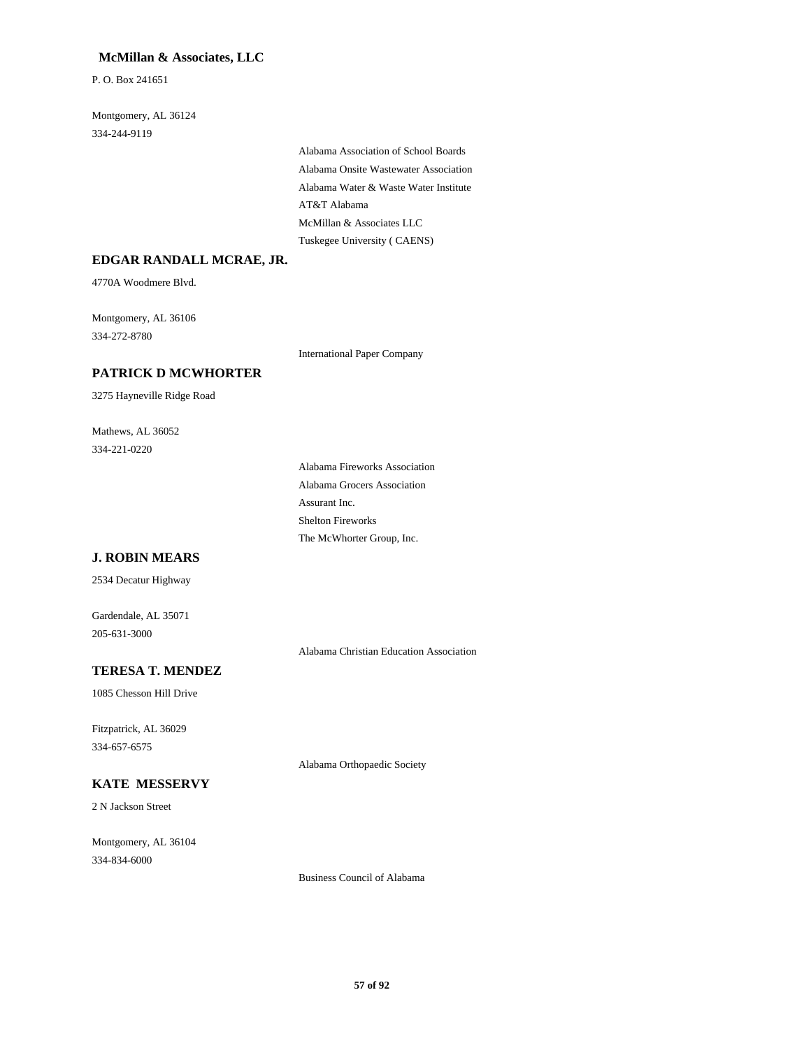**McMillan & Associates, LLC**

P. O. Box 241651

Montgomery, AL 36124

334-244-9119

- Alabama Association of School Boards
- Alabama Onsite Wastewater Association
- Alabama Water & Waste Water Institute
- AT&T Alabama
- McMillan & Associates LLC
- Tuskegee University ( CAENS)

**EDGAR RANDALL MCRAE, JR.**

4770A Woodmere Blvd.

Montgomery, AL 36106

334-272-8780

- International Paper Company

**PATRICK D MCWHORTER**

3275 Hayneville Ridge Road

Mathews, AL 36052

334-221-0220

- Alabama Fireworks Association
- Alabama Grocers Association
- Assurant Inc.
- Shelton Fireworks
- The McWhorter Group, Inc.

**J. ROBIN MEARS**

2534 Decatur Highway

Gardendale, AL 35071

205-631-3000

- Alabama Christian Education Association

**TERESA T. MENDEZ**

1085 Chesson Hill Drive

Fitzpatrick, AL 36029

334-657-6575

- Alabama Orthopaedic Society

**KATE MESSERVY**

2 N Jackson Street

Montgomery, AL 36104

334-834-6000

- Business Council of Alabama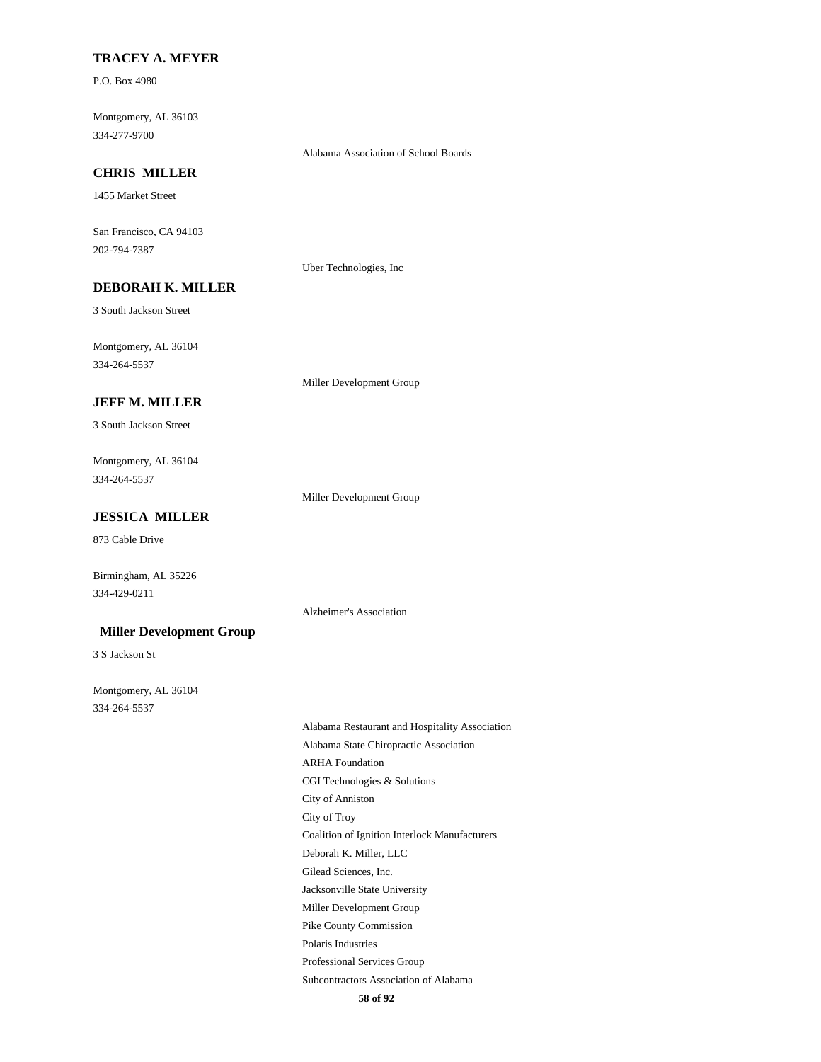**TRACEY A. MEYER**

P.O. Box 4980

Montgomery, AL 36103
334-277-9700

Alabama Association of School Boards

**CHRIS MILLER**

1455 Market Street

San Francisco, CA 94103
202-794-7387

Uber Technologies, Inc

**DEBORAH K. MILLER**

3 South Jackson Street

Montgomery, AL 36104
334-264-5537

Miller Development Group

**JEFF M. MILLER**

3 South Jackson Street

Montgomery, AL 36104
334-264-5537

Miller Development Group

**JESSICA MILLER**

873 Cable Drive

Birmingham, AL 35226
334-429-0211

Alzheimer's Association

**Miller Development Group**

3 S Jackson St

Montgomery, AL 36104
334-264-5537

Alabama Restaurant and Hospitality Association
Alabama State Chiropractic Association
ARHA Foundation
CGI Technologies & Solutions
City of Anniston
City of Troy
Coalition of Ignition Interlock Manufacturers
Deborah K. Miller, LLC
Gilead Sciences, Inc.
Jacksonville State University
Miller Development Group
Pike County Commission
Polaris Industries
Professional Services Group
Subcontractors Association of Alabama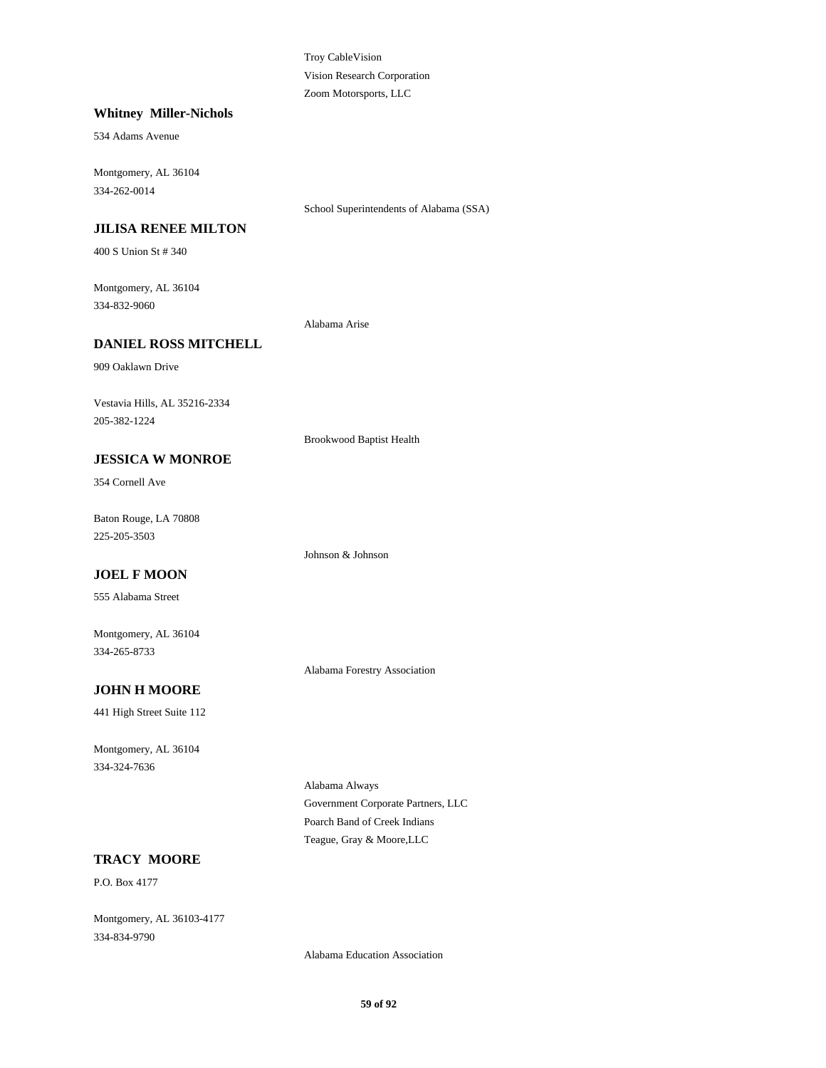Troy CableVision
Vision Research Corporation
Zoom Motorsports, LLC

**Whitney Miller-Nichols**

534 Adams Avenue

Montgomery, AL 36104
334-262-0014

School Superintendents of Alabama (SSA)

**JILISA RENEE MILTON**

400 S Union St # 340

Montgomery, AL 36104
334-832-9060

Alabama Arise

**DANIEL ROSS MITCHELL**

909 Oaklawn Drive

Vestavia Hills, AL 35216-2334
205-382-1224

Brookwood Baptist Health

**JESSICA W MONROE**

354 Cornell Ave

Baton Rouge, LA 70808
225-205-3503

Johnson & Johnson

**JOEL F MOON**

555 Alabama Street

Montgomery, AL 36104
334-265-8733

Alabama Forestry Association

**JOHN H MOORE**

441 High Street Suite 112

Montgomery, AL 36104
334-324-7636

Alabama Always
Government Corporate Partners, LLC
Poarch Band of Creek Indians
Teague, Gray & Moore,LLC

**TRACY MOORE**

P.O. Box 4177

Montgomery, AL 36103-4177
334-834-9790

Alabama Education Association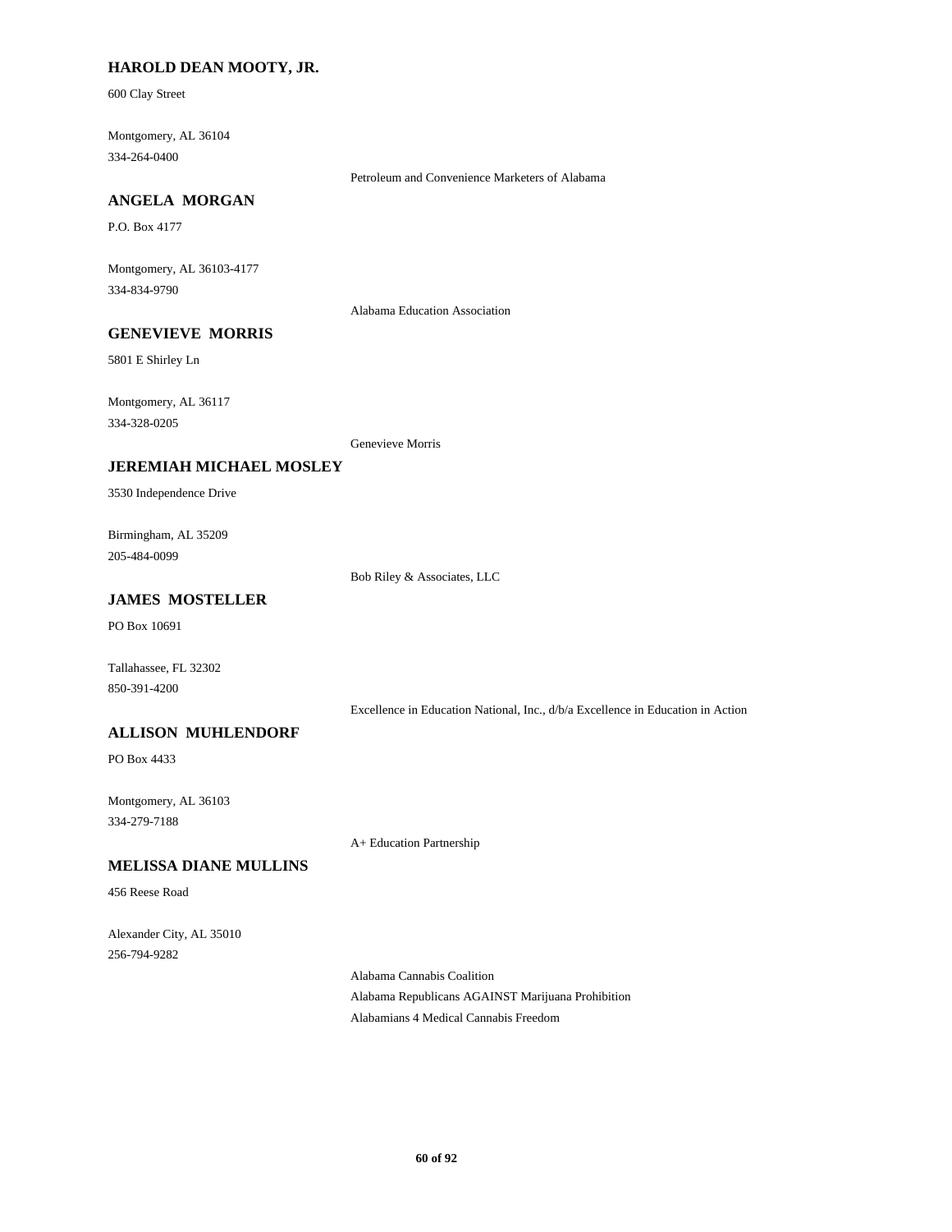**HAROLD DEAN MOOTY, JR.**

600 Clay Street

Montgomery, AL 36104
334-264-0400

Petroleum and Convenience Marketers of Alabama

**ANGELA MORGAN**

P.O. Box 4177

Montgomery, AL 36103-4177
334-834-9790

Alabama Education Association

**GENEVIEVE MORRIS**

5801 E Shirley Ln

Montgomery, AL 36117
334-328-0205

Genevieve Morris

**JEREMIAH MICHAEL MOSLEY**

3530 Independence Drive

Birmingham, AL 35209
205-484-0099

Bob Riley & Associates, LLC

**JAMES MOSTELLER**

PO Box 10691

Tallahassee, FL 32302
850-391-4200

Excellence in Education National, Inc., d/b/a Excellence in Education in Action

**ALLISON MUHLENDORF**

PO Box 4433

Montgomery, AL 36103
334-279-7188

A+ Education Partnership

**MELISSA DIANE MULLINS**

456 Reese Road

Alexander City, AL 35010
256-794-9282

Alabama Cannabis Coalition
Alabama Republicans AGAINST Marijuana Prohibition
Alabamians 4 Medical Cannabis Freedom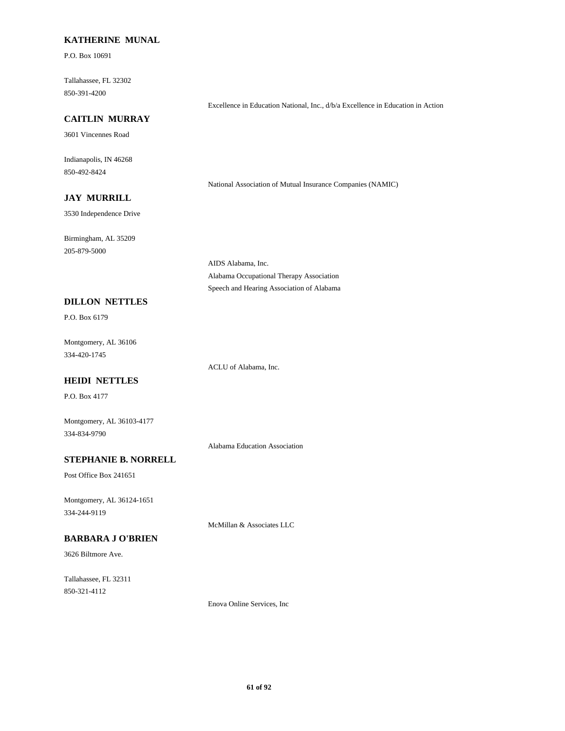**KATHERINE MUNAL**

P.O. Box 10691

Tallahassee, FL 32302
850-391-4200

Excellence in Education National, Inc., d/b/a Excellence in Education in Action

**CAITLIN MURRAY**

3601 Vincennes Road

Indianapolis, IN 46268
850-492-8424

National Association of Mutual Insurance Companies (NAMIC)

**JAY MURRILL**

3530 Independence Drive

Birmingham, AL 35209
205-879-5000

AIDS Alabama, Inc.
Alabama Occupational Therapy Association
Speech and Hearing Association of Alabama

**DILLON NETTLES**

P.O. Box 6179

Montgomery, AL 36106
334-420-1745

ACLU of Alabama, Inc.

**HEIDI NETTLES**

P.O. Box 4177

Montgomery, AL 36103-4177
334-834-9790

Alabama Education Association

**STEPHANIE B. NORRELL**

Post Office Box 241651

Montgomery, AL 36124-1651
334-244-9119

McMillan & Associates LLC

**BARBARA J O'BRIEN**

3626 Biltmore Ave.

Tallahassee, FL 32311
850-321-4112

Enova Online Services, Inc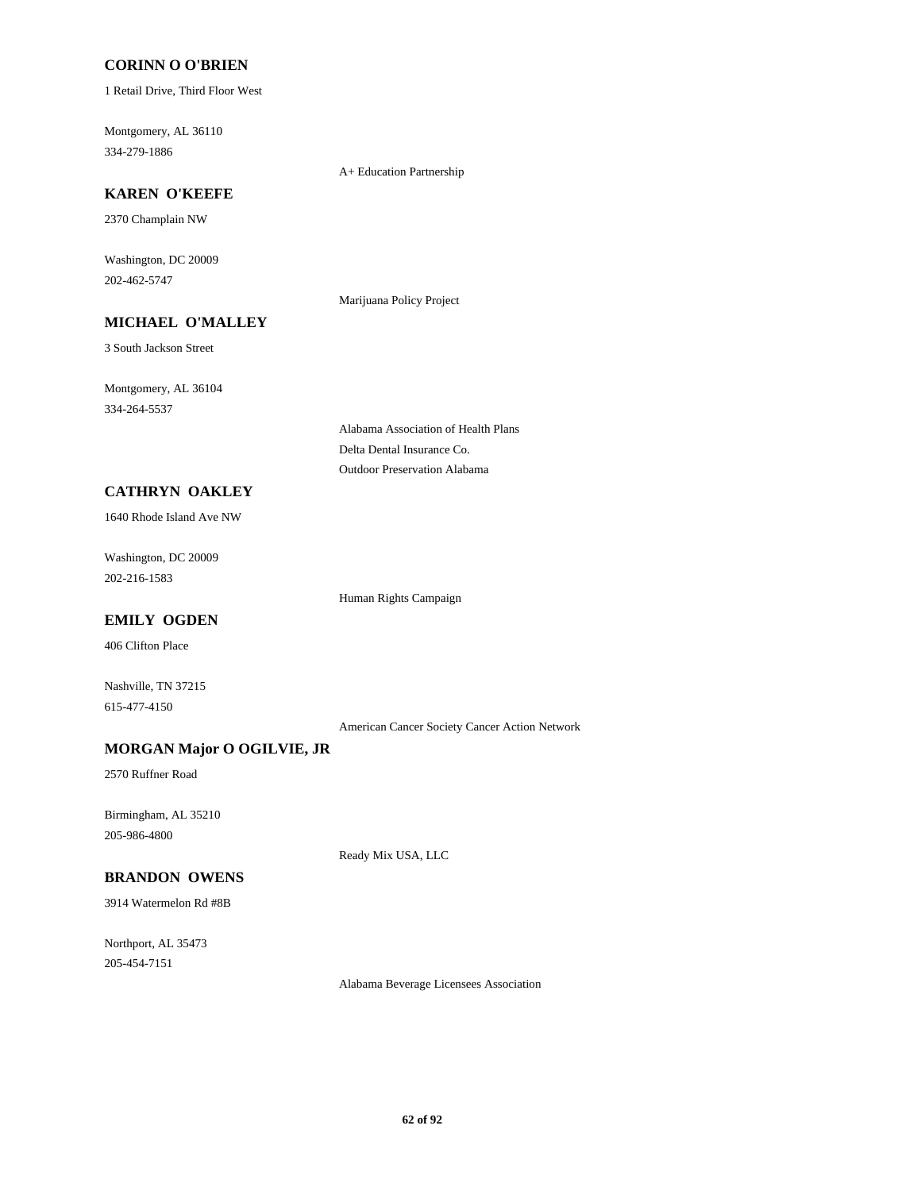**CORINN O O'BRIEN**

1 Retail Drive, Third Floor West

Montgomery, AL 36110
334-279-1886

A+ Education Partnership

**KAREN O'KEEFE**

2370 Champlain NW

Washington, DC 20009
202-462-5747

Marijuana Policy Project

**MICHAEL O'MALLEY**

3 South Jackson Street

Montgomery, AL 36104
334-264-5537

Alabama Association of Health Plans
Delta Dental Insurance Co.
Outdoor Preservation Alabama

**CATHRYN OAKLEY**

1640 Rhode Island Ave NW

Washington, DC 20009
202-216-1583

Human Rights Campaign

**EMILY OGDEN**

406 Clifton Place

Nashville, TN 37215
615-477-4150

American Cancer Society Cancer Action Network

**MORGAN Major O OGILVIE, JR**

2570 Ruffner Road

Birmingham, AL 35210
205-986-4800

Ready Mix USA, LLC

**BRANDON OWENS**

3914 Watermelon Rd #8B

Northport, AL 35473
205-454-7151

Alabama Beverage Licensees Association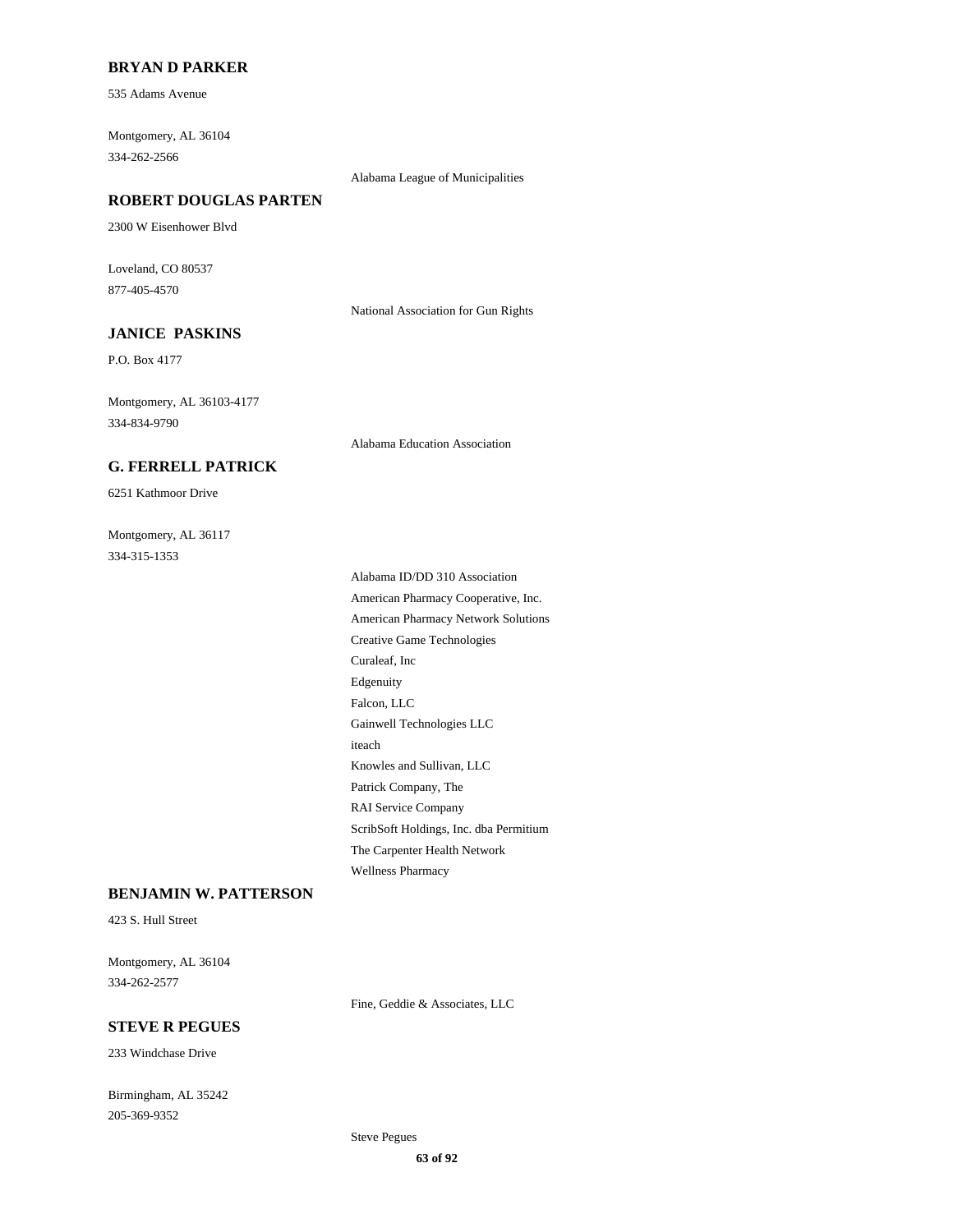**BRYAN D PARKER**

535 Adams Avenue

Montgomery, AL 36104
334-262-2566

Alabama League of Municipalities

**ROBERT DOUGLAS PARTEN**

2300 W Eisenhower Blvd

Loveland, CO 80537
877-405-4570

National Association for Gun Rights

**JANICE PASKINS**

P.O. Box 4177

Montgomery, AL 36103-4177
334-834-9790

Alabama Education Association

**G. FERRELL PATRICK**

6251 Kathmoor Drive

Montgomery, AL 36117
334-315-1353

Alabama ID/DD 310 Association
American Pharmacy Cooperative, Inc.
American Pharmacy Network Solutions
Creative Game Technologies
Curaleaf, Inc
Edgenuity
Falcon, LLC
Gainwell Technologies LLC
iteach
Knowles and Sullivan, LLC
Patrick Company, The
RAI Service Company
ScribSoft Holdings, Inc. dba Permitium
The Carpenter Health Network
Wellness Pharmacy

**BENJAMIN W. PATTERSON**

423 S. Hull Street

Montgomery, AL 36104
334-262-2577

Fine, Geddie & Associates, LLC

**STEVE R PEGUES**

233 Windchase Drive

Birmingham, AL 35242
205-369-9352

Steve Pegues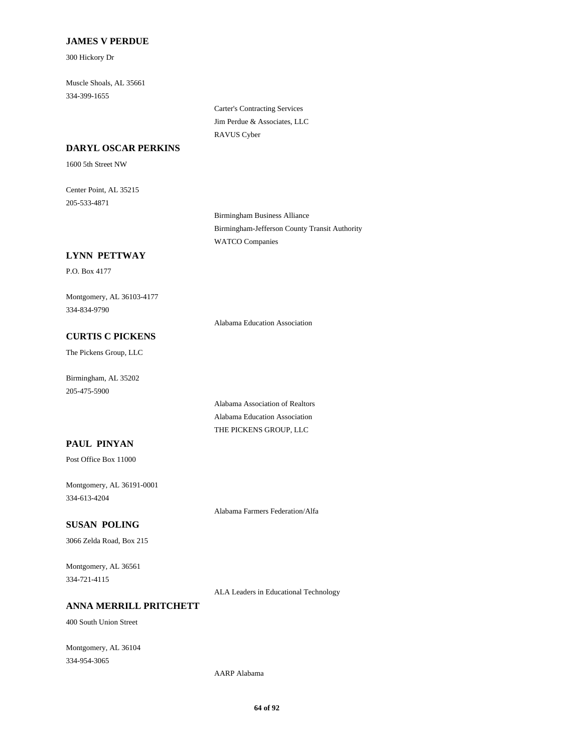**JAMES V PERDUE**

300 Hickory Dr

Muscle Shoals, AL 35661
334-399-1655

Carter's Contracting Services
Jim Perdue & Associates, LLC
RAVUS Cyber

**DARYL OSCAR PERKINS**

1600 5th Street NW

Center Point, AL 35215
205-533-4871

Birmingham Business Alliance
Birmingham-Jefferson County Transit Authority
WATCO Companies

**LYNN PETTWAY**

P.O. Box 4177

Montgomery, AL 36103-4177
334-834-9790

Alabama Education Association

**CURTIS C PICKENS**

The Pickens Group, LLC

Birmingham, AL 35202
205-475-5900

Alabama Association of Realtors
Alabama Education Association
THE PICKENS GROUP, LLC

**PAUL PINYAN**

Post Office Box 11000

Montgomery, AL 36191-0001
334-613-4204

Alabama Farmers Federation/Alfa

**SUSAN POLING**

3066 Zelda Road, Box 215

Montgomery, AL 36561
334-721-4115

ALA Leaders in Educational Technology

**ANNA MERRILL PRITCHETT**

400 South Union Street

Montgomery, AL 36104
334-954-3065

AARP Alabama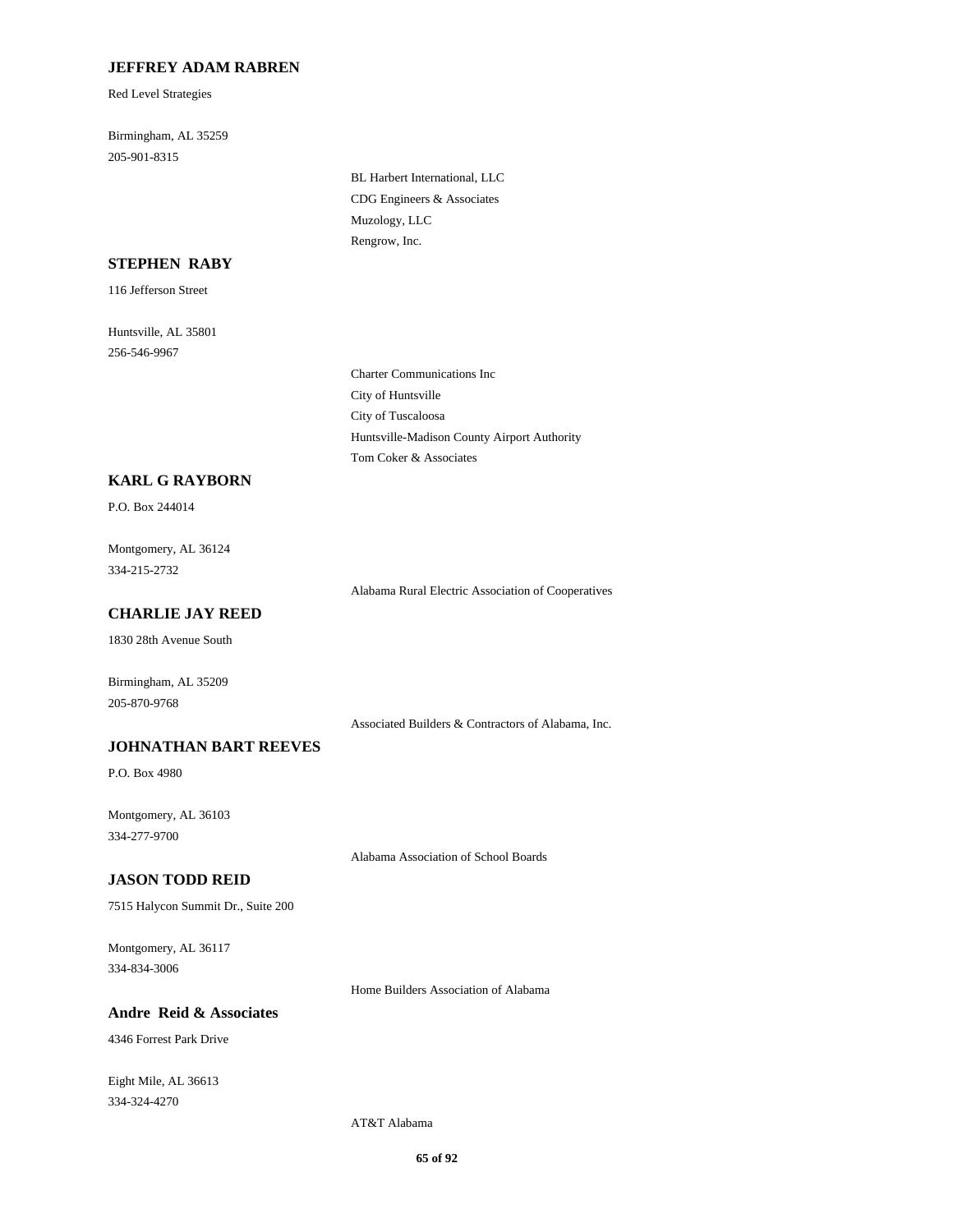**JEFFREY ADAM RABREN**

Red Level Strategies

Birmingham, AL 35259
205-901-8315

- BL Harbert International, LLC
- CDG Engineers & Associates
- Muzology, LLC
- Rengrow, Inc.

**STEPHEN RABY**

116 Jefferson Street

Huntsville, AL 35801
256-546-9967

- Charter Communications Inc
- City of Huntsville
- City of Tuscaloosa
- Huntsville-Madison County Airport Authority
- Tom Coker & Associates

**KARL G RAYBORN**

P.O. Box 244014

Montgomery, AL 36124
334-215-2732

- Alabama Rural Electric Association of Cooperatives

**CHARLIE JAY REED**

1830 28th Avenue South

Birmingham, AL 35209
205-870-9768

- Associated Builders & Contractors of Alabama, Inc.

**JOHNATHAN BART REEVES**

P.O. Box 4980

Montgomery, AL 36103
334-277-9700

- Alabama Association of School Boards

**JASON TODD REID**

7515 Halycon Summit Dr., Suite 200

Montgomery, AL 36117
334-834-3006

- Home Builders Association of Alabama

**Andre Reid & Associates**

4346 Forrest Park Drive

Eight Mile, AL 36613
334-324-4270

- AT&T Alabama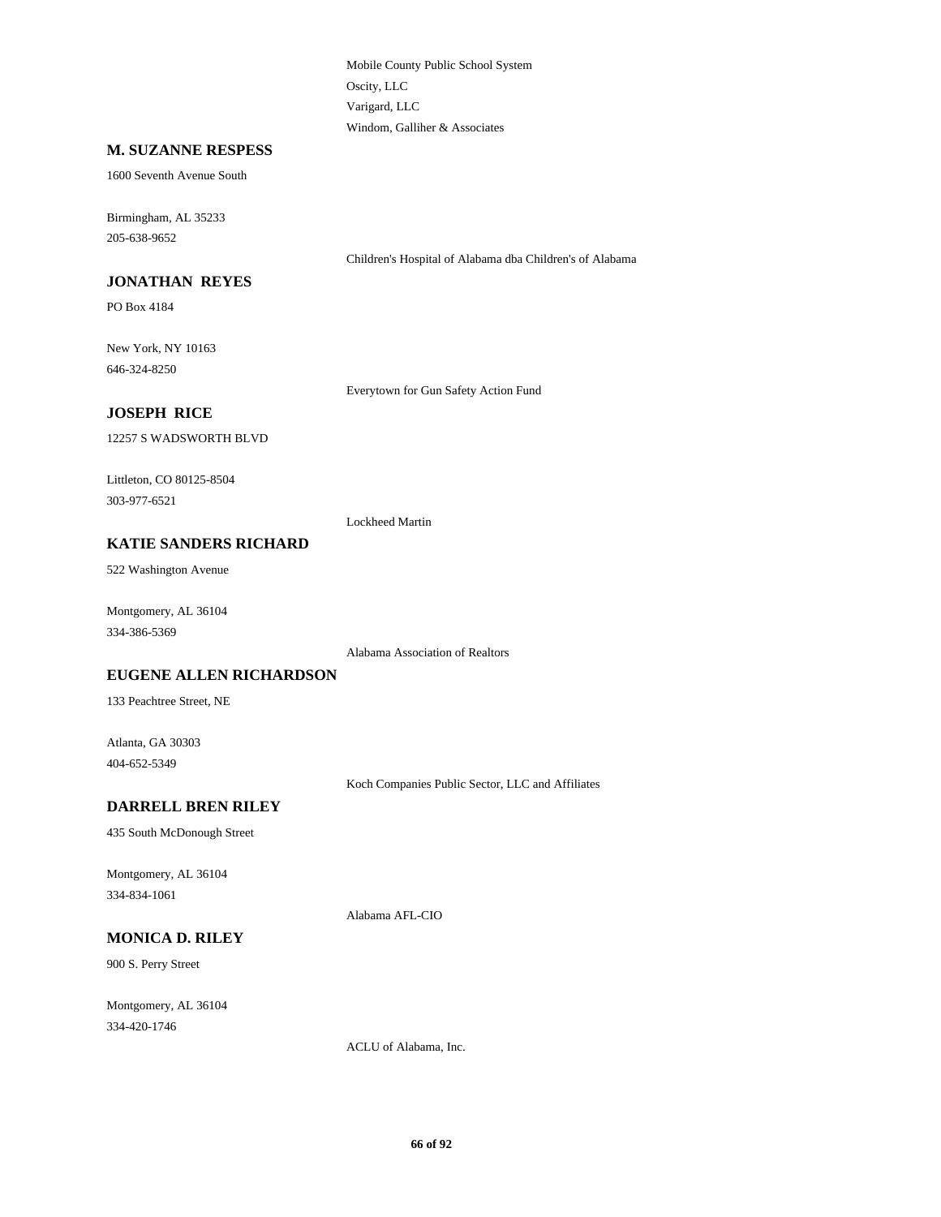Mobile County Public School System

Oscity, LLC

Varigard, LLC

Windom, Galliher & Associates

**M. SUZANNE RESPESS**

1600 Seventh Avenue South

Birmingham, AL 35233

205-638-9652

Children's Hospital of Alabama dba Children's of Alabama

**JONATHAN REYES**

PO Box 4184

New York, NY 10163

646-324-8250

Everytown for Gun Safety Action Fund

**JOSEPH RICE**

12257 S WADSWORTH BLVD

Littleton, CO 80125-8504

303-977-6521

Lockheed Martin

**KATIE SANDERS RICHARD**

522 Washington Avenue

Montgomery, AL 36104

334-386-5369

Alabama Association of Realtors

**EUGENE ALLEN RICHARDSON**

133 Peachtree Street, NE

Atlanta, GA 30303

404-652-5349

Koch Companies Public Sector, LLC and Affiliates

**DARRELL BREN RILEY**

435 South McDonough Street

Montgomery, AL 36104

334-834-1061

Alabama AFL-CIO

**MONICA D. RILEY**

900 S. Perry Street

Montgomery, AL 36104

334-420-1746

ACLU of Alabama, Inc.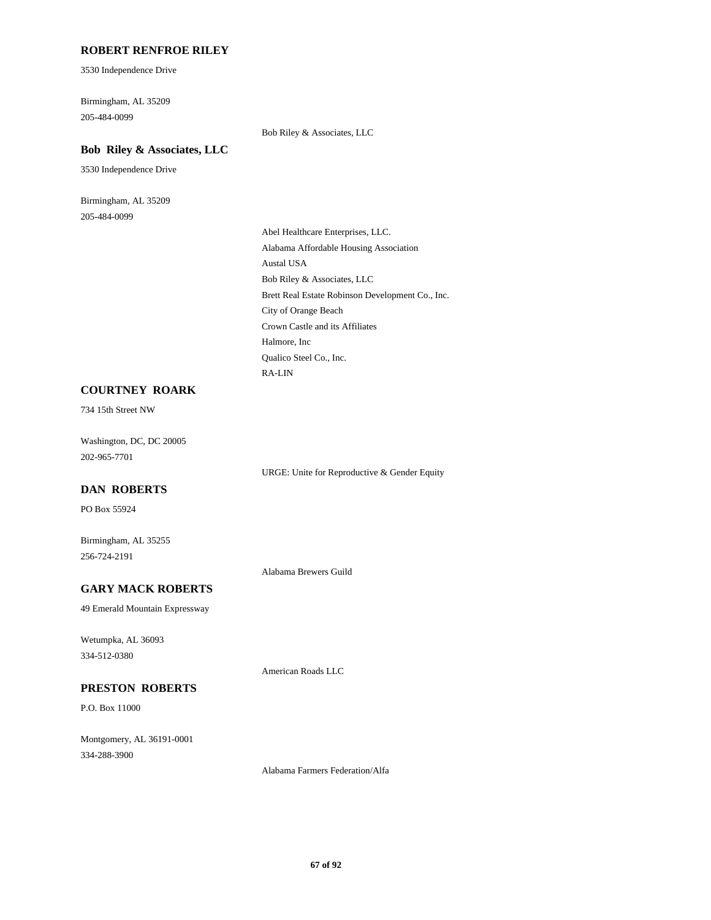**ROBERT RENFROE RILEY**

3530 Independence Drive

Birmingham, AL 35209
205-484-0099

Bob Riley & Associates, LLC

**Bob Riley & Associates, LLC**

3530 Independence Drive

Birmingham, AL 35209
205-484-0099

Abel Healthcare Enterprises, LLC.
Alabama Affordable Housing Association
Austal USA
Bob Riley & Associates, LLC
Brett Real Estate Robinson Development Co., Inc.
City of Orange Beach
Crown Castle and its Affiliates
Halmore, Inc
Qualico Steel Co., Inc.
RA-LIN

**COURTNEY ROARK**

734 15th Street NW

Washington, DC, DC 20005
202-965-7701

URGE: Unite for Reproductive & Gender Equity

**DAN ROBERTS**

PO Box 55924

Birmingham, AL 35255
256-724-2191

Alabama Brewers Guild

**GARY MACK ROBERTS**

49 Emerald Mountain Expressway

Wetumpka, AL 36093
334-512-0380

American Roads LLC

**PRESTON ROBERTS**

P.O. Box 11000

Montgomery, AL 36191-0001
334-288-3900

Alabama Farmers Federation/Alfa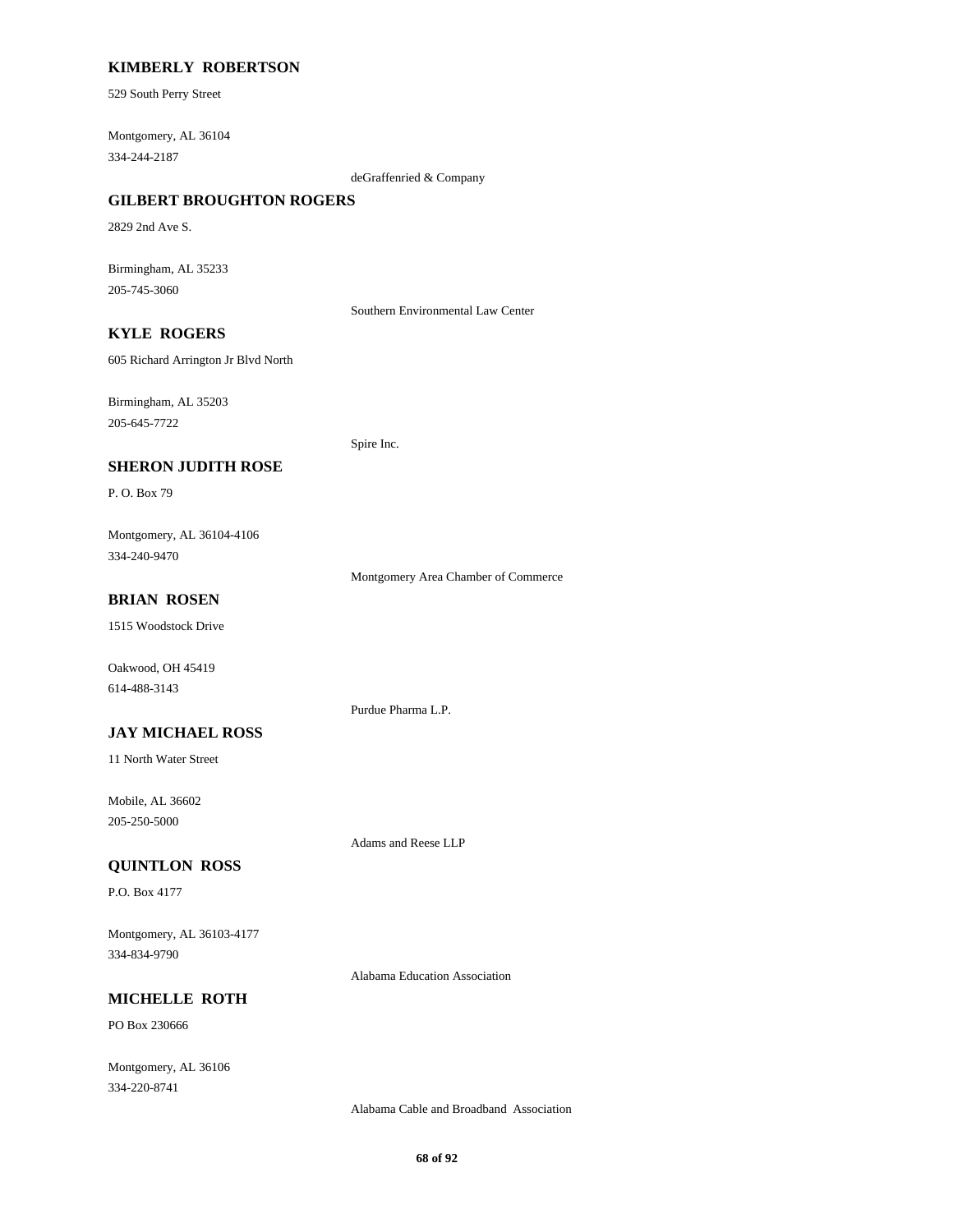**KIMBERLY ROBERTSON**

529 South Perry Street

Montgomery, AL 36104
334-244-2187

deGraffenried & Company

**GILBERT BROUGHTON ROGERS**

2829 2nd Ave S.

Birmingham, AL 35233
205-745-3060

Southern Environmental Law Center

**KYLE ROGERS**

605 Richard Arrington Jr Blvd North

Birmingham, AL 35203
205-645-7722

Spire Inc.

**SHERON JUDITH ROSE**

P. O. Box 79

Montgomery, AL 36104-4106
334-240-9470

Montgomery Area Chamber of Commerce

**BRIAN ROSEN**

1515 Woodstock Drive

Oakwood, OH 45419
614-488-3143

Purdue Pharma L.P.

**JAY MICHAEL ROSS**

11 North Water Street

Mobile, AL 36602
205-250-5000

Adams and Reese LLP

**QUINTLON ROSS**

P.O. Box 4177

Montgomery, AL 36103-4177
334-834-9790

Alabama Education Association

**MICHELLE ROTH**

PO Box 230666

Montgomery, AL 36106
334-220-8741

Alabama Cable and Broadband Association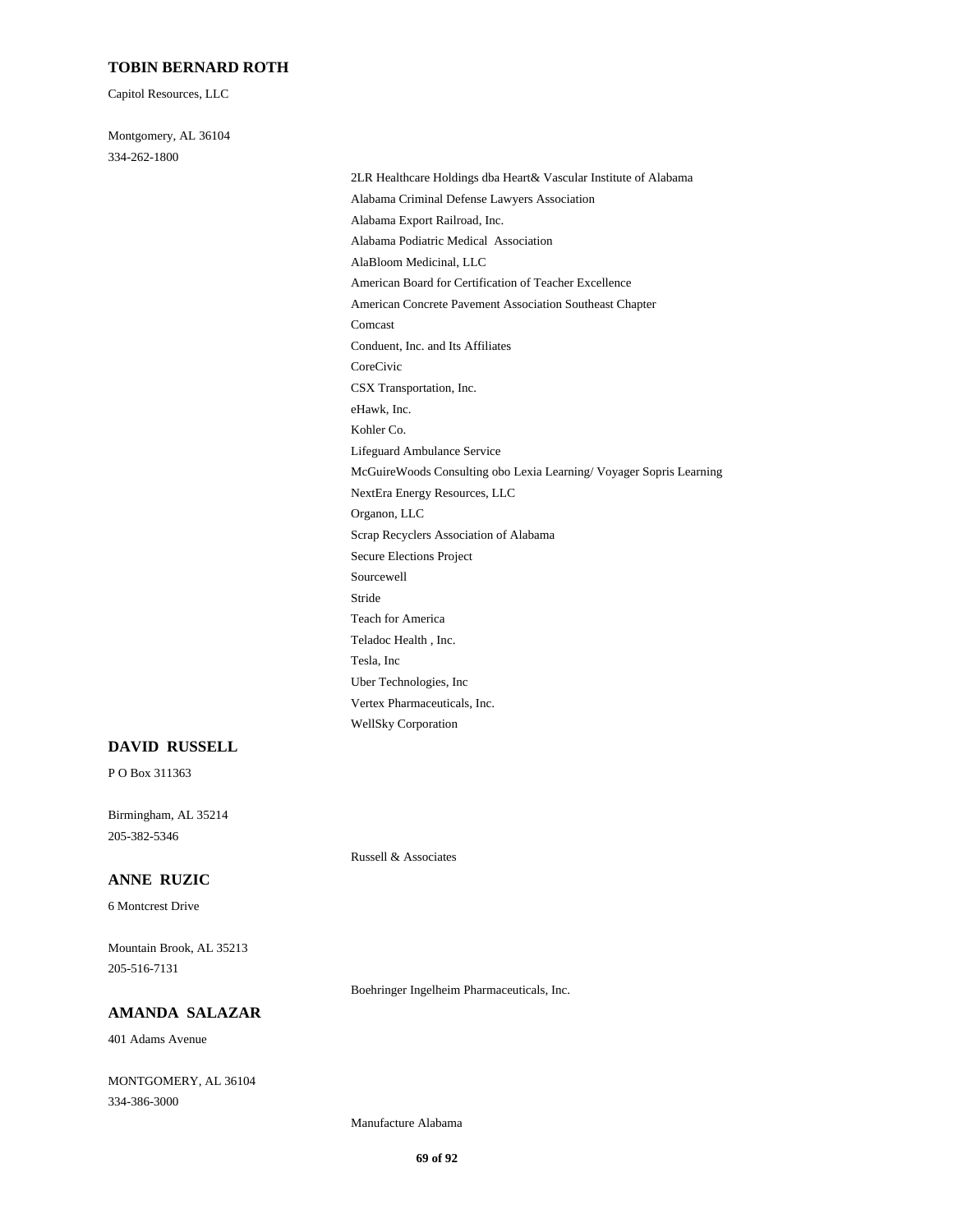**TOBIN BERNARD ROTH**

Capitol Resources, LLC

Montgomery, AL 36104
334-262-1800

- 2LR Healthcare Holdings dba Heart& Vascular Institute of Alabama
- Alabama Criminal Defense Lawyers Association
- Alabama Export Railroad, Inc.
- Alabama Podiatric Medical Association
- AlaBloom Medicinal, LLC
- American Board for Certification of Teacher Excellence
- American Concrete Pavement Association Southeast Chapter
- Comcast
- Conduent, Inc. and Its Affiliates
- CoreCivic
- CSX Transportation, Inc.
- eHawk, Inc.
- Kohler Co.
- Lifeguard Ambulance Service
- McGuireWoods Consulting obo Lexia Learning/ Voyager Sopris Learning
- NextEra Energy Resources, LLC
- Organon, LLC
- Scrap Recyclers Association of Alabama
- Secure Elections Project
- Sourcewell
- Stride
- Teach for America
- Teladoc Health , Inc.
- Tesla, Inc
- Uber Technologies, Inc
- Vertex Pharmaceuticals, Inc.
- WellSky Corporation

**DAVID RUSSELL**

P O Box 311363

Birmingham, AL 35214
205-382-5346

- Russell & Associates

**ANNE RUZIC**

6 Montcrest Drive

Mountain Brook, AL 35213
205-516-7131

- Boehringer Ingelheim Pharmaceuticals, Inc.

**AMANDA SALAZAR**

401 Adams Avenue

MONTGOMERY, AL 36104
334-386-3000

- Manufacture Alabama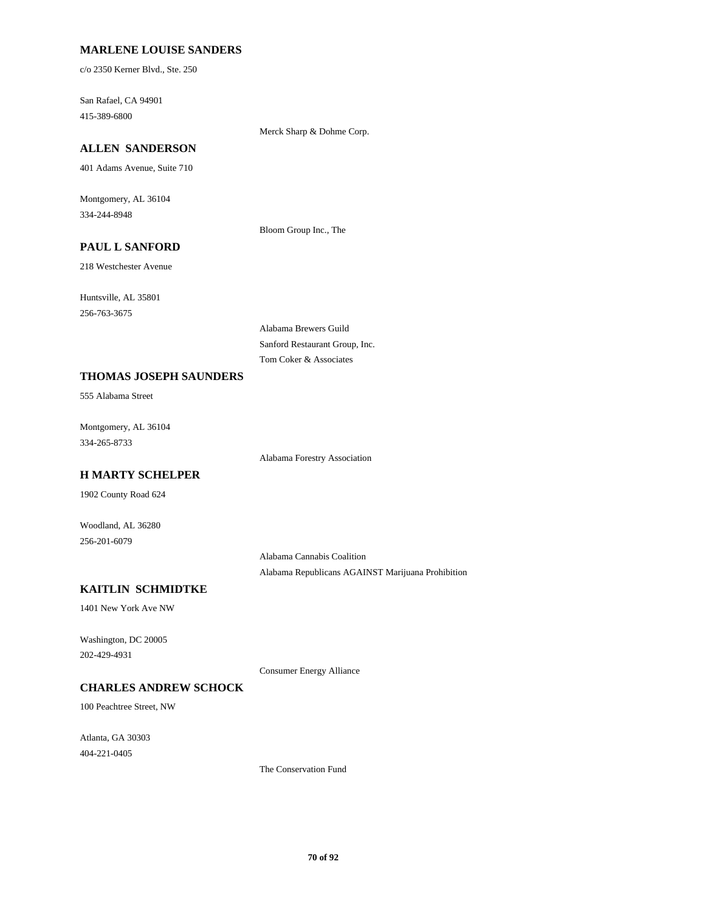**MARLENE LOUISE SANDERS**

c/o 2350 Kerner Blvd., Ste. 250

San Rafael, CA 94901
415-389-6800

Merck Sharp & Dohme Corp.

**ALLEN SANDERSON**

401 Adams Avenue, Suite 710

Montgomery, AL 36104
334-244-8948

Bloom Group Inc., The

**PAUL L SANFORD**

218 Westchester Avenue

Huntsville, AL 35801
256-763-3675

Alabama Brewers Guild
Sanford Restaurant Group, Inc.
Tom Coker & Associates

**THOMAS JOSEPH SAUNDERS**

555 Alabama Street

Montgomery, AL 36104
334-265-8733

Alabama Forestry Association

**H MARTY SCHELPER**

1902 County Road 624

Woodland, AL 36280
256-201-6079

Alabama Cannabis Coalition
Alabama Republicans AGAINST Marijuana Prohibition

**KAITLIN SCHMIDTKE**

1401 New York Ave NW

Washington, DC 20005
202-429-4931

Consumer Energy Alliance

**CHARLES ANDREW SCHOCK**

100 Peachtree Street, NW

Atlanta, GA 30303
404-221-0405

The Conservation Fund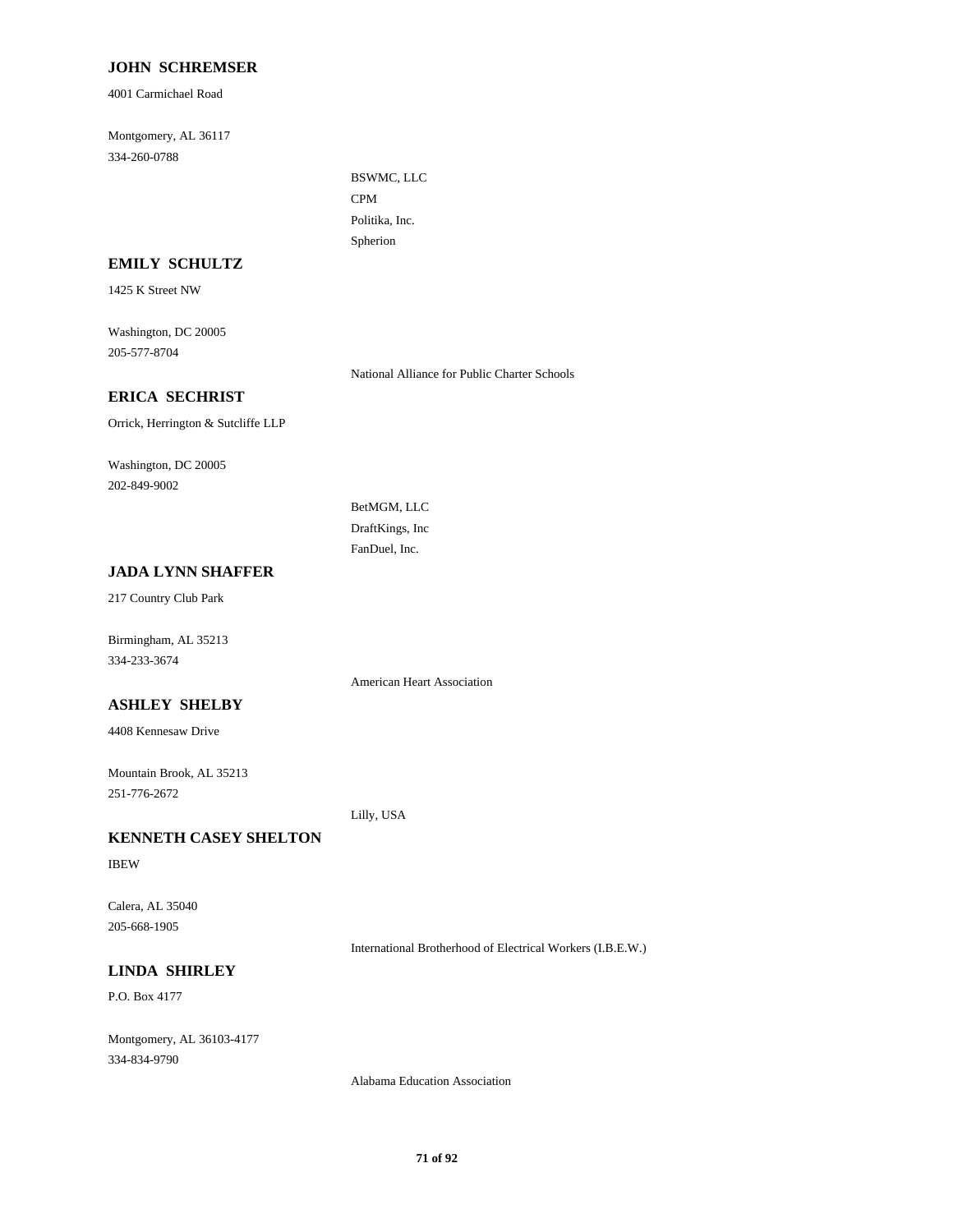**JOHN SCHREMSER**

4001 Carmichael Road

Montgomery, AL 36117
334-260-0788

BSWMC, LLC
CPM
Politika, Inc.
Spherion

**EMILY SCHULTZ**

1425 K Street NW

Washington, DC 20005
205-577-8704

National Alliance for Public Charter Schools

**ERICA SECHRIST**

Orrick, Herrington & Sutcliffe LLP

Washington, DC 20005
202-849-9002

BetMGM, LLC
DraftKings, Inc
FanDuel, Inc.

**JADA LYNN SHAFFER**

217 Country Club Park

Birmingham, AL 35213
334-233-3674

American Heart Association

**ASHLEY SHELBY**

4408 Kennesaw Drive

Mountain Brook, AL 35213
251-776-2672

Lilly, USA

**KENNETH CASEY SHELTON**

IBEW

Calera, AL 35040
205-668-1905

International Brotherhood of Electrical Workers (I.B.E.W.)

**LINDA SHIRLEY**

P.O. Box 4177

Montgomery, AL 36103-4177
334-834-9790

Alabama Education Association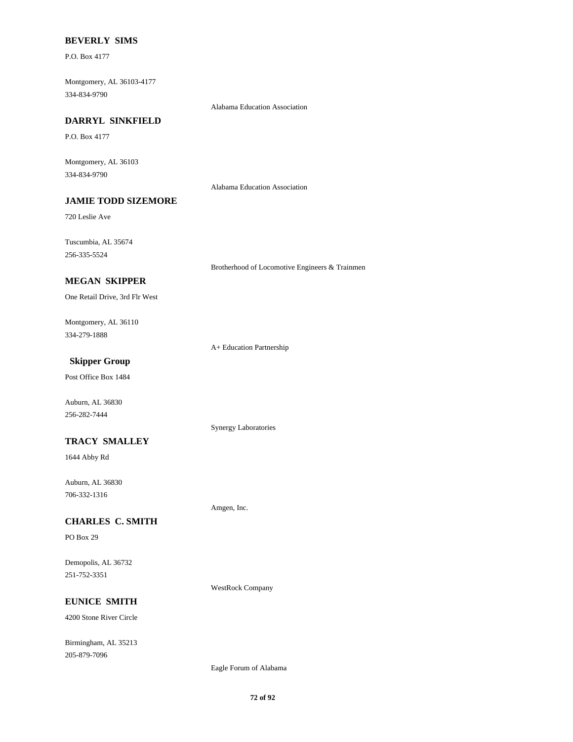**BEVERLY SIMS**

P.O. Box 4177

Montgomery, AL 36103-4177
334-834-9790

Alabama Education Association

**DARRYL SINKFIELD**

P.O. Box 4177

Montgomery, AL 36103
334-834-9790

Alabama Education Association

**JAMIE TODD SIZEMORE**

720 Leslie Ave

Tuscumbia, AL 35674
256-335-5524

Brotherhood of Locomotive Engineers & Trainmen

**MEGAN SKIPPER**

One Retail Drive, 3rd Flr West

Montgomery, AL 36110
334-279-1888

A+ Education Partnership

**Skipper Group**

Post Office Box 1484

Auburn, AL 36830
256-282-7444

Synergy Laboratories

**TRACY SMALLEY**

1644 Abby Rd

Auburn, AL 36830
706-332-1316

Amgen, Inc.

**CHARLES C. SMITH**

PO Box 29

Demopolis, AL 36732
251-752-3351

WestRock Company

**EUNICE SMITH**

4200 Stone River Circle

Birmingham, AL 35213
205-879-7096

Eagle Forum of Alabama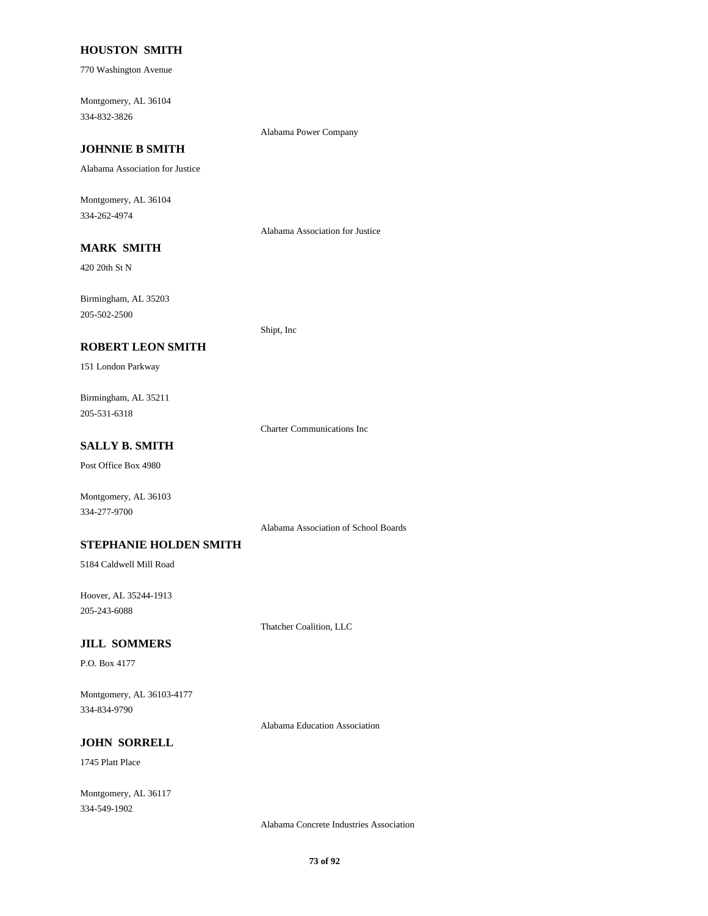**HOUSTON SMITH**

770 Washington Avenue

Montgomery, AL 36104
334-832-3826

Alabama Power Company

**JOHNNIE B SMITH**

Alabama Association for Justice

Montgomery, AL 36104
334-262-4974

Alabama Association for Justice

**MARK SMITH**

420 20th St N

Birmingham, AL 35203
205-502-2500

Shipt, Inc

**ROBERT LEON SMITH**

151 London Parkway

Birmingham, AL 35211
205-531-6318

Charter Communications Inc

**SALLY B. SMITH**

Post Office Box 4980

Montgomery, AL 36103
334-277-9700

Alabama Association of School Boards

**STEPHANIE HOLDEN SMITH**

5184 Caldwell Mill Road

Hoover, AL 35244-1913
205-243-6088

Thatcher Coalition, LLC

**JILL SOMMERS**

P.O. Box 4177

Montgomery, AL 36103-4177
334-834-9790

Alabama Education Association

**JOHN SORRELL**

1745 Platt Place

Montgomery, AL 36117
334-549-1902

Alabama Concrete Industries Association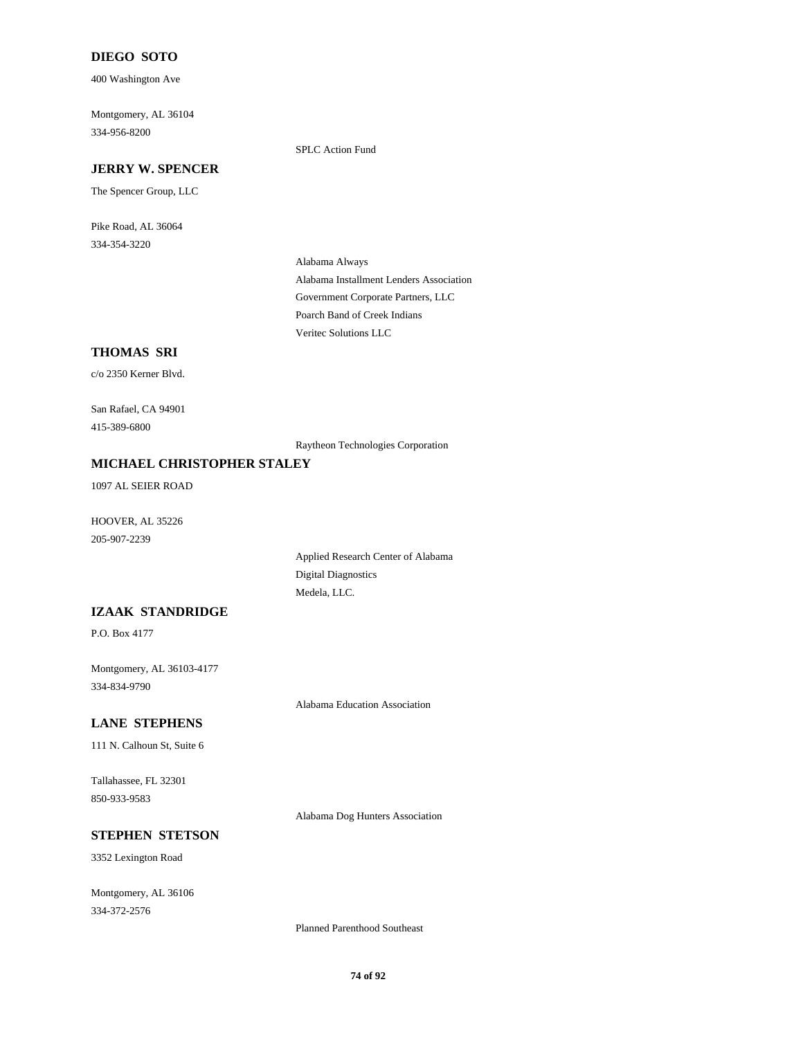**DIEGO SOTO**

400 Washington Ave

Montgomery, AL 36104

334-956-8200

SPLC Action Fund

**JERRY W. SPENCER**

The Spencer Group, LLC

Pike Road, AL 36064

334-354-3220

Alabama Always

Alabama Installment Lenders Association

Government Corporate Partners, LLC

Poarch Band of Creek Indians

Veritec Solutions LLC

**THOMAS SRI**

c/o 2350 Kerner Blvd.

San Rafael, CA 94901

415-389-6800

Raytheon Technologies Corporation

**MICHAEL CHRISTOPHER STALEY**

1097 AL SEIER ROAD

HOOVER, AL 35226

205-907-2239

Applied Research Center of Alabama

Digital Diagnostics

Medela, LLC.

**IZAAK STANDRIDGE**

P.O. Box 4177

Montgomery, AL 36103-4177

334-834-9790

Alabama Education Association

**LANE STEPHENS**

111 N. Calhoun St, Suite 6

Tallahassee, FL 32301

850-933-9583

Alabama Dog Hunters Association

**STEPHEN STETSON**

3352 Lexington Road

Montgomery, AL 36106

334-372-2576

Planned Parenthood Southeast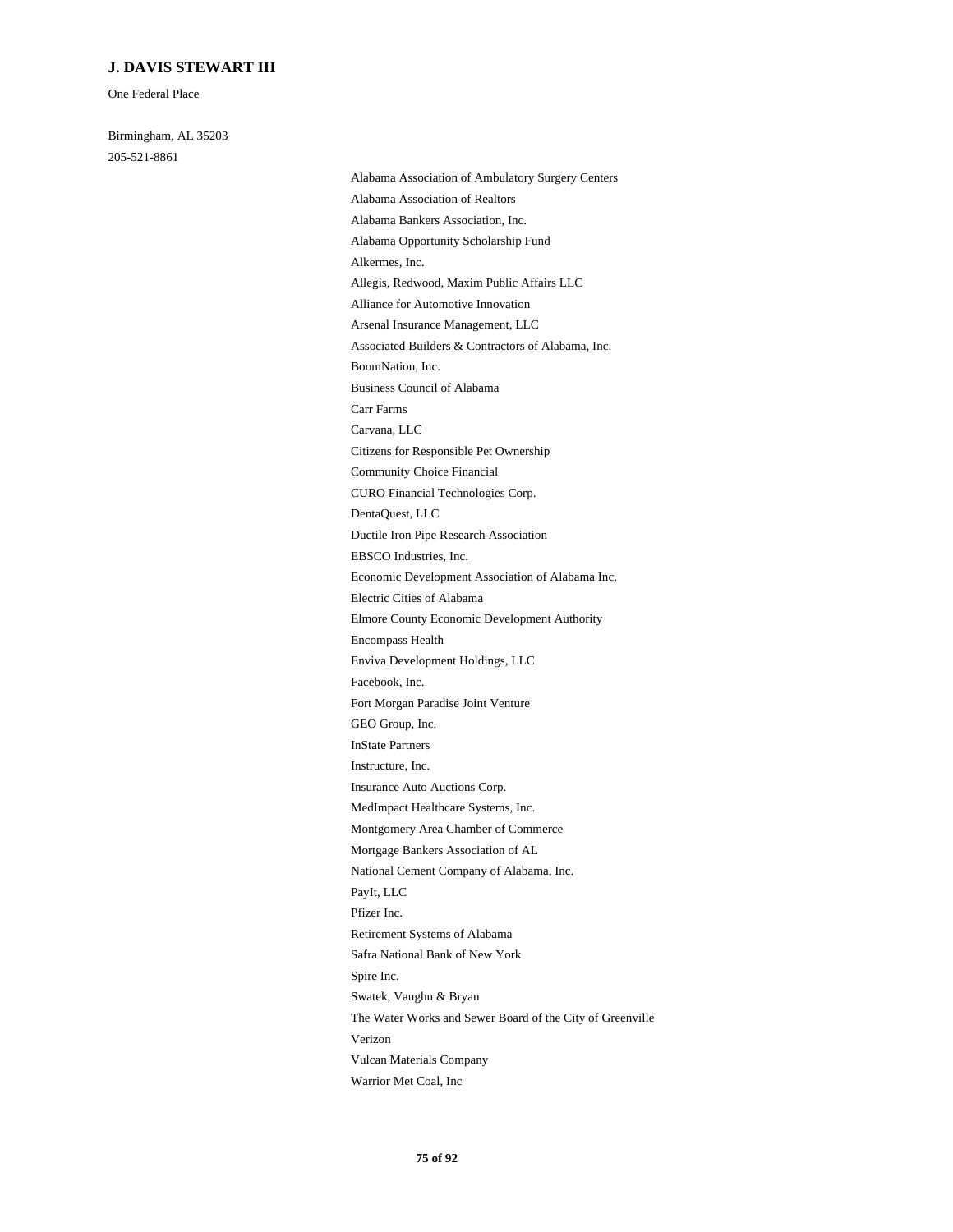### J. DAVIS STEWART III

One Federal Place

Birmingham, AL 35203

205-521-8861

Alabama Association of Ambulatory Surgery Centers

Alabama Association of Realtors

Alabama Bankers Association, Inc.

Alabama Opportunity Scholarship Fund

Alkermes, Inc.

Allegis, Redwood, Maxim Public Affairs LLC

Alliance for Automotive Innovation

Arsenal Insurance Management, LLC

Associated Builders & Contractors of Alabama, Inc.

BoomNation, Inc.

Business Council of Alabama

Carr Farms

Carvana, LLC

Citizens for Responsible Pet Ownership

Community Choice Financial

CURO Financial Technologies Corp.

DentaQuest, LLC

Ductile Iron Pipe Research Association

EBSCO Industries, Inc.

Economic Development Association of Alabama Inc.

Electric Cities of Alabama

Elmore County Economic Development Authority

Encompass Health

Enviva Development Holdings, LLC

Facebook, Inc.

Fort Morgan Paradise Joint Venture

GEO Group, Inc.

InState Partners

Instructure, Inc.

Insurance Auto Auctions Corp.

MedImpact Healthcare Systems, Inc.

Montgomery Area Chamber of Commerce

Mortgage Bankers Association of AL

National Cement Company of Alabama, Inc.

PayIt, LLC

Pfizer Inc.

Retirement Systems of Alabama

Safra National Bank of New York

Spire Inc.

Swatek, Vaughn & Bryan

The Water Works and Sewer Board of the City of Greenville

Verizon

Vulcan Materials Company

Warrior Met Coal, Inc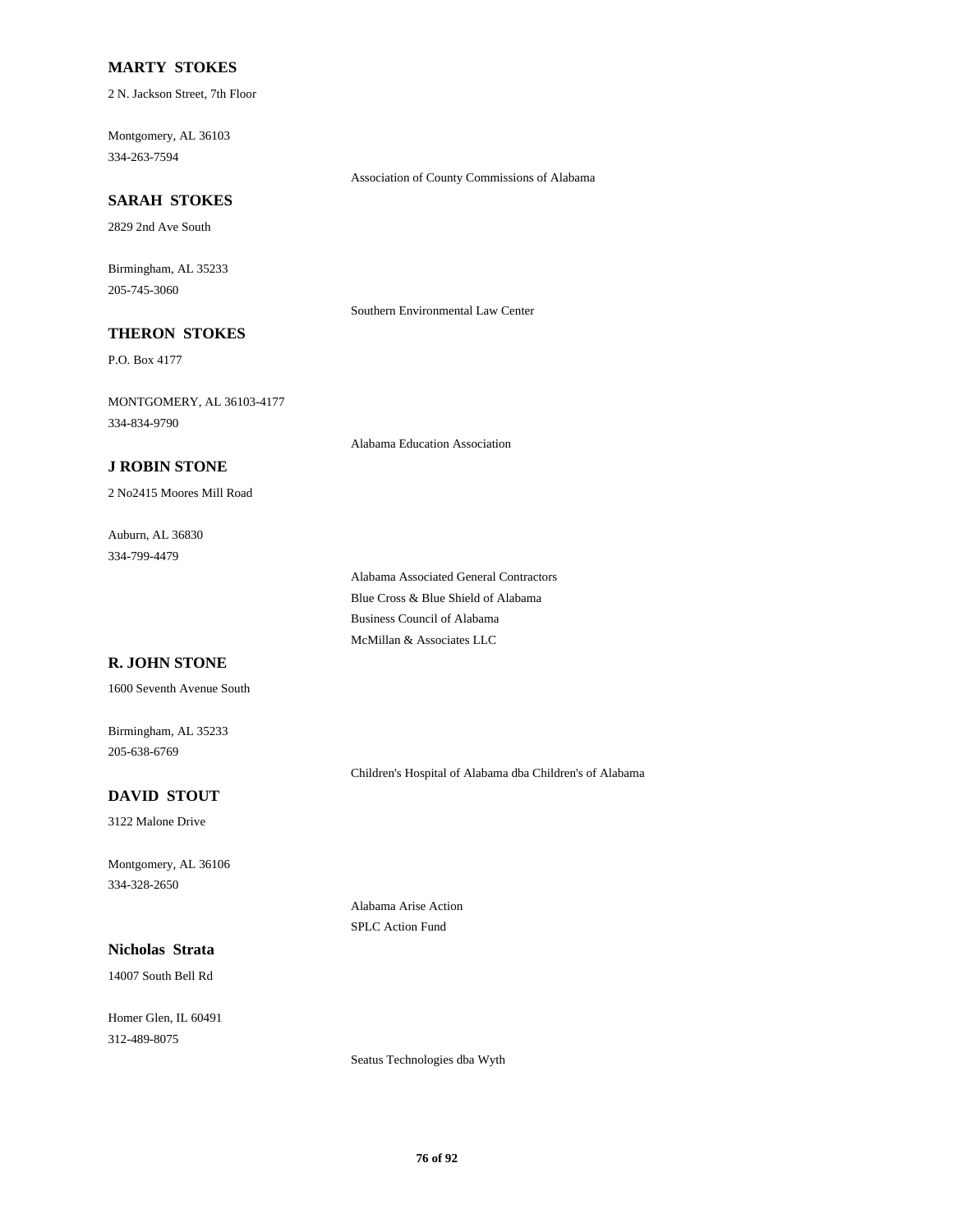**MARTY STOKES**

2 N. Jackson Street, 7th Floor

Montgomery, AL 36103
334-263-7594

Association of County Commissions of Alabama

**SARAH STOKES**

2829 2nd Ave South

Birmingham, AL 35233
205-745-3060

Southern Environmental Law Center

**THERON STOKES**

P.O. Box 4177

MONTGOMERY, AL 36103-4177
334-834-9790

Alabama Education Association

**J ROBIN STONE**

2 No2415 Moores Mill Road

Auburn, AL 36830
334-799-4479

Alabama Associated General Contractors
Blue Cross & Blue Shield of Alabama
Business Council of Alabama
McMillan & Associates LLC

**R. JOHN STONE**

1600 Seventh Avenue South

Birmingham, AL 35233
205-638-6769

Children's Hospital of Alabama dba Children's of Alabama

**DAVID STOUT**

3122 Malone Drive

Montgomery, AL 36106
334-328-2650

Alabama Arise Action
SPLC Action Fund

**Nicholas Strata**

14007 South Bell Rd

Homer Glen, IL 60491
312-489-8075

Seatus Technologies dba Wyth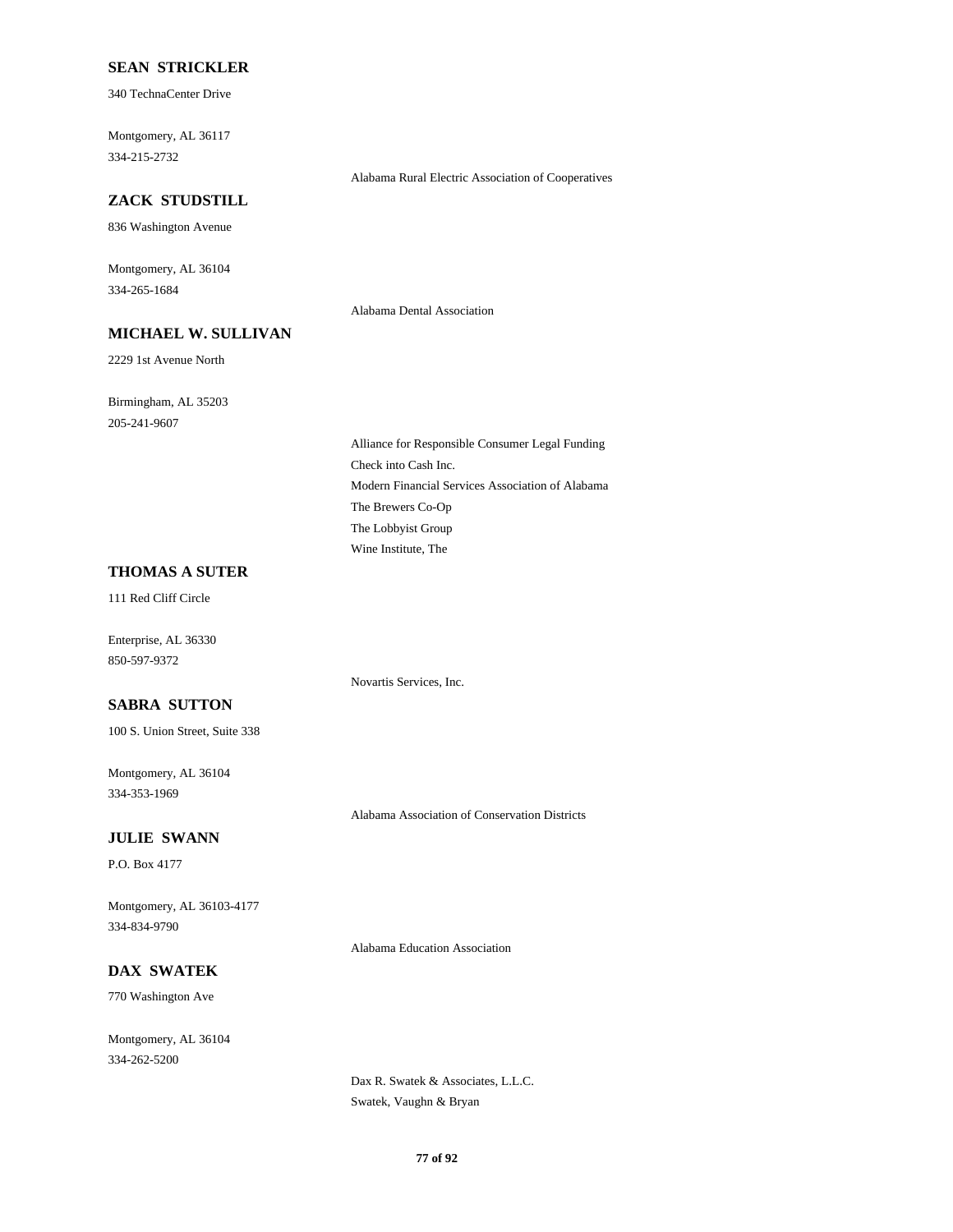**SEAN STRICKLER**

340 TechnaCenter Drive

Montgomery, AL 36117
334-215-2732

Alabama Rural Electric Association of Cooperatives

**ZACK STUDSTILL**

836 Washington Avenue

Montgomery, AL 36104
334-265-1684

Alabama Dental Association

**MICHAEL W. SULLIVAN**

2229 1st Avenue North

Birmingham, AL 35203
205-241-9607

Alliance for Responsible Consumer Legal Funding
Check into Cash Inc.
Modern Financial Services Association of Alabama
The Brewers Co-Op
The Lobbyist Group
Wine Institute, The

**THOMAS A SUTER**

111 Red Cliff Circle

Enterprise, AL 36330
850-597-9372

Novartis Services, Inc.

**SABRA SUTTON**

100 S. Union Street, Suite 338

Montgomery, AL 36104
334-353-1969

Alabama Association of Conservation Districts

**JULIE SWANN**

P.O. Box 4177

Montgomery, AL 36103-4177
334-834-9790

Alabama Education Association

**DAX SWATEK**

770 Washington Ave

Montgomery, AL 36104
334-262-5200

Dax R. Swatek & Associates, L.L.C.
Swatek, Vaughn & Bryan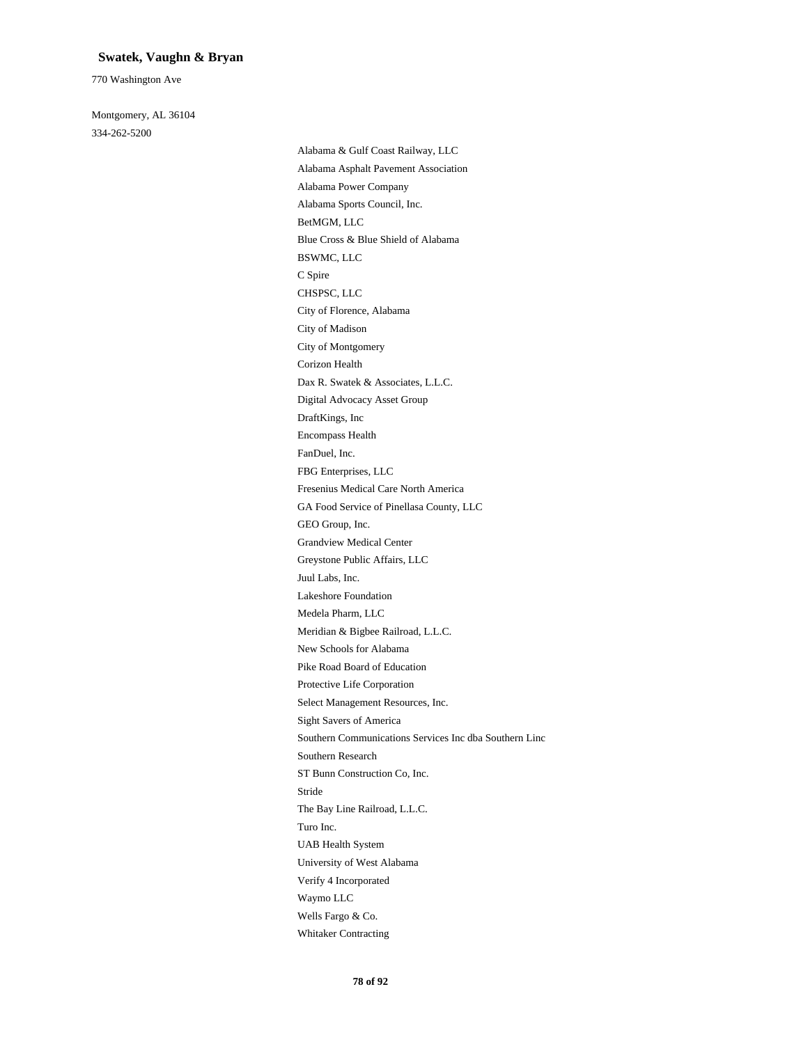**Swatek, Vaughn & Bryan**

770 Washington Ave

Montgomery, AL 36104

334-262-5200

- Alabama & Gulf Coast Railway, LLC
- Alabama Asphalt Pavement Association
- Alabama Power Company
- Alabama Sports Council, Inc.
- BetMGM, LLC
- Blue Cross & Blue Shield of Alabama
- BSWMC, LLC
- C Spire
- CHSPSC, LLC
- City of Florence, Alabama
- City of Madison
- City of Montgomery
- Corizon Health
- Dax R. Swatek & Associates, L.L.C.
- Digital Advocacy Asset Group
- DraftKings, Inc
- Encompass Health
- FanDuel, Inc.
- FBG Enterprises, LLC
- Fresenius Medical Care North America
- GA Food Service of Pinellasa County, LLC
- GEO Group, Inc.
- Grandview Medical Center
- Greystone Public Affairs, LLC
- Juul Labs, Inc.
- Lakeshore Foundation
- Medela Pharm, LLC
- Meridian & Bigbee Railroad, L.L.C.
- New Schools for Alabama
- Pike Road Board of Education
- Protective Life Corporation
- Select Management Resources, Inc.
- Sight Savers of America
- Southern Communications Services Inc dba Southern Linc
- Southern Research
- ST Bunn Construction Co, Inc.
- Stride
- The Bay Line Railroad, L.L.C.
- Turo Inc.
- UAB Health System
- University of West Alabama
- Verify 4 Incorporated
- Waymo LLC
- Wells Fargo & Co.
- Whitaker Contracting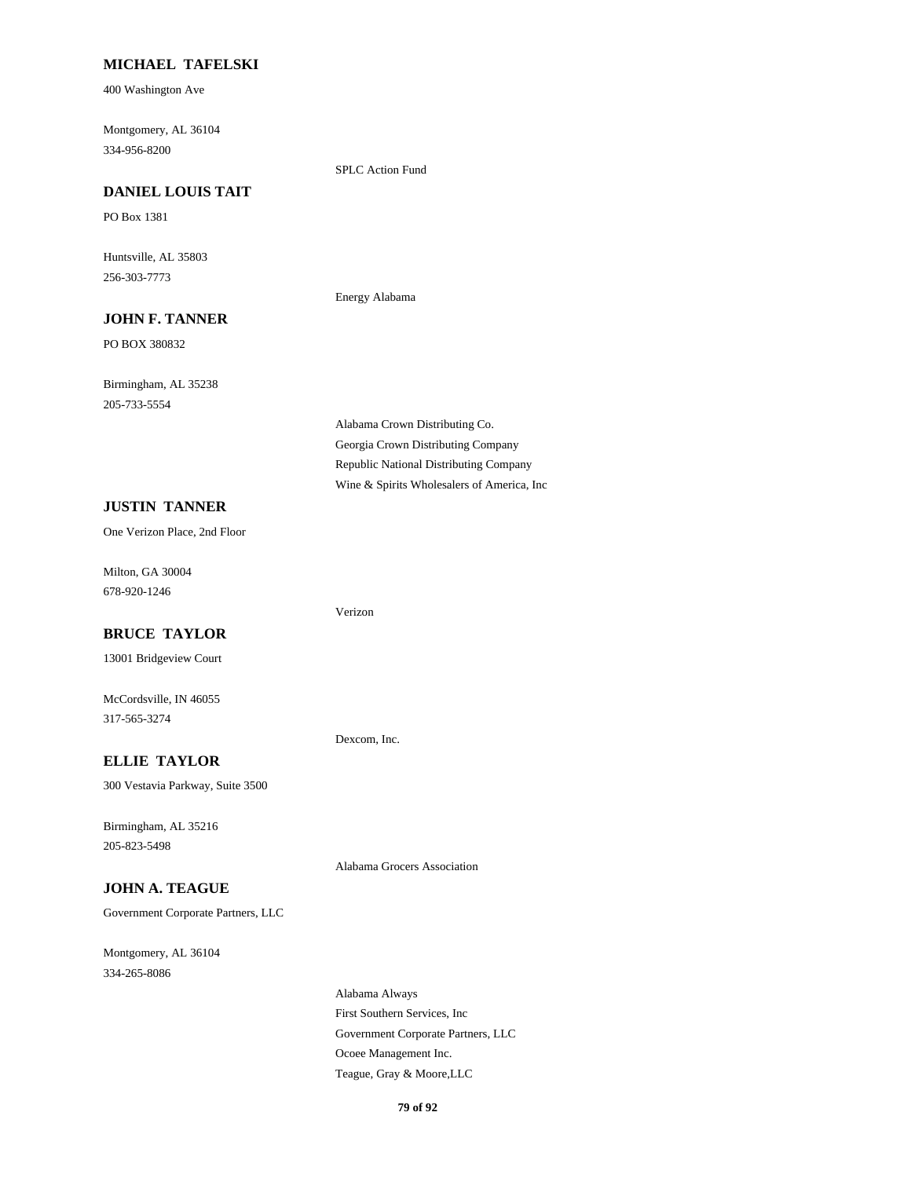**MICHAEL TAFELSKI**

400 Washington Ave

Montgomery, AL 36104
334-956-8200

SPLC Action Fund

**DANIEL LOUIS TAIT**

PO Box 1381

Huntsville, AL 35803
256-303-7773

Energy Alabama

**JOHN F. TANNER**

PO BOX 380832

Birmingham, AL 35238
205-733-5554

Alabama Crown Distributing Co.
Georgia Crown Distributing Company
Republic National Distributing Company
Wine & Spirits Wholesalers of America, Inc

**JUSTIN TANNER**

One Verizon Place, 2nd Floor

Milton, GA 30004
678-920-1246

Verizon

**BRUCE TAYLOR**

13001 Bridgeview Court

McCordsville, IN 46055
317-565-3274

Dexcom, Inc.

**ELLIE TAYLOR**

300 Vestavia Parkway, Suite 3500

Birmingham, AL 35216
205-823-5498

Alabama Grocers Association

**JOHN A. TEAGUE**

Government Corporate Partners, LLC

Montgomery, AL 36104
334-265-8086

Alabama Always
First Southern Services, Inc
Government Corporate Partners, LLC
Ocoee Management Inc.
Teague, Gray & Moore,LLC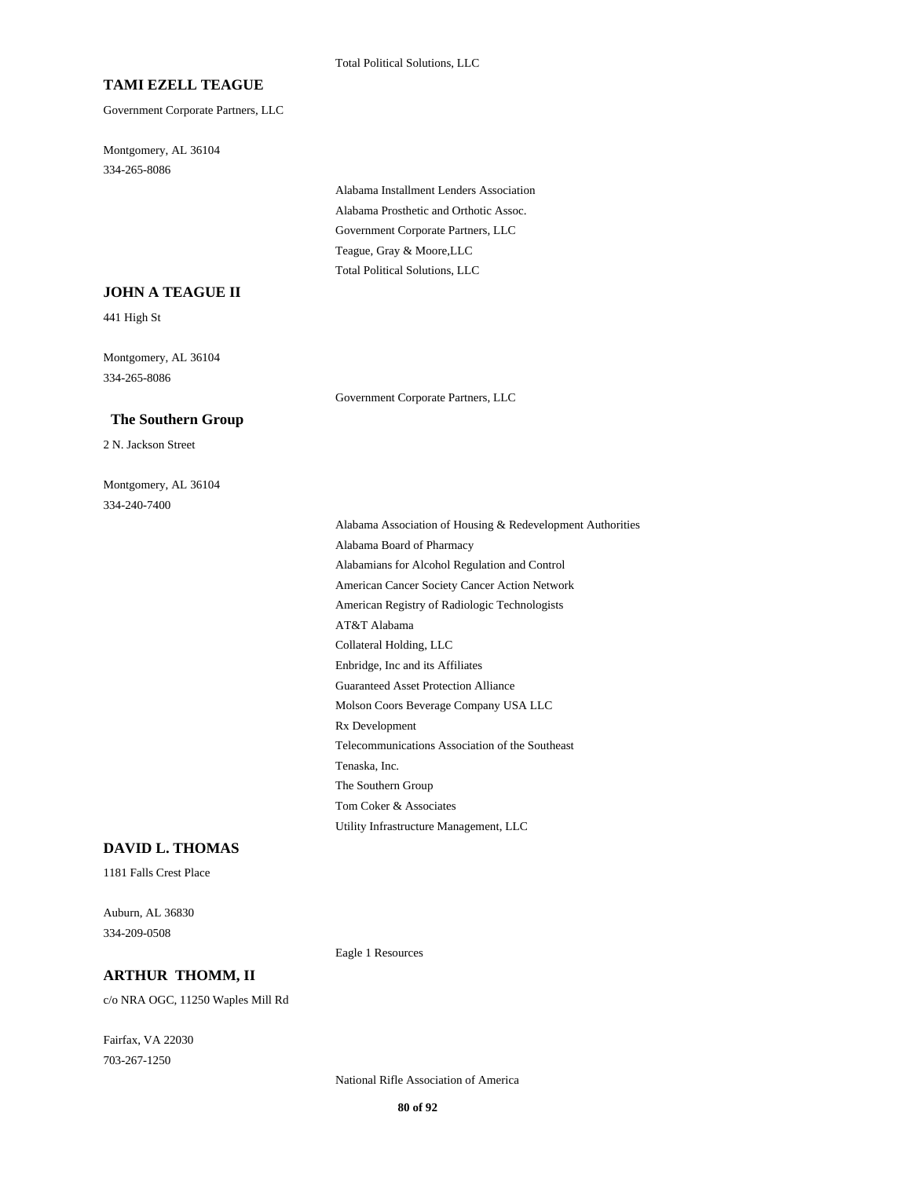Total Political Solutions, LLC

**TAMI EZELL TEAGUE**

Government Corporate Partners, LLC

Montgomery, AL 36104
334-265-8086

Alabama Installment Lenders Association
Alabama Prosthetic and Orthotic Assoc.
Government Corporate Partners, LLC
Teague, Gray & Moore,LLC
Total Political Solutions, LLC

**JOHN A TEAGUE II**

441 High St

Montgomery, AL 36104
334-265-8086

Government Corporate Partners, LLC

**The Southern Group**

2 N. Jackson Street

Montgomery, AL 36104
334-240-7400

Alabama Association of Housing & Redevelopment Authorities
Alabama Board of Pharmacy
Alabamians for Alcohol Regulation and Control
American Cancer Society Cancer Action Network
American Registry of Radiologic Technologists
AT&T Alabama
Collateral Holding, LLC
Enbridge, Inc and its Affiliates
Guaranteed Asset Protection Alliance
Molson Coors Beverage Company USA LLC
Rx Development
Telecommunications Association of the Southeast
Tenaska, Inc.
The Southern Group
Tom Coker & Associates
Utility Infrastructure Management, LLC

**DAVID L. THOMAS**

1181 Falls Crest Place

Auburn, AL 36830
334-209-0508

Eagle 1 Resources

**ARTHUR THOMM, II**

c/o NRA OGC, 11250 Waples Mill Rd

Fairfax, VA 22030
703-267-1250

National Rifle Association of America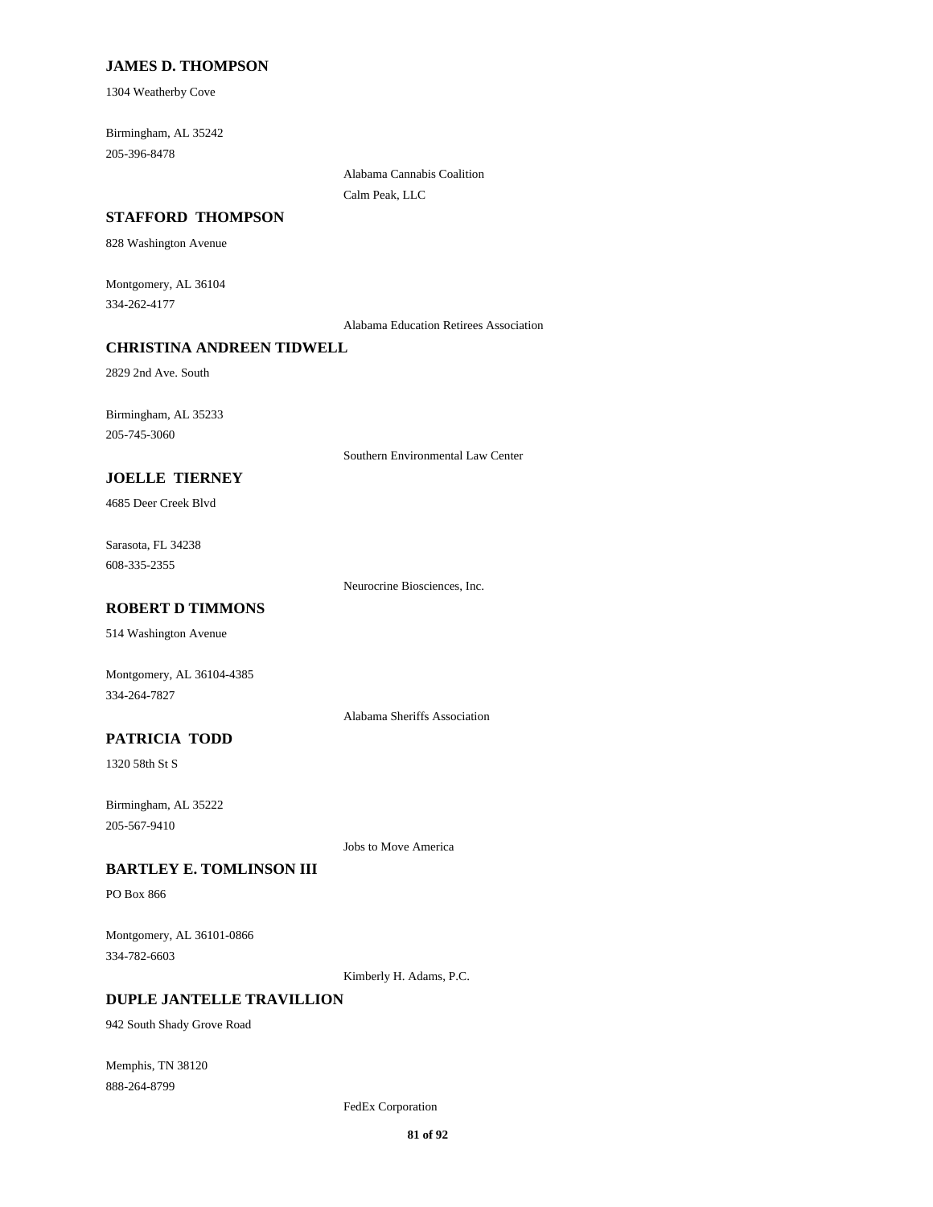**JAMES D. THOMPSON**

1304 Weatherby Cove

Birmingham, AL 35242
205-396-8478

Alabama Cannabis Coalition
Calm Peak, LLC

**STAFFORD THOMPSON**

828 Washington Avenue

Montgomery, AL 36104
334-262-4177

Alabama Education Retirees Association

**CHRISTINA ANDREEN TIDWELL**

2829 2nd Ave. South

Birmingham, AL 35233
205-745-3060

Southern Environmental Law Center

**JOELLE TIERNEY**

4685 Deer Creek Blvd

Sarasota, FL 34238
608-335-2355

Neurocrine Biosciences, Inc.

**ROBERT D TIMMONS**

514 Washington Avenue

Montgomery, AL 36104-4385
334-264-7827

Alabama Sheriffs Association

**PATRICIA TODD**

1320 58th St S

Birmingham, AL 35222
205-567-9410

Jobs to Move America

**BARTLEY E. TOMLINSON III**

PO Box 866

Montgomery, AL 36101-0866
334-782-6603

Kimberly H. Adams, P.C.

**DUPLE JANTELLE TRAVILLION**

942 South Shady Grove Road

Memphis, TN 38120
888-264-8799

FedEx Corporation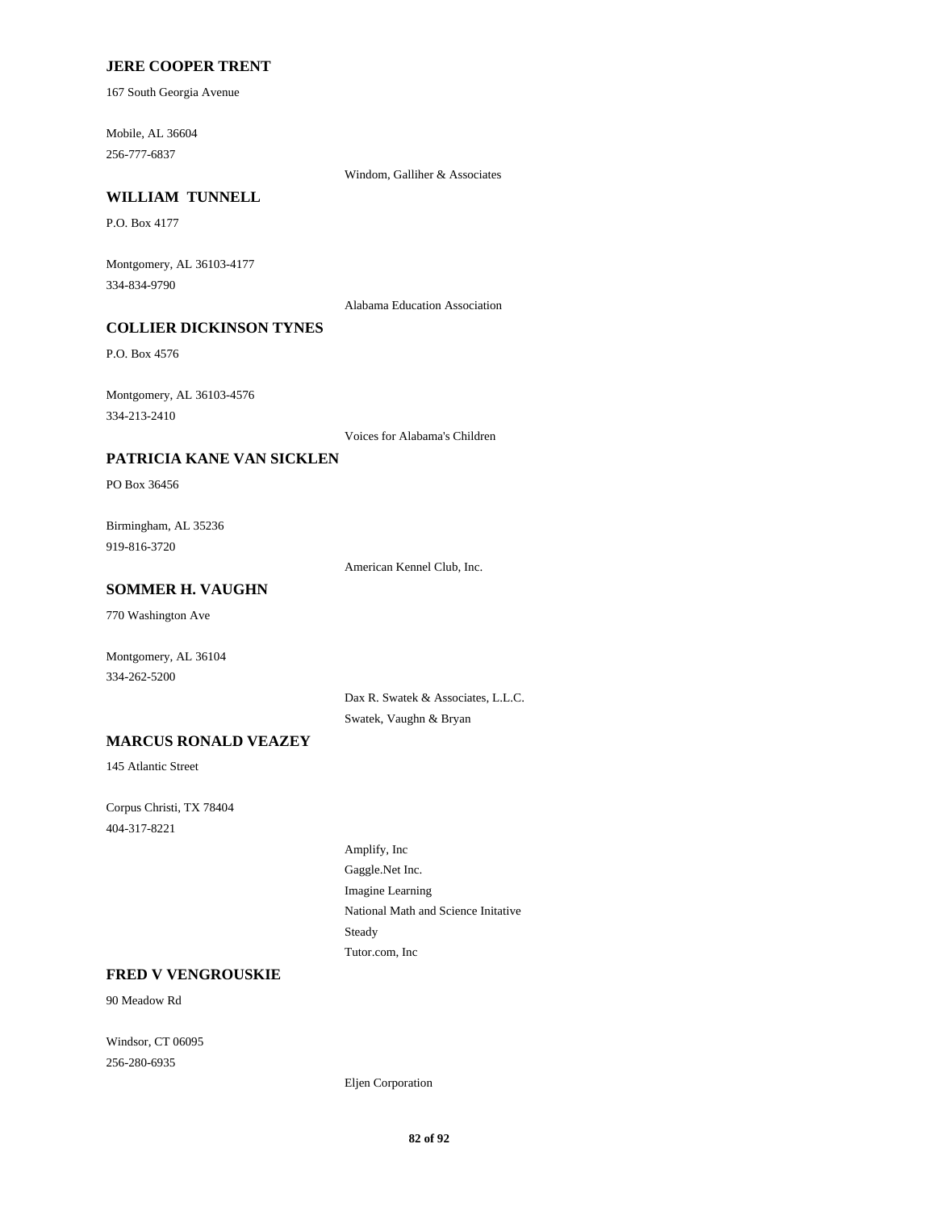**JERE COOPER TRENT**

167 South Georgia Avenue

Mobile, AL 36604
256-777-6837

Windom, Galliher & Associates

**WILLIAM TUNNELL**

P.O. Box 4177

Montgomery, AL 36103-4177
334-834-9790

Alabama Education Association

**COLLIER DICKINSON TYNES**

P.O. Box 4576

Montgomery, AL 36103-4576
334-213-2410

Voices for Alabama's Children

**PATRICIA KANE VAN SICKLEN**

PO Box 36456

Birmingham, AL 35236
919-816-3720

American Kennel Club, Inc.

**SOMMER H. VAUGHN**

770 Washington Ave

Montgomery, AL 36104
334-262-5200

Dax R. Swatek & Associates, L.L.C.
Swatek, Vaughn & Bryan

**MARCUS RONALD VEAZEY**

145 Atlantic Street

Corpus Christi, TX 78404
404-317-8221

Amplify, Inc
Gaggle.Net Inc.
Imagine Learning
National Math and Science Initative
Steady
Tutor.com, Inc

**FRED V VENGROUSKIE**

90 Meadow Rd

Windsor, CT 06095
256-280-6935

Eljen Corporation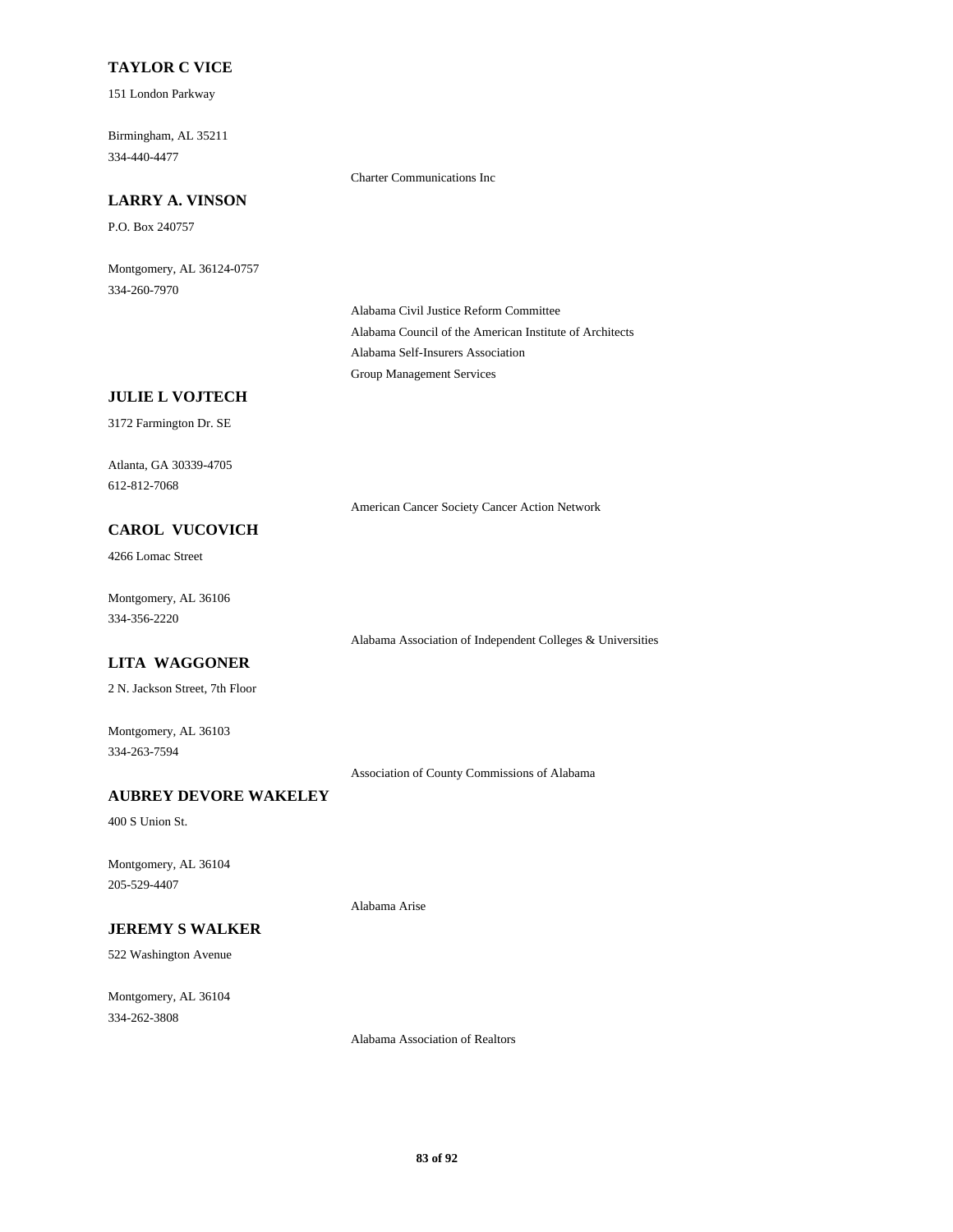**TAYLOR C VICE**

151 London Parkway

Birmingham, AL 35211
334-440-4477

Charter Communications Inc

**LARRY A. VINSON**

P.O. Box 240757

Montgomery, AL 36124-0757
334-260-7970

Alabama Civil Justice Reform Committee
Alabama Council of the American Institute of Architects
Alabama Self-Insurers Association
Group Management Services

**JULIE L VOJTECH**

3172 Farmington Dr. SE

Atlanta, GA 30339-4705
612-812-7068

American Cancer Society Cancer Action Network

**CAROL VUCOVICH**

4266 Lomac Street

Montgomery, AL 36106
334-356-2220

Alabama Association of Independent Colleges & Universities

**LITA WAGGONER**

2 N. Jackson Street, 7th Floor

Montgomery, AL 36103
334-263-7594

Association of County Commissions of Alabama

**AUBREY DEVORE WAKELEY**

400 S Union St.

Montgomery, AL 36104
205-529-4407

Alabama Arise

**JEREMY S WALKER**

522 Washington Avenue

Montgomery, AL 36104
334-262-3808

Alabama Association of Realtors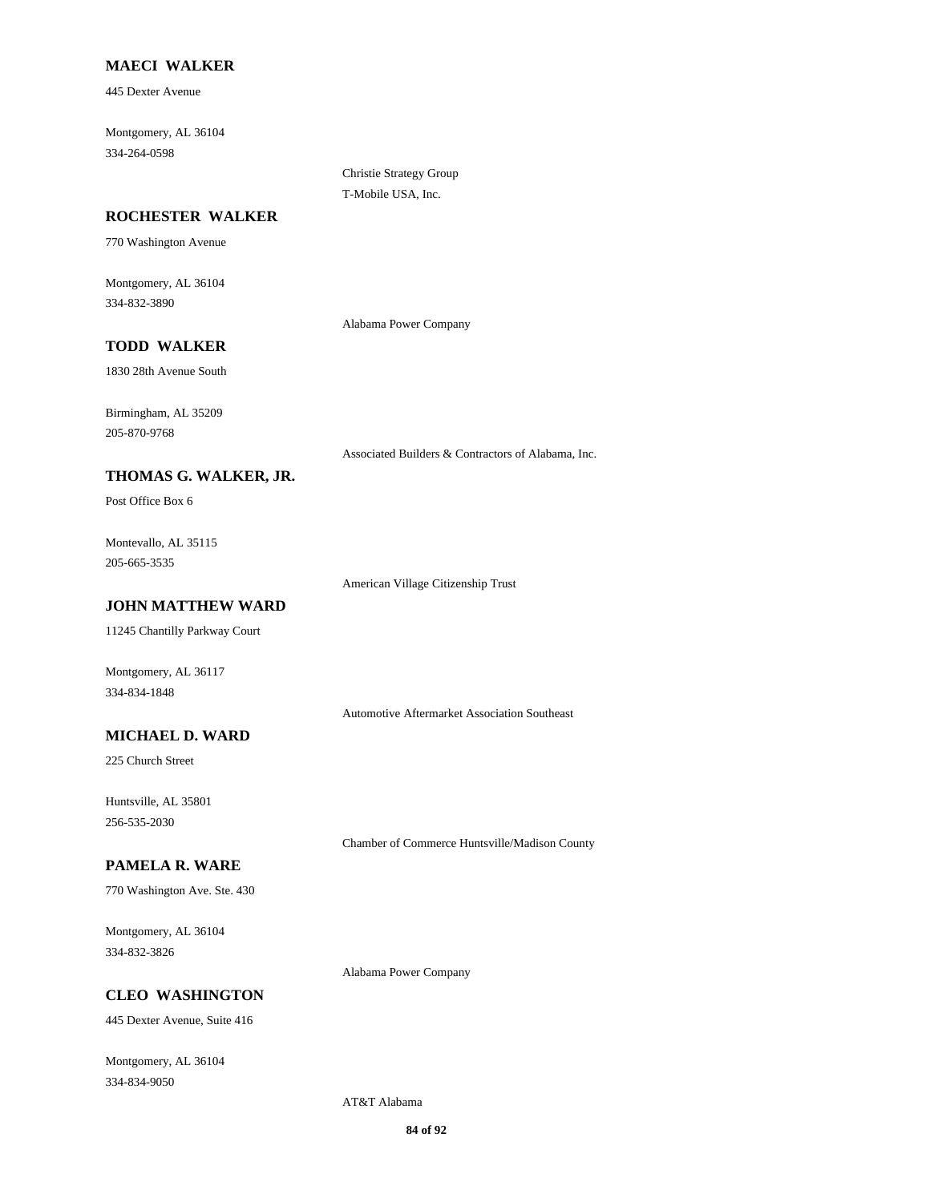**MAECI WALKER**

445 Dexter Avenue

Montgomery, AL 36104
334-264-0598

Christie Strategy Group
T-Mobile USA, Inc.

**ROCHESTER WALKER**

770 Washington Avenue

Montgomery, AL 36104
334-832-3890

Alabama Power Company

**TODD WALKER**

1830 28th Avenue South

Birmingham, AL 35209
205-870-9768

Associated Builders & Contractors of Alabama, Inc.

**THOMAS G. WALKER, JR.**

Post Office Box 6

Montevallo, AL 35115
205-665-3535

American Village Citizenship Trust

**JOHN MATTHEW WARD**

11245 Chantilly Parkway Court

Montgomery, AL 36117
334-834-1848

Automotive Aftermarket Association Southeast

**MICHAEL D. WARD**

225 Church Street

Huntsville, AL 35801
256-535-2030

Chamber of Commerce Huntsville/Madison County

**PAMELA R. WARE**

770 Washington Ave. Ste. 430

Montgomery, AL 36104
334-832-3826

Alabama Power Company

**CLEO WASHINGTON**

445 Dexter Avenue, Suite 416

Montgomery, AL 36104
334-834-9050

AT&T Alabama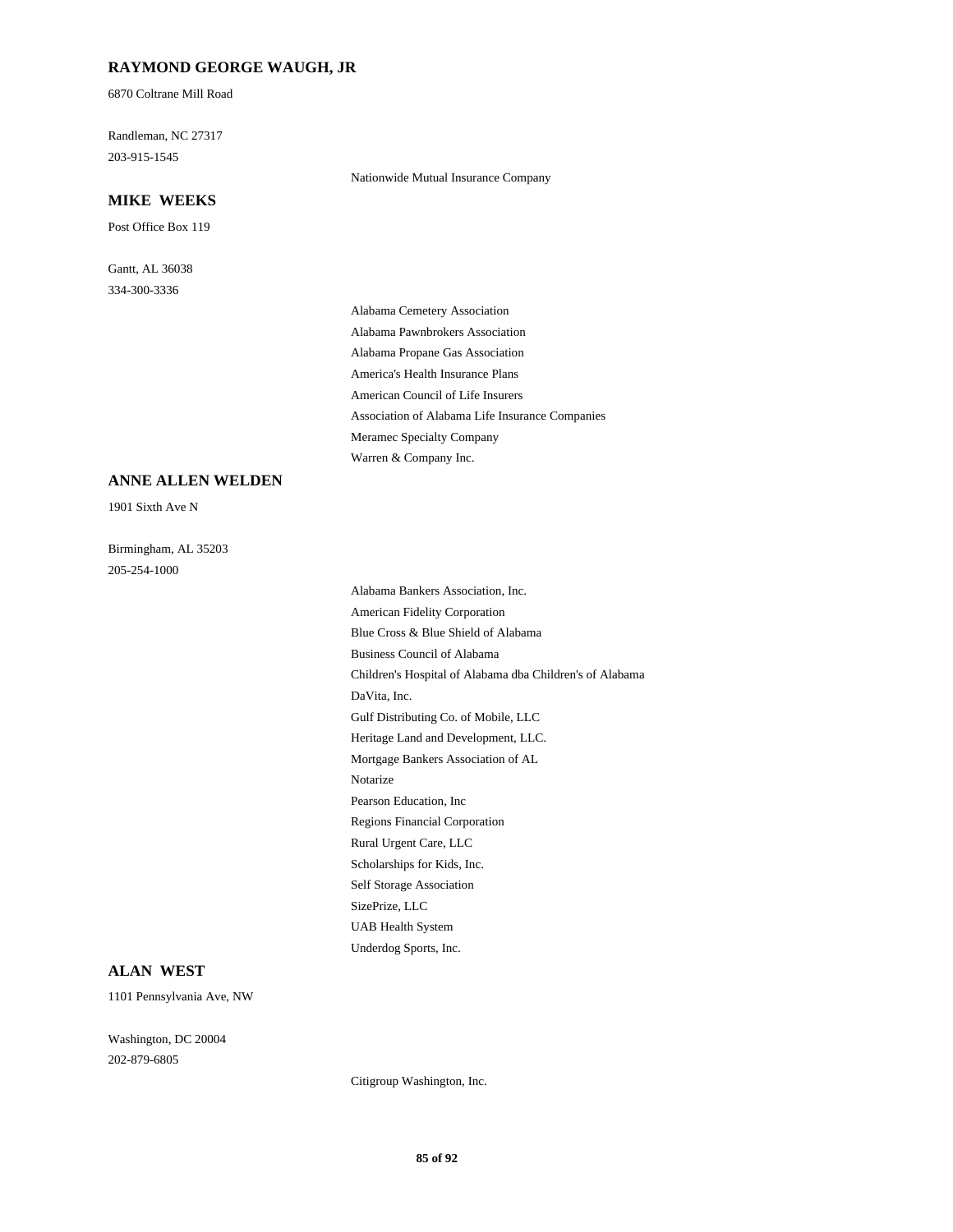### RAYMOND GEORGE WAUGH, JR

6870 Coltrane Mill Road

Randleman, NC 27317
203-915-1545

Nationwide Mutual Insurance Company

### MIKE WEEKS

Post Office Box 119

Gantt, AL 36038
334-300-3336

Alabama Cemetery Association
Alabama Pawnbrokers Association
Alabama Propane Gas Association
America's Health Insurance Plans
American Council of Life Insurers
Association of Alabama Life Insurance Companies
Meramec Specialty Company
Warren & Company Inc.

### ANNE ALLEN WELDEN

1901 Sixth Ave N

Birmingham, AL 35203
205-254-1000

Alabama Bankers Association, Inc.
American Fidelity Corporation
Blue Cross & Blue Shield of Alabama
Business Council of Alabama
Children's Hospital of Alabama dba Children's of Alabama
DaVita, Inc.
Gulf Distributing Co. of Mobile, LLC
Heritage Land and Development, LLC.
Mortgage Bankers Association of AL
Notarize
Pearson Education, Inc
Regions Financial Corporation
Rural Urgent Care, LLC
Scholarships for Kids, Inc.
Self Storage Association
SizePrize, LLC
UAB Health System
Underdog Sports, Inc.

### ALAN WEST

1101 Pennsylvania Ave, NW

Washington, DC 20004
202-879-6805

Citigroup Washington, Inc.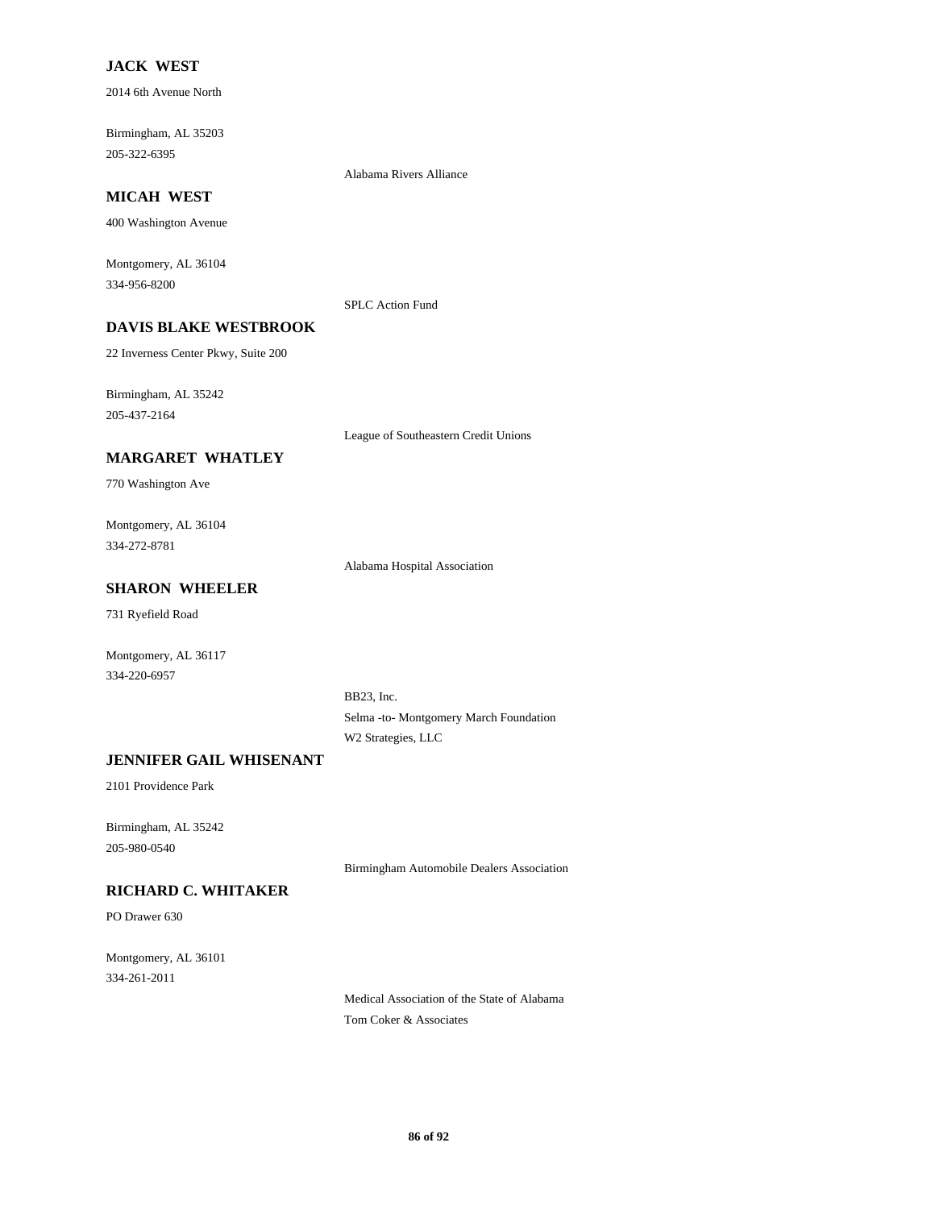**JACK WEST**

2014 6th Avenue North

Birmingham, AL 35203
205-322-6395

Alabama Rivers Alliance

**MICAH WEST**

400 Washington Avenue

Montgomery, AL 36104
334-956-8200

SPLC Action Fund

**DAVIS BLAKE WESTBROOK**

22 Inverness Center Pkwy, Suite 200

Birmingham, AL 35242
205-437-2164

League of Southeastern Credit Unions

**MARGARET WHATLEY**

770 Washington Ave

Montgomery, AL 36104
334-272-8781

Alabama Hospital Association

**SHARON WHEELER**

731 Ryefield Road

Montgomery, AL 36117
334-220-6957

BB23, Inc.
Selma -to- Montgomery March Foundation
W2 Strategies, LLC

**JENNIFER GAIL WHISENANT**

2101 Providence Park

Birmingham, AL 35242
205-980-0540

Birmingham Automobile Dealers Association

**RICHARD C. WHITAKER**

PO Drawer 630

Montgomery, AL 36101
334-261-2011

Medical Association of the State of Alabama
Tom Coker & Associates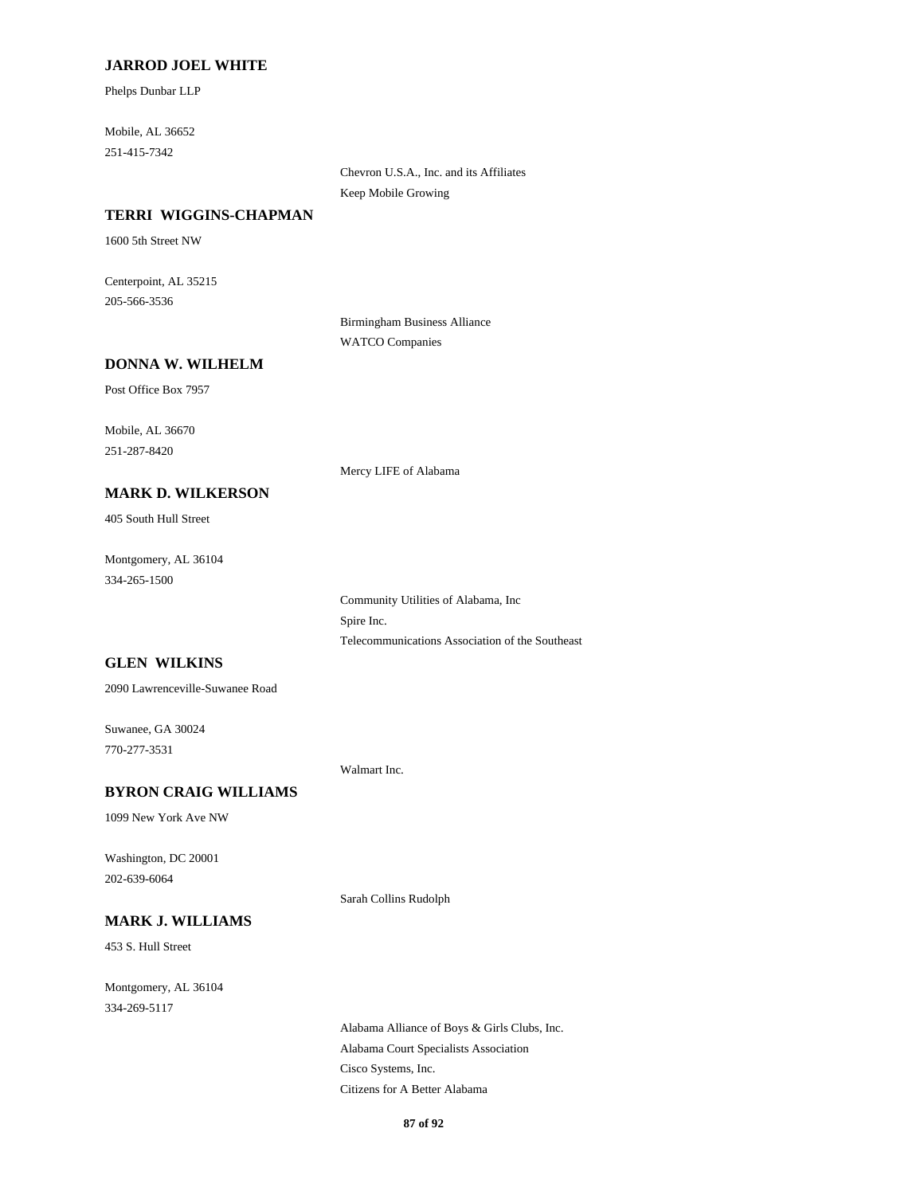**JARROD JOEL WHITE**

Phelps Dunbar LLP

Mobile, AL 36652
251-415-7342

Chevron U.S.A., Inc. and its Affiliates
Keep Mobile Growing

**TERRI WIGGINS-CHAPMAN**

1600 5th Street NW

Centerpoint, AL 35215
205-566-3536

Birmingham Business Alliance
WATCO Companies

**DONNA W. WILHELM**

Post Office Box 7957

Mobile, AL 36670
251-287-8420

Mercy LIFE of Alabama

**MARK D. WILKERSON**

405 South Hull Street

Montgomery, AL 36104
334-265-1500

Community Utilities of Alabama, Inc
Spire Inc.
Telecommunications Association of the Southeast

**GLEN WILKINS**

2090 Lawrenceville-Suwanee Road

Suwanee, GA 30024
770-277-3531

Walmart Inc.

**BYRON CRAIG WILLIAMS**

1099 New York Ave NW

Washington, DC 20001
202-639-6064

Sarah Collins Rudolph

**MARK J. WILLIAMS**

453 S. Hull Street

Montgomery, AL 36104
334-269-5117

Alabama Alliance of Boys & Girls Clubs, Inc.
Alabama Court Specialists Association
Cisco Systems, Inc.
Citizens for A Better Alabama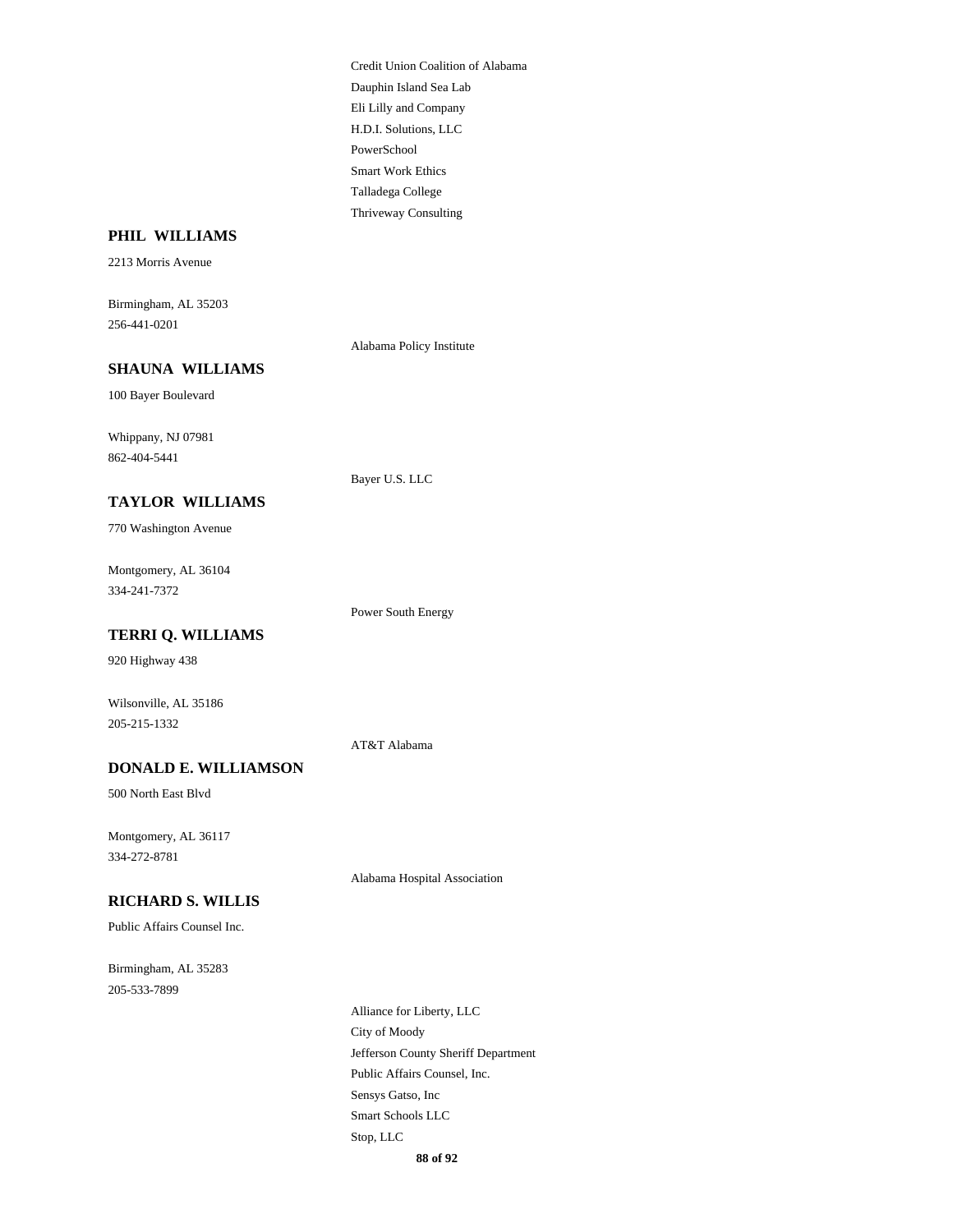Credit Union Coalition of Alabama
Dauphin Island Sea Lab
Eli Lilly and Company
H.D.I. Solutions, LLC
PowerSchool
Smart Work Ethics
Talladega College
Thriveway Consulting

**PHIL WILLIAMS**

2213 Morris Avenue

Birmingham, AL 35203
256-441-0201

Alabama Policy Institute

**SHAUNA WILLIAMS**

100 Bayer Boulevard

Whippany, NJ 07981
862-404-5441

Bayer U.S. LLC

**TAYLOR WILLIAMS**

770 Washington Avenue

Montgomery, AL 36104
334-241-7372

Power South Energy

**TERRI Q. WILLIAMS**

920 Highway 438

Wilsonville, AL 35186
205-215-1332

AT&T Alabama

**DONALD E. WILLIAMSON**

500 North East Blvd

Montgomery, AL 36117
334-272-8781

Alabama Hospital Association

**RICHARD S. WILLIS**

Public Affairs Counsel Inc.

Birmingham, AL 35283
205-533-7899

Alliance for Liberty, LLC
City of Moody
Jefferson County Sheriff Department
Public Affairs Counsel, Inc.
Sensys Gatso, Inc
Smart Schools LLC
Stop, LLC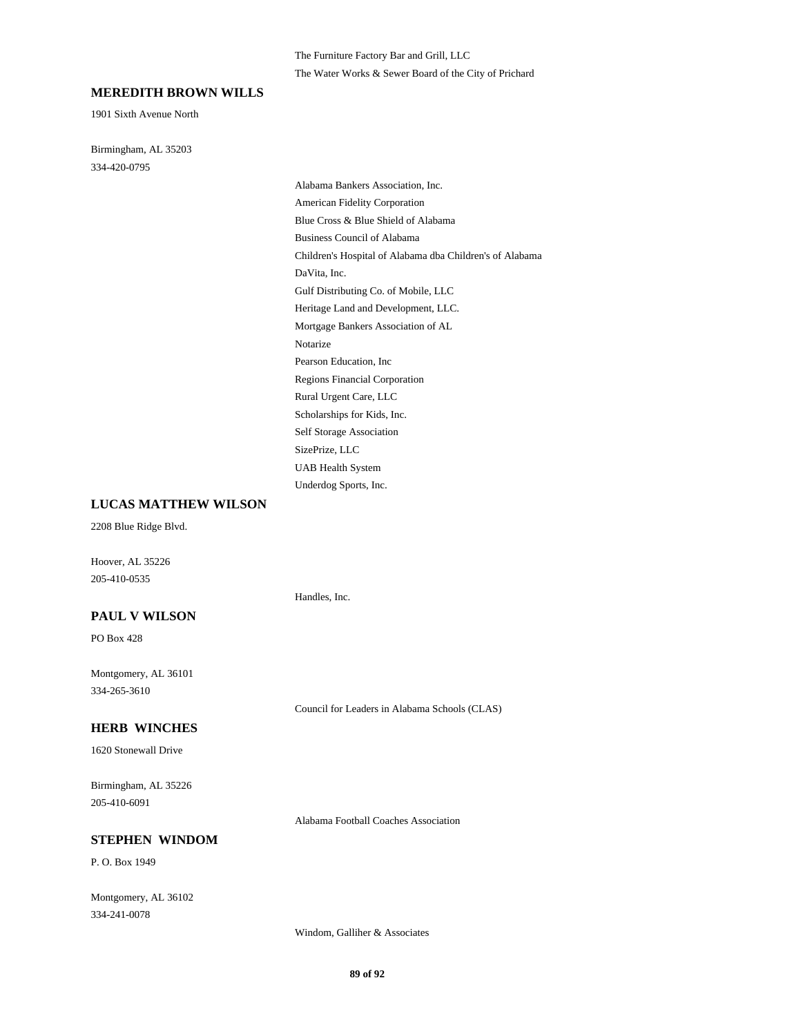The Furniture Factory Bar and Grill, LLC

The Water Works & Sewer Board of the City of Prichard

### MEREDITH BROWN WILLS

1901 Sixth Avenue North

Birmingham, AL 35203

334-420-0795

- Alabama Bankers Association, Inc.
- American Fidelity Corporation
- Blue Cross & Blue Shield of Alabama
- Business Council of Alabama
- Children's Hospital of Alabama dba Children's of Alabama
- DaVita, Inc.
- Gulf Distributing Co. of Mobile, LLC
- Heritage Land and Development, LLC.
- Mortgage Bankers Association of AL
- Notarize
- Pearson Education, Inc
- Regions Financial Corporation
- Rural Urgent Care, LLC
- Scholarships for Kids, Inc.
- Self Storage Association
- SizePrize, LLC
- UAB Health System
- Underdog Sports, Inc.

### LUCAS MATTHEW WILSON

2208 Blue Ridge Blvd.

Hoover, AL 35226

205-410-0535

- Handles, Inc.

### PAUL V WILSON

PO Box 428

Montgomery, AL 36101

334-265-3610

- Council for Leaders in Alabama Schools (CLAS)

### HERB WINCHES

1620 Stonewall Drive

Birmingham, AL 35226

205-410-6091

- Alabama Football Coaches Association

### STEPHEN WINDOM

P. O. Box 1949

Montgomery, AL 36102

334-241-0078

- Windom, Galliher & Associates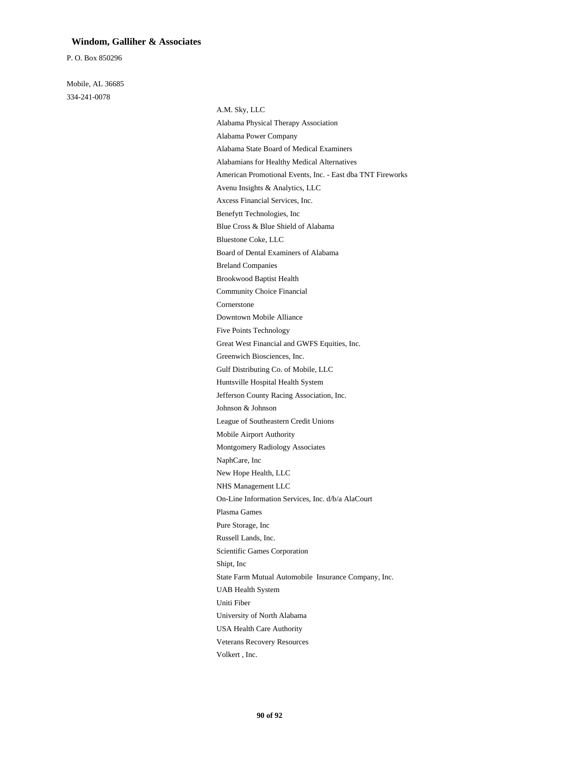**Windom, Galliher & Associates**

P. O. Box 850296

Mobile, AL 36685

334-241-0078

- A.M. Sky, LLC
- Alabama Physical Therapy Association
- Alabama Power Company
- Alabama State Board of Medical Examiners
- Alabamians for Healthy Medical Alternatives
- American Promotional Events, Inc. - East dba TNT Fireworks
- Avenu Insights & Analytics, LLC
- Axcess Financial Services, Inc.
- Benefytt Technologies, Inc
- Blue Cross & Blue Shield of Alabama
- Bluestone Coke, LLC
- Board of Dental Examiners of Alabama
- Breland Companies
- Brookwood Baptist Health
- Community Choice Financial
- Cornerstone
- Downtown Mobile Alliance
- Five Points Technology
- Great West Financial and GWFS Equities, Inc.
- Greenwich Biosciences, Inc.
- Gulf Distributing Co. of Mobile, LLC
- Huntsville Hospital Health System
- Jefferson County Racing Association, Inc.
- Johnson & Johnson
- League of Southeastern Credit Unions
- Mobile Airport Authority
- Montgomery Radiology Associates
- NaphCare, Inc
- New Hope Health, LLC
- NHS Management LLC
- On-Line Information Services, Inc. d/b/a AlaCourt
- Plasma Games
- Pure Storage, Inc
- Russell Lands, Inc.
- Scientific Games Corporation
- Shipt, Inc
- State Farm Mutual Automobile Insurance Company, Inc.
- UAB Health System
- Uniti Fiber
- University of North Alabama
- USA Health Care Authority
- Veterans Recovery Resources
- Volkert , Inc.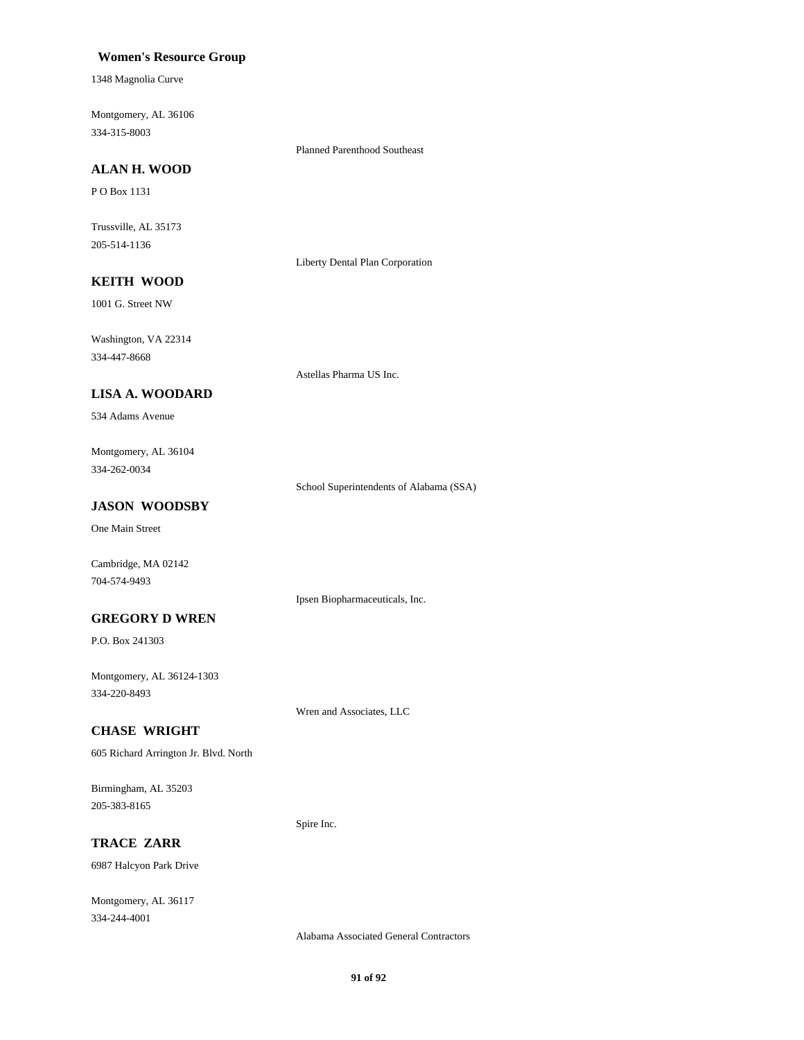**Women's Resource Group**

1348 Magnolia Curve

Montgomery, AL 36106
334-315-8003

Planned Parenthood Southeast

**ALAN H. WOOD**

P O Box 1131

Trussville, AL 35173
205-514-1136

Liberty Dental Plan Corporation

**KEITH WOOD**

1001 G. Street NW

Washington, VA 22314
334-447-8668

Astellas Pharma US Inc.

**LISA A. WOODARD**

534 Adams Avenue

Montgomery, AL 36104
334-262-0034

School Superintendents of Alabama (SSA)

**JASON WOODSBY**

One Main Street

Cambridge, MA 02142
704-574-9493

Ipsen Biopharmaceuticals, Inc.

**GREGORY D WREN**

P.O. Box 241303

Montgomery, AL 36124-1303
334-220-8493

Wren and Associates, LLC

**CHASE WRIGHT**

605 Richard Arrington Jr. Blvd. North

Birmingham, AL 35203
205-383-8165

Spire Inc.

**TRACE ZARR**

6987 Halcyon Park Drive

Montgomery, AL 36117
334-244-4001

Alabama Associated General Contractors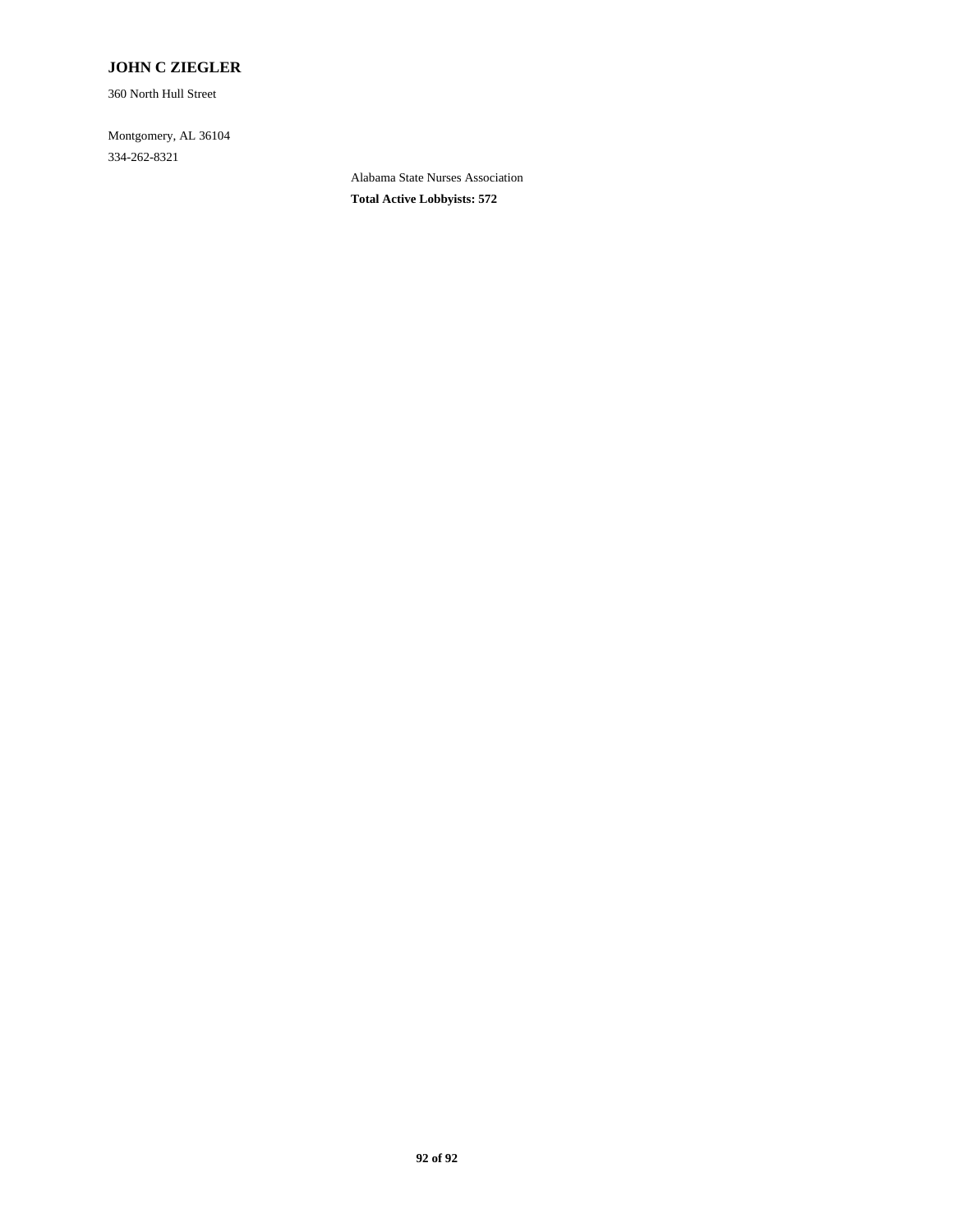**JOHN C ZIEGLER**

360 North Hull Street

Montgomery, AL 36104

334-262-8321

Alabama State Nurses Association

**Total Active Lobbyists: 572**